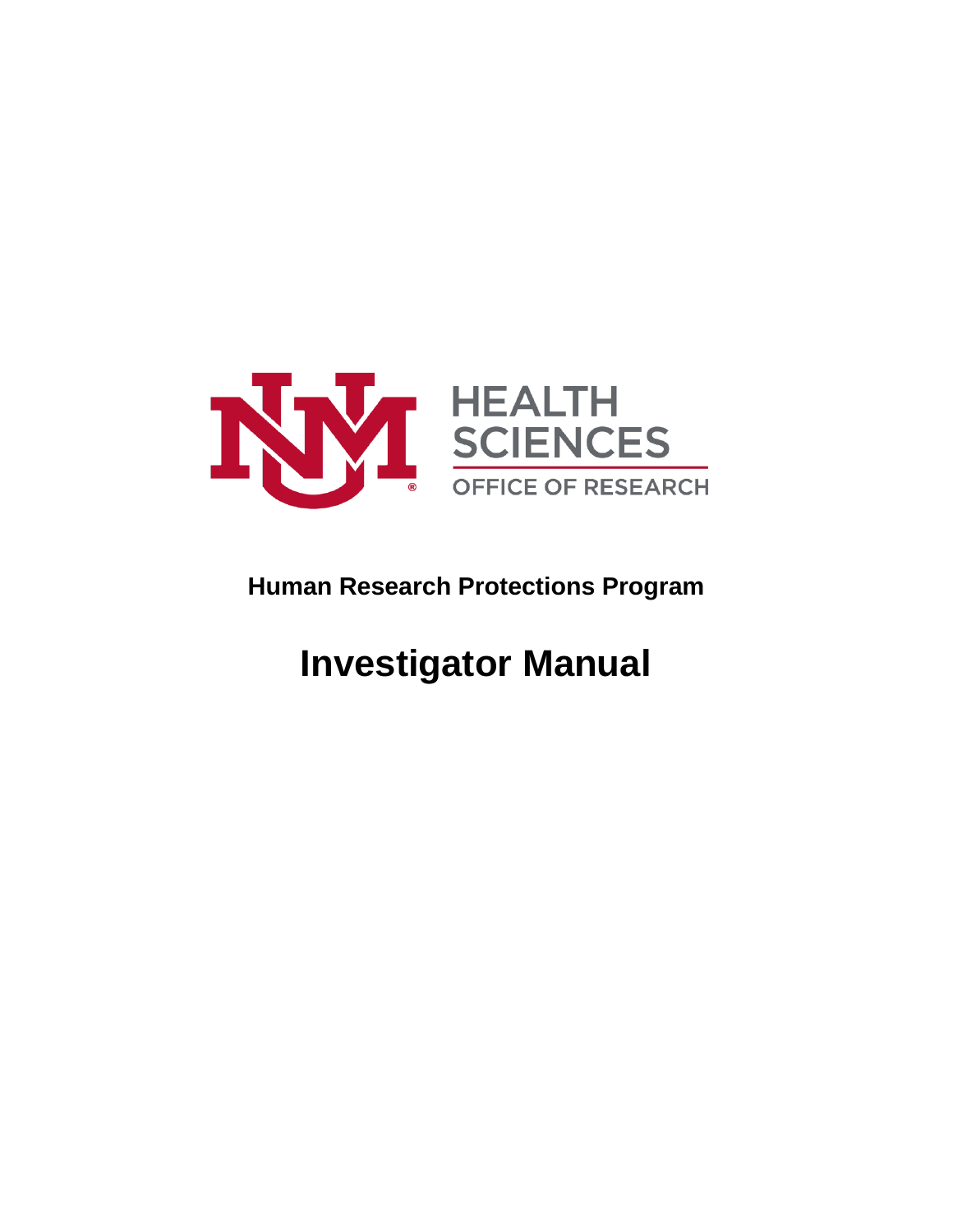HEALTH SCIENCES

OFFICE OF RESEARCH

**Human Research Protections Program**

# Investigator Manual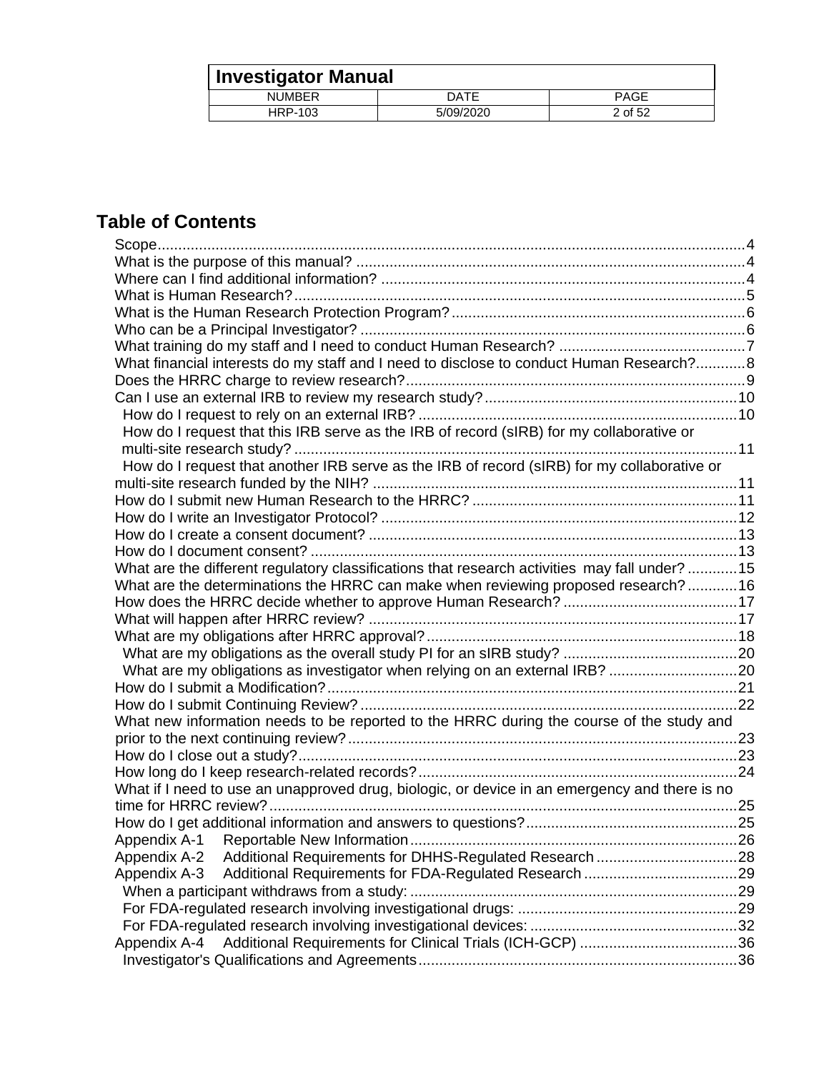## Table of Contents

- Scope ..... 4
- What is the purpose of this manual? ..... 4
- Where can I find additional information? ..... 4
- What is Human Research? ..... 5
- What is the Human Research Protection Program? ..... 6
- Who can be a Principal Investigator? ..... 6
- What training do my staff and I need to conduct Human Research? ..... 7
- What financial interests do my staff and I need to disclose to conduct Human Research? ..... 8
- Does the HRRC charge to review research? ..... 9
- Can I use an external IRB to review my research study? ..... 10
  - How do I request to rely on an external IRB? ..... 10
  - How do I request that this IRB serve as the IRB of record (sIRB) for my collaborative or multi-site research study? ..... 11
  - How do I request that another IRB serve as the IRB of record (sIRB) for my collaborative or multi-site research funded by the NIH? ..... 11
- How do I submit new Human Research to the HRRC? ..... 11
- How do I write an Investigator Protocol? ..... 12
- How do I create a consent document? ..... 13
- How do I document consent? ..... 13
- What are the different regulatory classifications that research activities may fall under? ..... 15
- What are the determinations the HRRC can make when reviewing proposed research? ..... 16
- How does the HRRC decide whether to approve Human Research? ..... 17
- What will happen after HRRC review? ..... 17
- What are my obligations after HRRC approval? ..... 18
  - What are my obligations as the overall study PI for an sIRB study? ..... 20
  - What are my obligations as investigator when relying on an external IRB? ..... 20
- How do I submit a Modification? ..... 21
- How do I submit Continuing Review? ..... 22
- What new information needs to be reported to the HRRC during the course of the study and prior to the next continuing review? ..... 23
- How do I close out a study? ..... 23
- How long do I keep research-related records? ..... 24
- What if I need to use an unapproved drug, biologic, or device in an emergency and there is no time for HRRC review? ..... 25
- How do I get additional information and answers to questions? ..... 25
- Appendix A-1 Reportable New Information ..... 26
- Appendix A-2 Additional Requirements for DHHS-Regulated Research ..... 28
- Appendix A-3 Additional Requirements for FDA-Regulated Research ..... 29
  - When a participant withdraws from a study: ..... 29
  - For FDA-regulated research involving investigational drugs: ..... 29
  - For FDA-regulated research involving investigational devices: ..... 32
- Appendix A-4 Additional Requirements for Clinical Trials (ICH-GCP) ..... 36
  - Investigator's Qualifications and Agreements ..... 36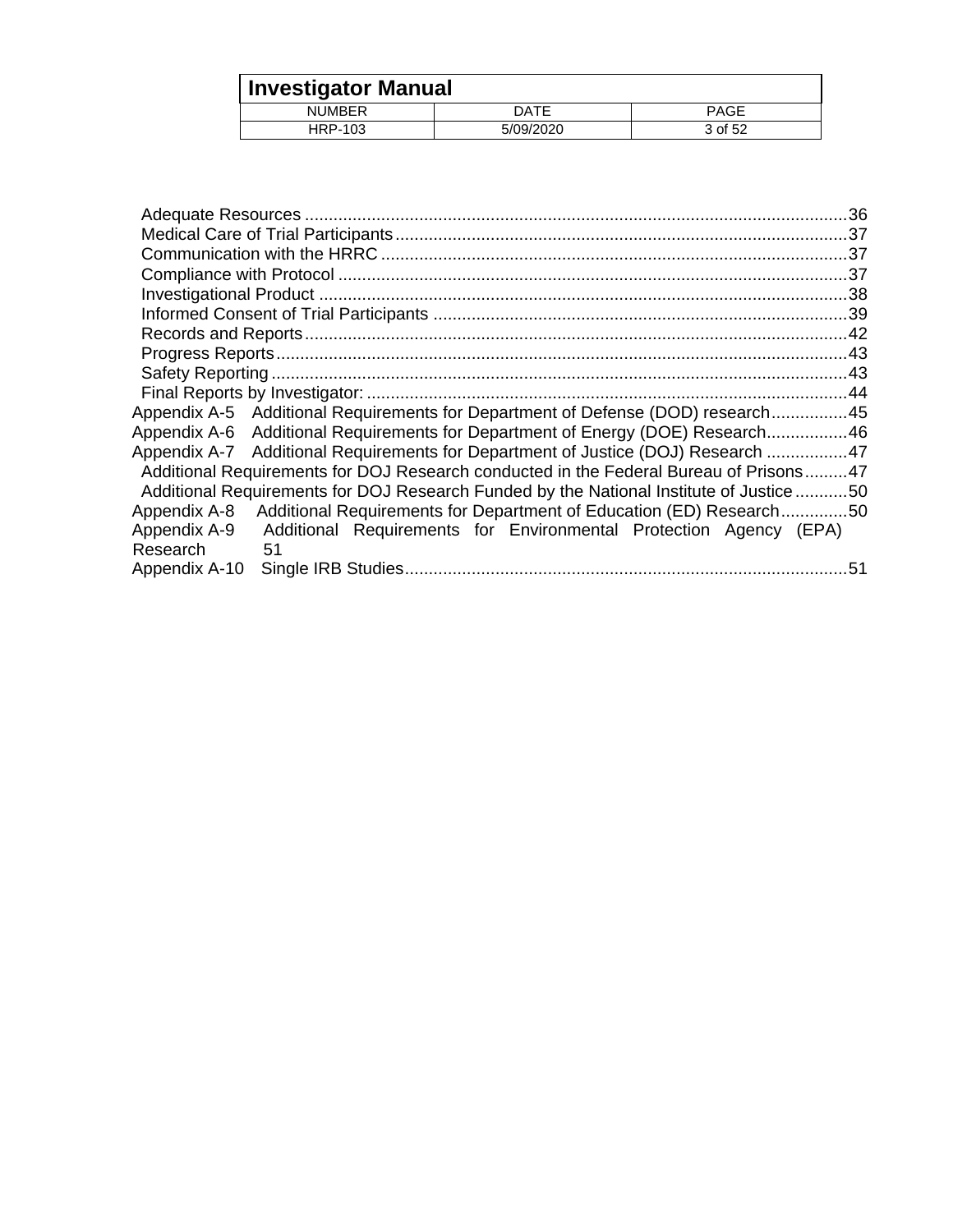Adequate Resources ..... 36
Medical Care of Trial Participants ..... 37
Communication with the HRRC ..... 37
Compliance with Protocol ..... 37
Investigational Product ..... 38
Informed Consent of Trial Participants ..... 39
Records and Reports ..... 42
Progress Reports ..... 43
Safety Reporting ..... 43
Final Reports by Investigator: ..... 44

Appendix A-5 Additional Requirements for Department of Defense (DOD) research ..... 45
Appendix A-6 Additional Requirements for Department of Energy (DOE) Research ..... 46
Appendix A-7 Additional Requirements for Department of Justice (DOJ) Research ..... 47
Additional Requirements for DOJ Research conducted in the Federal Bureau of Prisons ..... 47
Additional Requirements for DOJ Research Funded by the National Institute of Justice ..... 50
Appendix A-8 Additional Requirements for Department of Education (ED) Research ..... 50
Appendix A-9 Additional Requirements for Environmental Protection Agency (EPA) Research ..... 51
Appendix A-10 Single IRB Studies ..... 51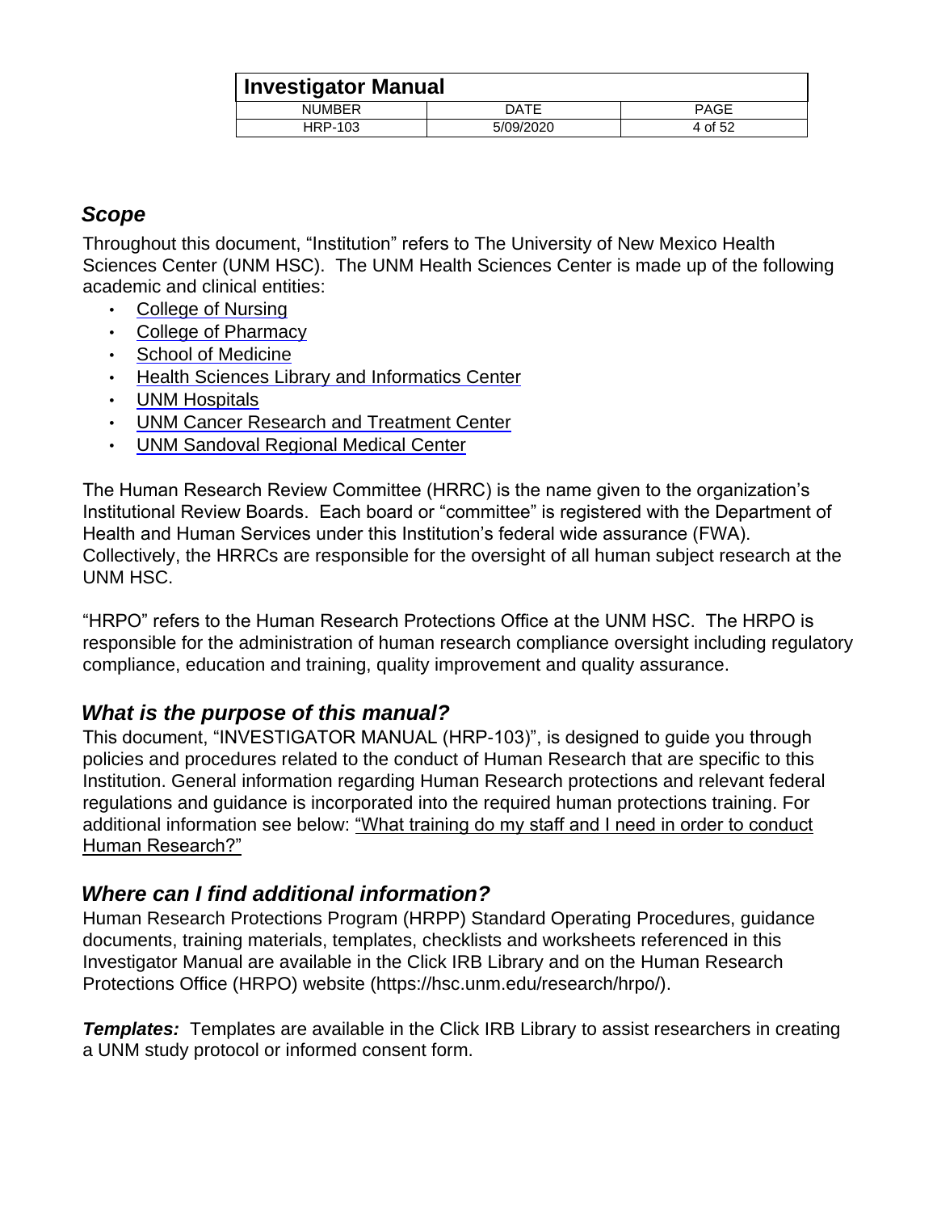## *Scope*

Throughout this document, "Institution" refers to The University of New Mexico Health Sciences Center (UNM HSC). The UNM Health Sciences Center is made up of the following academic and clinical entities:

- College of Nursing
- College of Pharmacy
- School of Medicine
- Health Sciences Library and Informatics Center
- UNM Hospitals
- UNM Cancer Research and Treatment Center
- UNM Sandoval Regional Medical Center

The Human Research Review Committee (HRRC) is the name given to the organization's Institutional Review Boards. Each board or "committee" is registered with the Department of Health and Human Services under this Institution's federal wide assurance (FWA). Collectively, the HRRCs are responsible for the oversight of all human subject research at the UNM HSC.

"HRPO" refers to the Human Research Protections Office at the UNM HSC. The HRPO is responsible for the administration of human research compliance oversight including regulatory compliance, education and training, quality improvement and quality assurance.

## *What is the purpose of this manual?*

This document, "INVESTIGATOR MANUAL (HRP-103)", is designed to guide you through policies and procedures related to the conduct of Human Research that are specific to this Institution. General information regarding Human Research protections and relevant federal regulations and guidance is incorporated into the required human protections training. For additional information see below: "What training do my staff and I need in order to conduct Human Research?"

## *Where can I find additional information?*

Human Research Protections Program (HRPP) Standard Operating Procedures, guidance documents, training materials, templates, checklists and worksheets referenced in this Investigator Manual are available in the Click IRB Library and on the Human Research Protections Office (HRPO) website (https://hsc.unm.edu/research/hrpo/).

***Templates:*** Templates are available in the Click IRB Library to assist researchers in creating a UNM study protocol or informed consent form.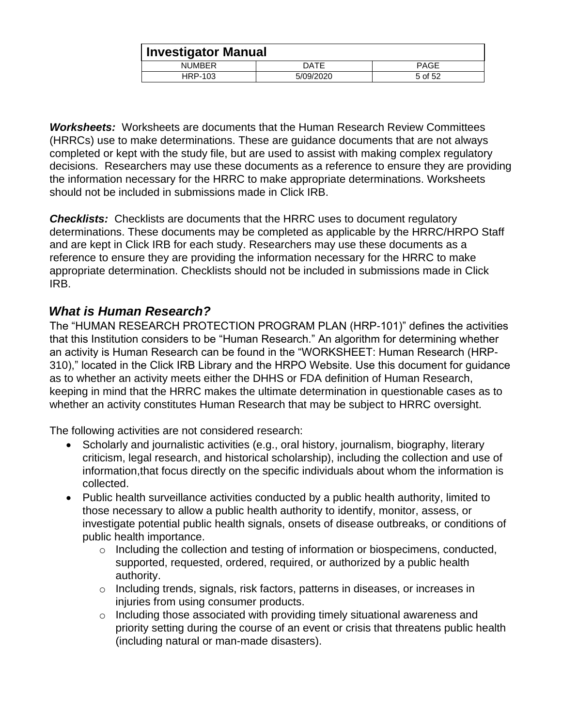***Worksheets:*** Worksheets are documents that the Human Research Review Committees (HRRCs) use to make determinations. These are guidance documents that are not always completed or kept with the study file, but are used to assist with making complex regulatory decisions. Researchers may use these documents as a reference to ensure they are providing the information necessary for the HRRC to make appropriate determinations. Worksheets should not be included in submissions made in Click IRB.

***Checklists:*** Checklists are documents that the HRRC uses to document regulatory determinations. These documents may be completed as applicable by the HRRC/HRPO Staff and are kept in Click IRB for each study. Researchers may use these documents as a reference to ensure they are providing the information necessary for the HRRC to make appropriate determination. Checklists should not be included in submissions made in Click IRB.

## *What is Human Research?*

The “HUMAN RESEARCH PROTECTION PROGRAM PLAN (HRP-101)” defines the activities that this Institution considers to be “Human Research.” An algorithm for determining whether an activity is Human Research can be found in the “WORKSHEET: Human Research (HRP-310),” located in the Click IRB Library and the HRPO Website. Use this document for guidance as to whether an activity meets either the DHHS or FDA definition of Human Research, keeping in mind that the HRRC makes the ultimate determination in questionable cases as to whether an activity constitutes Human Research that may be subject to HRRC oversight.

The following activities are not considered research:

- Scholarly and journalistic activities (e.g., oral history, journalism, biography, literary criticism, legal research, and historical scholarship), including the collection and use of information,that focus directly on the specific individuals about whom the information is collected.
- Public health surveillance activities conducted by a public health authority, limited to those necessary to allow a public health authority to identify, monitor, assess, or investigate potential public health signals, onsets of disease outbreaks, or conditions of public health importance.
    - Including the collection and testing of information or biospecimens, conducted, supported, requested, ordered, required, or authorized by a public health authority.
    - Including trends, signals, risk factors, patterns in diseases, or increases in injuries from using consumer products.
    - Including those associated with providing timely situational awareness and priority setting during the course of an event or crisis that threatens public health (including natural or man-made disasters).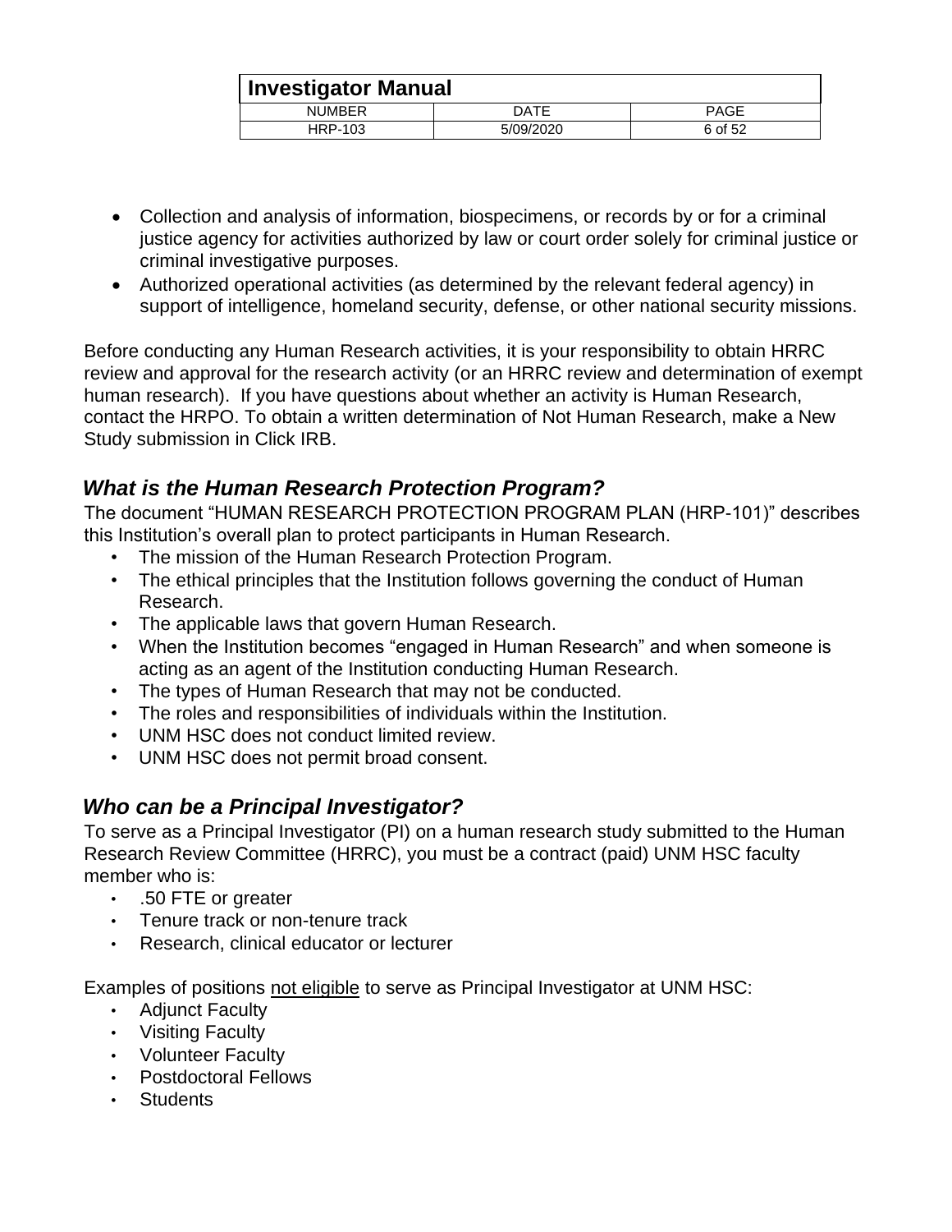- Collection and analysis of information, biospecimens, or records by or for a criminal justice agency for activities authorized by law or court order solely for criminal justice or criminal investigative purposes.
- Authorized operational activities (as determined by the relevant federal agency) in support of intelligence, homeland security, defense, or other national security missions.

Before conducting any Human Research activities, it is your responsibility to obtain HRRC review and approval for the research activity (or an HRRC review and determination of exempt human research). If you have questions about whether an activity is Human Research, contact the HRPO. To obtain a written determination of Not Human Research, make a New Study submission in Click IRB.

## *What is the Human Research Protection Program?*

The document "HUMAN RESEARCH PROTECTION PROGRAM PLAN (HRP-101)" describes this Institution's overall plan to protect participants in Human Research.

- The mission of the Human Research Protection Program.
- The ethical principles that the Institution follows governing the conduct of Human Research.
- The applicable laws that govern Human Research.
- When the Institution becomes "engaged in Human Research" and when someone is acting as an agent of the Institution conducting Human Research.
- The types of Human Research that may not be conducted.
- The roles and responsibilities of individuals within the Institution.
- UNM HSC does not conduct limited review.
- UNM HSC does not permit broad consent.

## *Who can be a Principal Investigator?*

To serve as a Principal Investigator (PI) on a human research study submitted to the Human Research Review Committee (HRRC), you must be a contract (paid) UNM HSC faculty member who is:

- .50 FTE or greater
- Tenure track or non-tenure track
- Research, clinical educator or lecturer

Examples of positions not eligible to serve as Principal Investigator at UNM HSC:

- Adjunct Faculty
- Visiting Faculty
- Volunteer Faculty
- Postdoctoral Fellows
- Students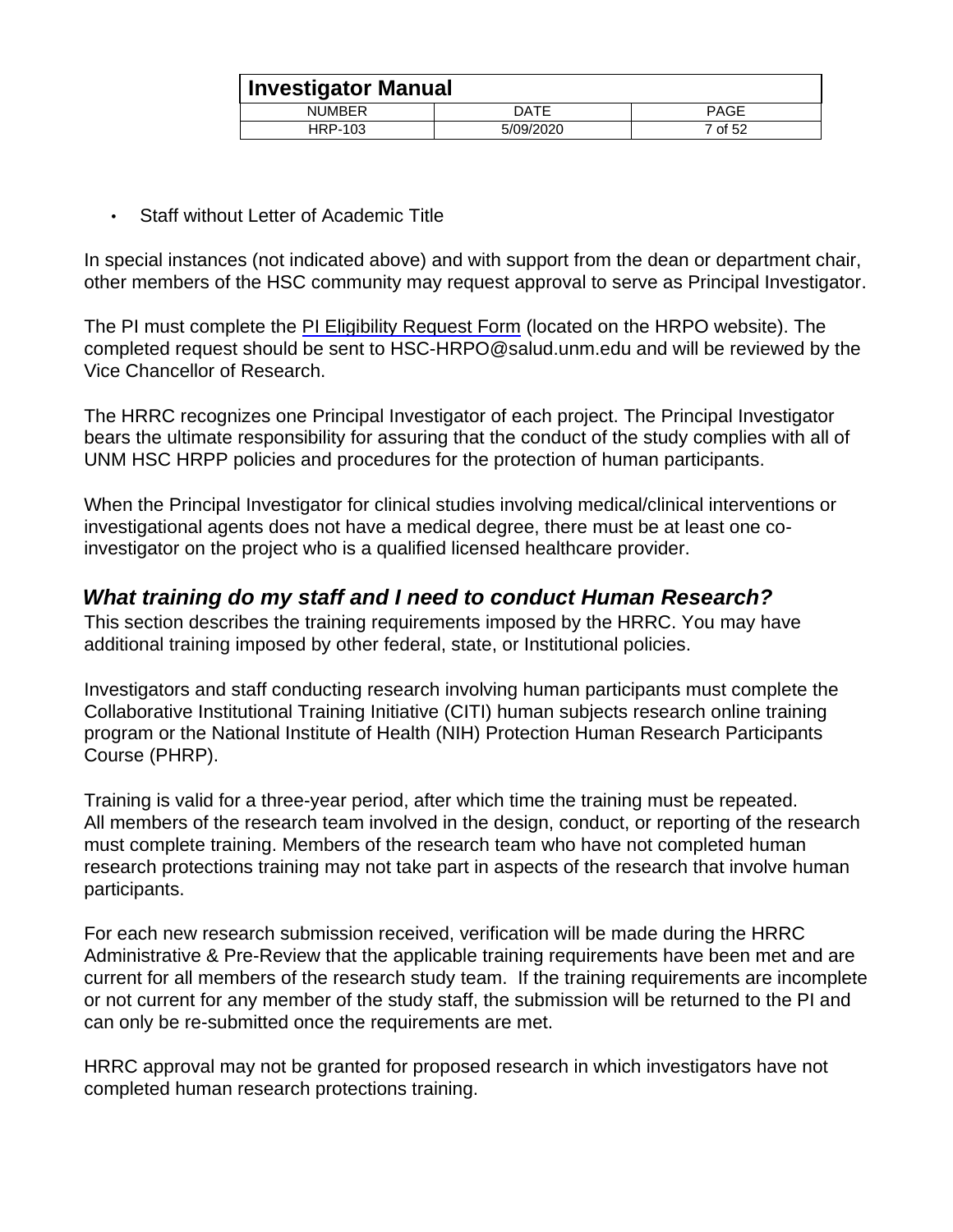- Staff without Letter of Academic Title

In special instances (not indicated above) and with support from the dean or department chair, other members of the HSC community may request approval to serve as Principal Investigator.

The PI must complete the PI Eligibility Request Form (located on the HRPO website). The completed request should be sent to HSC-HRPO@salud.unm.edu and will be reviewed by the Vice Chancellor of Research.

The HRRC recognizes one Principal Investigator of each project. The Principal Investigator bears the ultimate responsibility for assuring that the conduct of the study complies with all of UNM HSC HRPP policies and procedures for the protection of human participants.

When the Principal Investigator for clinical studies involving medical/clinical interventions or investigational agents does not have a medical degree, there must be at least one co-investigator on the project who is a qualified licensed healthcare provider.

## *What training do my staff and I need to conduct Human Research?*

This section describes the training requirements imposed by the HRRC. You may have additional training imposed by other federal, state, or Institutional policies.

Investigators and staff conducting research involving human participants must complete the Collaborative Institutional Training Initiative (CITI) human subjects research online training program or the National Institute of Health (NIH) Protection Human Research Participants Course (PHRP).

Training is valid for a three-year period, after which time the training must be repeated. All members of the research team involved in the design, conduct, or reporting of the research must complete training. Members of the research team who have not completed human research protections training may not take part in aspects of the research that involve human participants.

For each new research submission received, verification will be made during the HRRC Administrative & Pre-Review that the applicable training requirements have been met and are current for all members of the research study team. If the training requirements are incomplete or not current for any member of the study staff, the submission will be returned to the PI and can only be re-submitted once the requirements are met.

HRRC approval may not be granted for proposed research in which investigators have not completed human research protections training.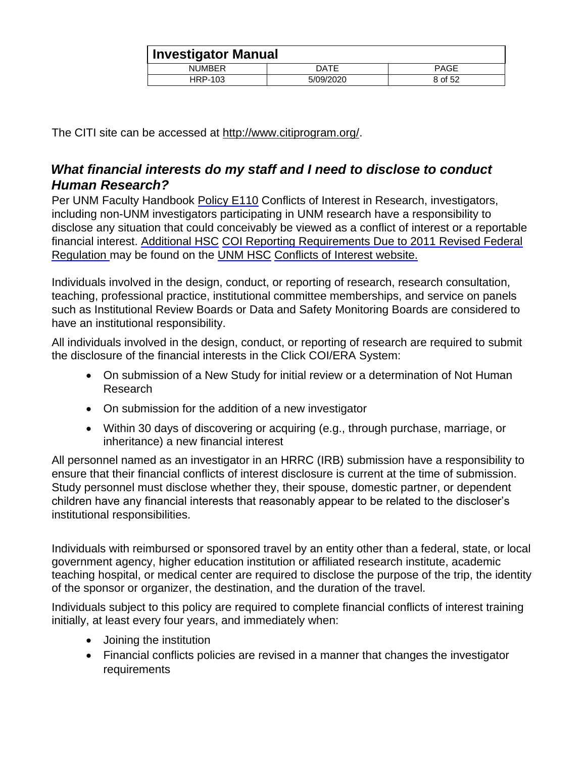The CITI site can be accessed at http://www.citiprogram.org/.

### *What financial interests do my staff and I need to disclose to conduct Human Research?*

Per UNM Faculty Handbook Policy E110 Conflicts of Interest in Research, investigators, including non-UNM investigators participating in UNM research have a responsibility to disclose any situation that could conceivably be viewed as a conflict of interest or a reportable financial interest. Additional HSC COI Reporting Requirements Due to 2011 Revised Federal Regulation may be found on the UNM HSC Conflicts of Interest website.

Individuals involved in the design, conduct, or reporting of research, research consultation, teaching, professional practice, institutional committee memberships, and service on panels such as Institutional Review Boards or Data and Safety Monitoring Boards are considered to have an institutional responsibility.

All individuals involved in the design, conduct, or reporting of research are required to submit the disclosure of the financial interests in the Click COI/ERA System:

- On submission of a New Study for initial review or a determination of Not Human Research
- On submission for the addition of a new investigator
- Within 30 days of discovering or acquiring (e.g., through purchase, marriage, or inheritance) a new financial interest

All personnel named as an investigator in an HRRC (IRB) submission have a responsibility to ensure that their financial conflicts of interest disclosure is current at the time of submission. Study personnel must disclose whether they, their spouse, domestic partner, or dependent children have any financial interests that reasonably appear to be related to the discloser's institutional responsibilities.

Individuals with reimbursed or sponsored travel by an entity other than a federal, state, or local government agency, higher education institution or affiliated research institute, academic teaching hospital, or medical center are required to disclose the purpose of the trip, the identity of the sponsor or organizer, the destination, and the duration of the travel.

Individuals subject to this policy are required to complete financial conflicts of interest training initially, at least every four years, and immediately when:

- Joining the institution
- Financial conflicts policies are revised in a manner that changes the investigator requirements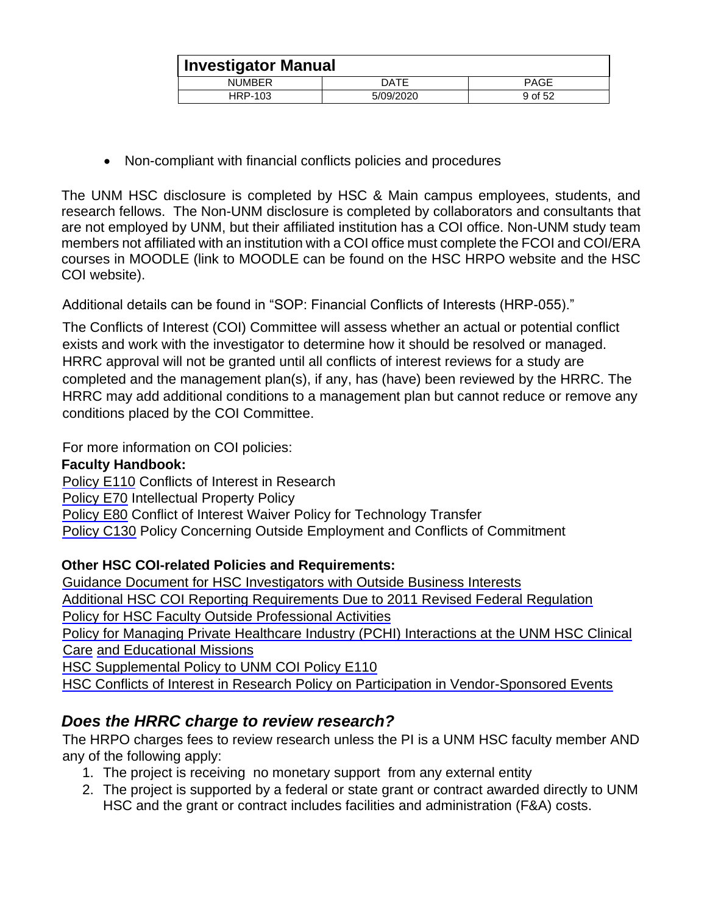- Non-compliant with financial conflicts policies and procedures

The UNM HSC disclosure is completed by HSC & Main campus employees, students, and research fellows. The Non-UNM disclosure is completed by collaborators and consultants that are not employed by UNM, but their affiliated institution has a COI office. Non-UNM study team members not affiliated with an institution with a COI office must complete the FCOI and COI/ERA courses in MOODLE (link to MOODLE can be found on the HSC HRPO website and the HSC COI website).

Additional details can be found in "SOP: Financial Conflicts of Interests (HRP-055)."

The Conflicts of Interest (COI) Committee will assess whether an actual or potential conflict exists and work with the investigator to determine how it should be resolved or managed. HRRC approval will not be granted until all conflicts of interest reviews for a study are completed and the management plan(s), if any, has (have) been reviewed by the HRRC. The HRRC may add additional conditions to a management plan but cannot reduce or remove any conditions placed by the COI Committee.

For more information on COI policies:

**Faculty Handbook:**

Policy E110 Conflicts of Interest in Research
Policy E70 Intellectual Property Policy
Policy E80 Conflict of Interest Waiver Policy for Technology Transfer
Policy C130 Policy Concerning Outside Employment and Conflicts of Commitment

**Other HSC COI-related Policies and Requirements:**

Guidance Document for HSC Investigators with Outside Business Interests
Additional HSC COI Reporting Requirements Due to 2011 Revised Federal Regulation
Policy for HSC Faculty Outside Professional Activities
Policy for Managing Private Healthcare Industry (PCHI) Interactions at the UNM HSC Clinical Care and Educational Missions
HSC Supplemental Policy to UNM COI Policy E110
HSC Conflicts of Interest in Research Policy on Participation in Vendor-Sponsored Events

## *Does the HRRC charge to review research?*

The HRPO charges fees to review research unless the PI is a UNM HSC faculty member AND any of the following apply:

1. The project is receiving no monetary support from any external entity
2. The project is supported by a federal or state grant or contract awarded directly to UNM HSC and the grant or contract includes facilities and administration (F&A) costs.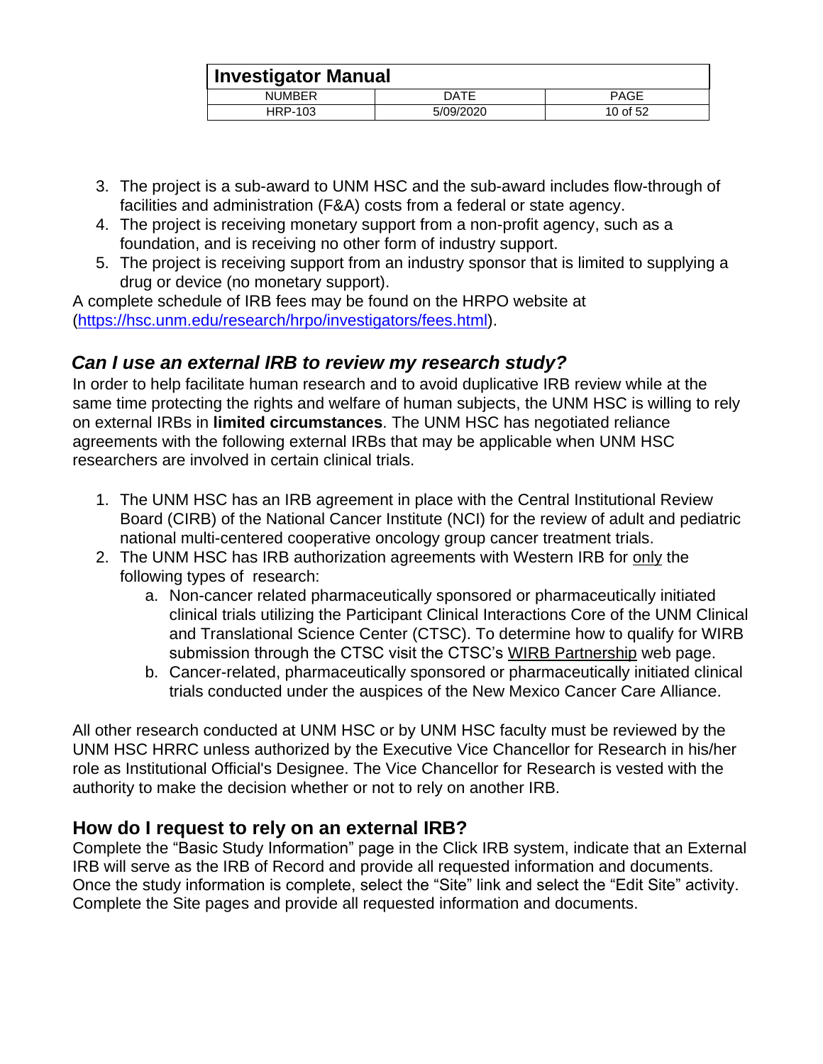3. The project is a sub-award to UNM HSC and the sub-award includes flow-through of facilities and administration (F&A) costs from a federal or state agency.
4. The project is receiving monetary support from a non-profit agency, such as a foundation, and is receiving no other form of industry support.
5. The project is receiving support from an industry sponsor that is limited to supplying a drug or device (no monetary support).

A complete schedule of IRB fees may be found on the HRPO website at ([https://hsc.unm.edu/research/hrpo/investigators/fees.html](https://hsc.unm.edu/research/hrpo/investigators/fees.html)).

## *Can I use an external IRB to review my research study?*

In order to help facilitate human research and to avoid duplicative IRB review while at the same time protecting the rights and welfare of human subjects, the UNM HSC is willing to rely on external IRBs in **limited circumstances**. The UNM HSC has negotiated reliance agreements with the following external IRBs that may be applicable when UNM HSC researchers are involved in certain clinical trials.

1. The UNM HSC has an IRB agreement in place with the Central Institutional Review Board (CIRB) of the National Cancer Institute (NCI) for the review of adult and pediatric national multi-centered cooperative oncology group cancer treatment trials.
2. The UNM HSC has IRB authorization agreements with Western IRB for only the following types of research:
    a. Non-cancer related pharmaceutically sponsored or pharmaceutically initiated clinical trials utilizing the Participant Clinical Interactions Core of the UNM Clinical and Translational Science Center (CTSC). To determine how to qualify for WIRB submission through the CTSC visit the CTSC's WIRB Partnership web page.
    b. Cancer-related, pharmaceutically sponsored or pharmaceutically initiated clinical trials conducted under the auspices of the New Mexico Cancer Care Alliance.

All other research conducted at UNM HSC or by UNM HSC faculty must be reviewed by the UNM HSC HRRC unless authorized by the Executive Vice Chancellor for Research in his/her role as Institutional Official's Designee. The Vice Chancellor for Research is vested with the authority to make the decision whether or not to rely on another IRB.

## How do I request to rely on an external IRB?

Complete the "Basic Study Information" page in the Click IRB system, indicate that an External IRB will serve as the IRB of Record and provide all requested information and documents. Once the study information is complete, select the "Site" link and select the "Edit Site" activity. Complete the Site pages and provide all requested information and documents.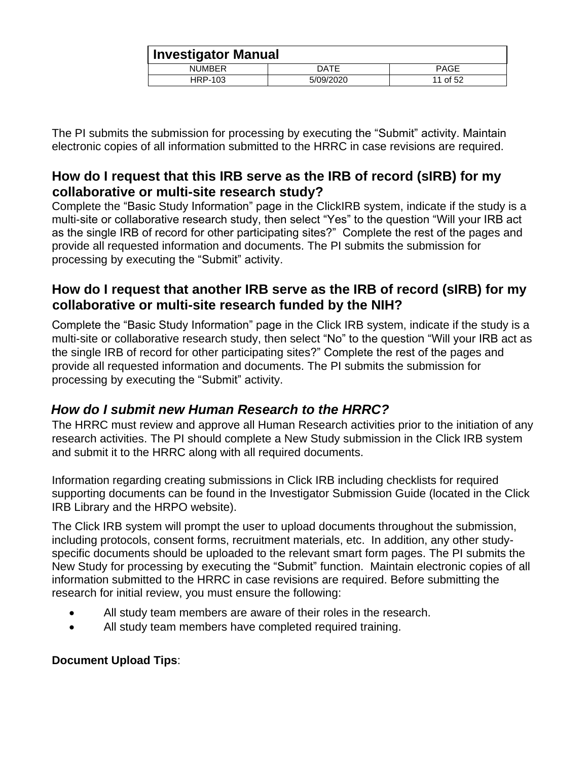The PI submits the submission for processing by executing the “Submit” activity. Maintain electronic copies of all information submitted to the HRRC in case revisions are required.

## How do I request that this IRB serve as the IRB of record (sIRB) for my collaborative or multi-site research study?

Complete the “Basic Study Information” page in the ClickIRB system, indicate if the study is a multi-site or collaborative research study, then select “Yes” to the question “Will your IRB act as the single IRB of record for other participating sites?” Complete the rest of the pages and provide all requested information and documents. The PI submits the submission for processing by executing the “Submit” activity.

## How do I request that another IRB serve as the IRB of record (sIRB) for my collaborative or multi-site research funded by the NIH?

Complete the “Basic Study Information” page in the Click IRB system, indicate if the study is a multi-site or collaborative research study, then select “No” to the question “Will your IRB act as the single IRB of record for other participating sites?” Complete the rest of the pages and provide all requested information and documents. The PI submits the submission for processing by executing the “Submit” activity.

## *How do I submit new Human Research to the HRRC?*

The HRRC must review and approve all Human Research activities prior to the initiation of any research activities. The PI should complete a New Study submission in the Click IRB system and submit it to the HRRC along with all required documents.

Information regarding creating submissions in Click IRB including checklists for required supporting documents can be found in the Investigator Submission Guide (located in the Click IRB Library and the HRPO website).

The Click IRB system will prompt the user to upload documents throughout the submission, including protocols, consent forms, recruitment materials, etc. In addition, any other study-specific documents should be uploaded to the relevant smart form pages. The PI submits the New Study for processing by executing the “Submit” function. Maintain electronic copies of all information submitted to the HRRC in case revisions are required. Before submitting the research for initial review, you must ensure the following:

- All study team members are aware of their roles in the research.
- All study team members have completed required training.

**Document Upload Tips**: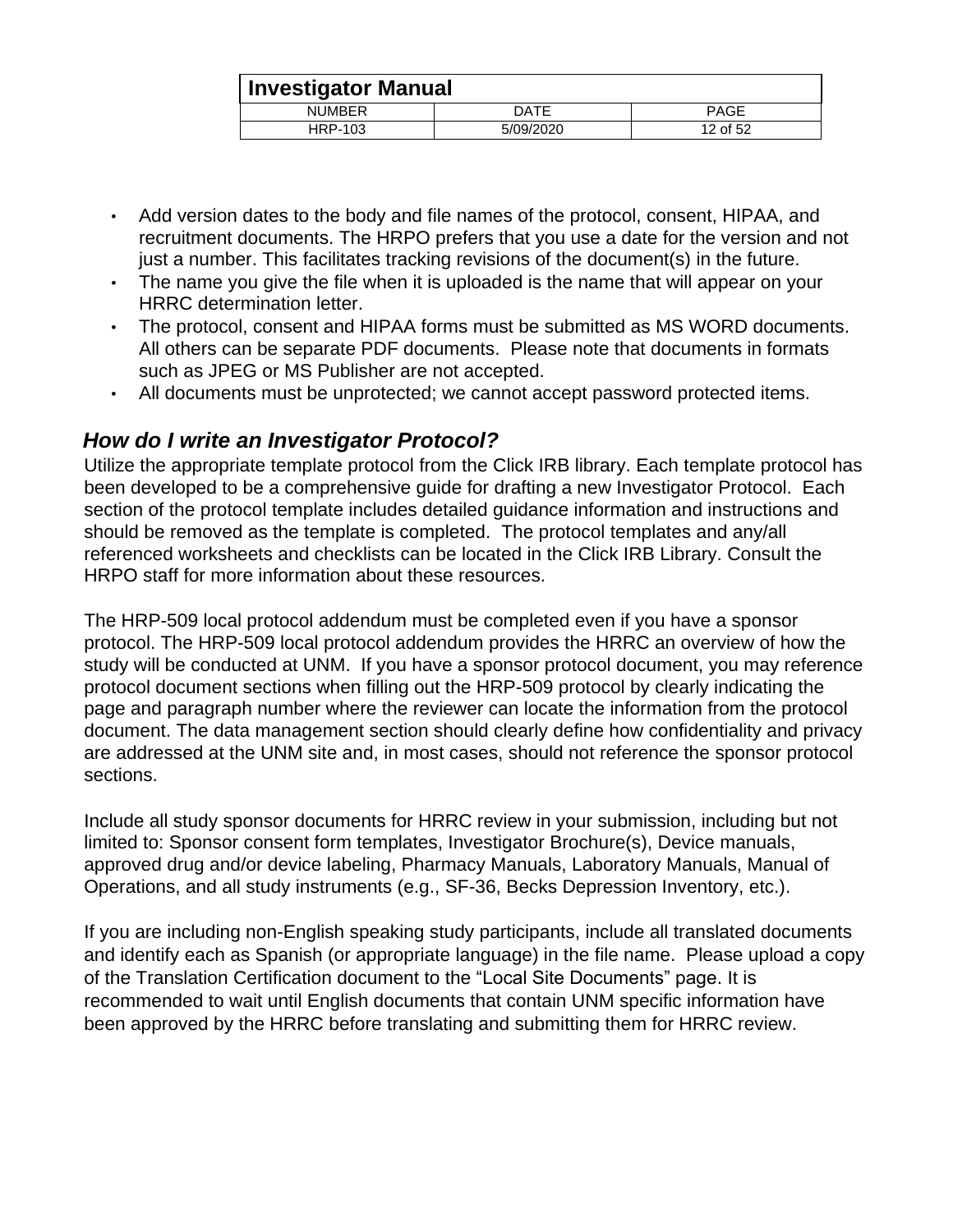- Add version dates to the body and file names of the protocol, consent, HIPAA, and recruitment documents. The HRPO prefers that you use a date for the version and not just a number. This facilitates tracking revisions of the document(s) in the future.
- The name you give the file when it is uploaded is the name that will appear on your HRRC determination letter.
- The protocol, consent and HIPAA forms must be submitted as MS WORD documents. All others can be separate PDF documents. Please note that documents in formats such as JPEG or MS Publisher are not accepted.
- All documents must be unprotected; we cannot accept password protected items.

### *How do I write an Investigator Protocol?*

Utilize the appropriate template protocol from the Click IRB library. Each template protocol has been developed to be a comprehensive guide for drafting a new Investigator Protocol. Each section of the protocol template includes detailed guidance information and instructions and should be removed as the template is completed. The protocol templates and any/all referenced worksheets and checklists can be located in the Click IRB Library. Consult the HRPO staff for more information about these resources.

The HRP-509 local protocol addendum must be completed even if you have a sponsor protocol. The HRP-509 local protocol addendum provides the HRRC an overview of how the study will be conducted at UNM. If you have a sponsor protocol document, you may reference protocol document sections when filling out the HRP-509 protocol by clearly indicating the page and paragraph number where the reviewer can locate the information from the protocol document. The data management section should clearly define how confidentiality and privacy are addressed at the UNM site and, in most cases, should not reference the sponsor protocol sections.

Include all study sponsor documents for HRRC review in your submission, including but not limited to: Sponsor consent form templates, Investigator Brochure(s), Device manuals, approved drug and/or device labeling, Pharmacy Manuals, Laboratory Manuals, Manual of Operations, and all study instruments (e.g., SF-36, Becks Depression Inventory, etc.).

If you are including non-English speaking study participants, include all translated documents and identify each as Spanish (or appropriate language) in the file name. Please upload a copy of the Translation Certification document to the "Local Site Documents" page. It is recommended to wait until English documents that contain UNM specific information have been approved by the HRRC before translating and submitting them for HRRC review.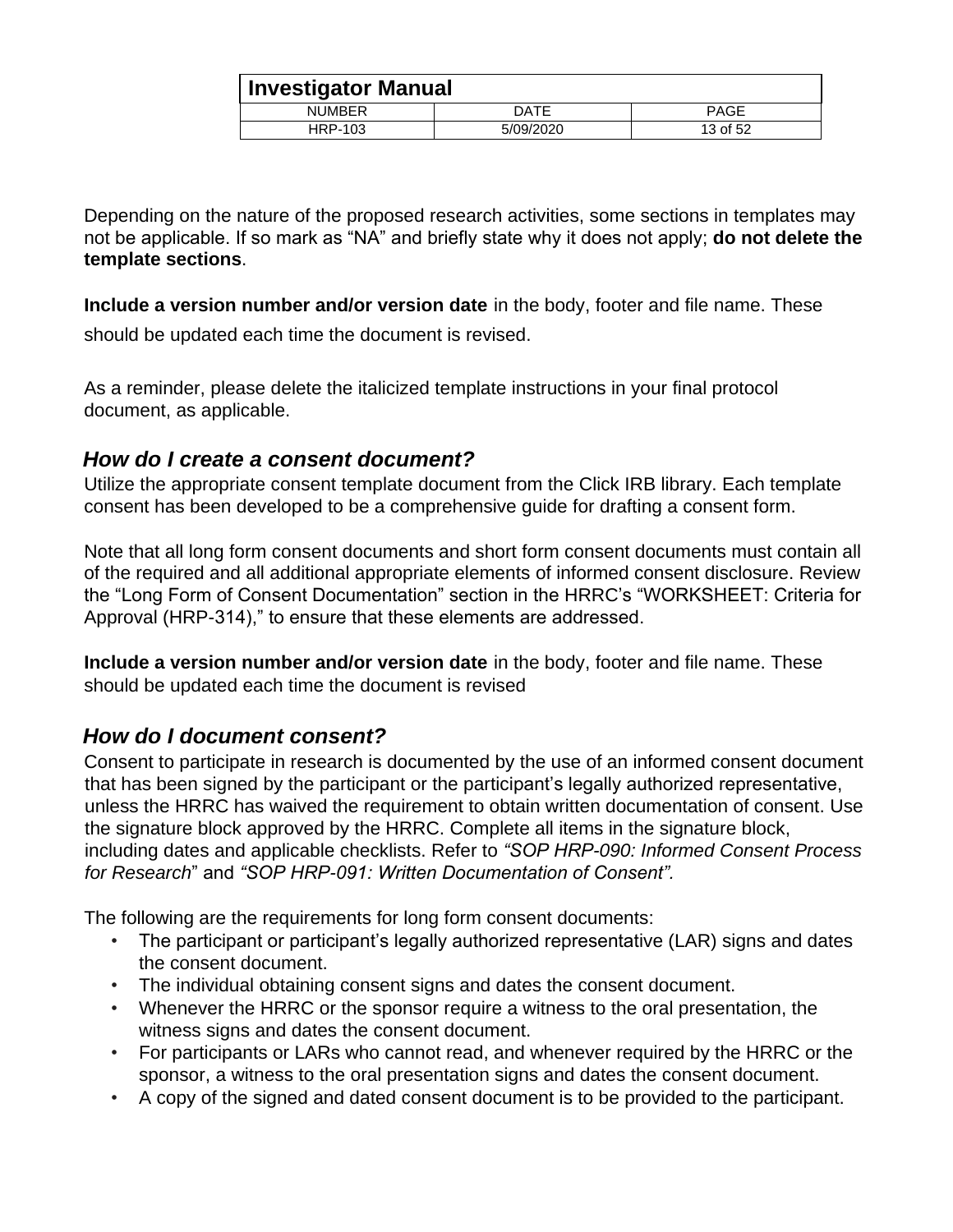Depending on the nature of the proposed research activities, some sections in templates may not be applicable. If so mark as “NA” and briefly state why it does not apply; **do not delete the template sections**.

**Include a version number and/or version date** in the body, footer and file name. These should be updated each time the document is revised.

As a reminder, please delete the italicized template instructions in your final protocol document, as applicable.

### *How do I create a consent document?*

Utilize the appropriate consent template document from the Click IRB library. Each template consent has been developed to be a comprehensive guide for drafting a consent form.

Note that all long form consent documents and short form consent documents must contain all of the required and all additional appropriate elements of informed consent disclosure. Review the “Long Form of Consent Documentation” section in the HRRC’s “WORKSHEET: Criteria for Approval (HRP-314),” to ensure that these elements are addressed.

**Include a version number and/or version date** in the body, footer and file name. These should be updated each time the document is revised

### *How do I document consent?*

Consent to participate in research is documented by the use of an informed consent document that has been signed by the participant or the participant’s legally authorized representative, unless the HRRC has waived the requirement to obtain written documentation of consent. Use the signature block approved by the HRRC. Complete all items in the signature block, including dates and applicable checklists. Refer to *“SOP HRP-090: Informed Consent Process for Research*” and *“SOP HRP-091: Written Documentation of Consent”.*

The following are the requirements for long form consent documents:

- The participant or participant’s legally authorized representative (LAR) signs and dates the consent document.
- The individual obtaining consent signs and dates the consent document.
- Whenever the HRRC or the sponsor require a witness to the oral presentation, the witness signs and dates the consent document.
- For participants or LARs who cannot read, and whenever required by the HRRC or the sponsor, a witness to the oral presentation signs and dates the consent document.
- A copy of the signed and dated consent document is to be provided to the participant.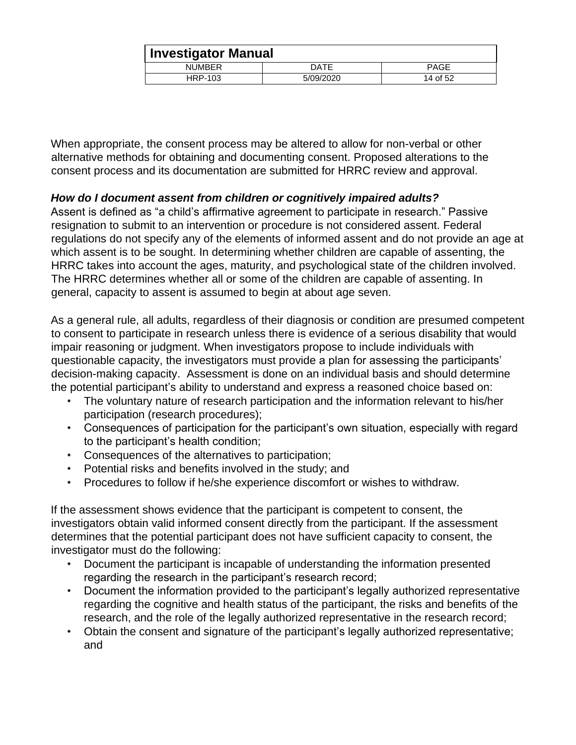When appropriate, the consent process may be altered to allow for non-verbal or other alternative methods for obtaining and documenting consent. Proposed alterations to the consent process and its documentation are submitted for HRRC review and approval.

***How do I document assent from children or cognitively impaired adults?***

Assent is defined as "a child's affirmative agreement to participate in research." Passive resignation to submit to an intervention or procedure is not considered assent. Federal regulations do not specify any of the elements of informed assent and do not provide an age at which assent is to be sought. In determining whether children are capable of assenting, the HRRC takes into account the ages, maturity, and psychological state of the children involved. The HRRC determines whether all or some of the children are capable of assenting. In general, capacity to assent is assumed to begin at about age seven.

As a general rule, all adults, regardless of their diagnosis or condition are presumed competent to consent to participate in research unless there is evidence of a serious disability that would impair reasoning or judgment. When investigators propose to include individuals with questionable capacity, the investigators must provide a plan for assessing the participants' decision-making capacity. Assessment is done on an individual basis and should determine the potential participant's ability to understand and express a reasoned choice based on:

- The voluntary nature of research participation and the information relevant to his/her participation (research procedures);
- Consequences of participation for the participant's own situation, especially with regard to the participant's health condition;
- Consequences of the alternatives to participation;
- Potential risks and benefits involved in the study; and
- Procedures to follow if he/she experience discomfort or wishes to withdraw.

If the assessment shows evidence that the participant is competent to consent, the investigators obtain valid informed consent directly from the participant. If the assessment determines that the potential participant does not have sufficient capacity to consent, the investigator must do the following:

- Document the participant is incapable of understanding the information presented regarding the research in the participant's research record;
- Document the information provided to the participant's legally authorized representative regarding the cognitive and health status of the participant, the risks and benefits of the research, and the role of the legally authorized representative in the research record;
- Obtain the consent and signature of the participant's legally authorized representative; and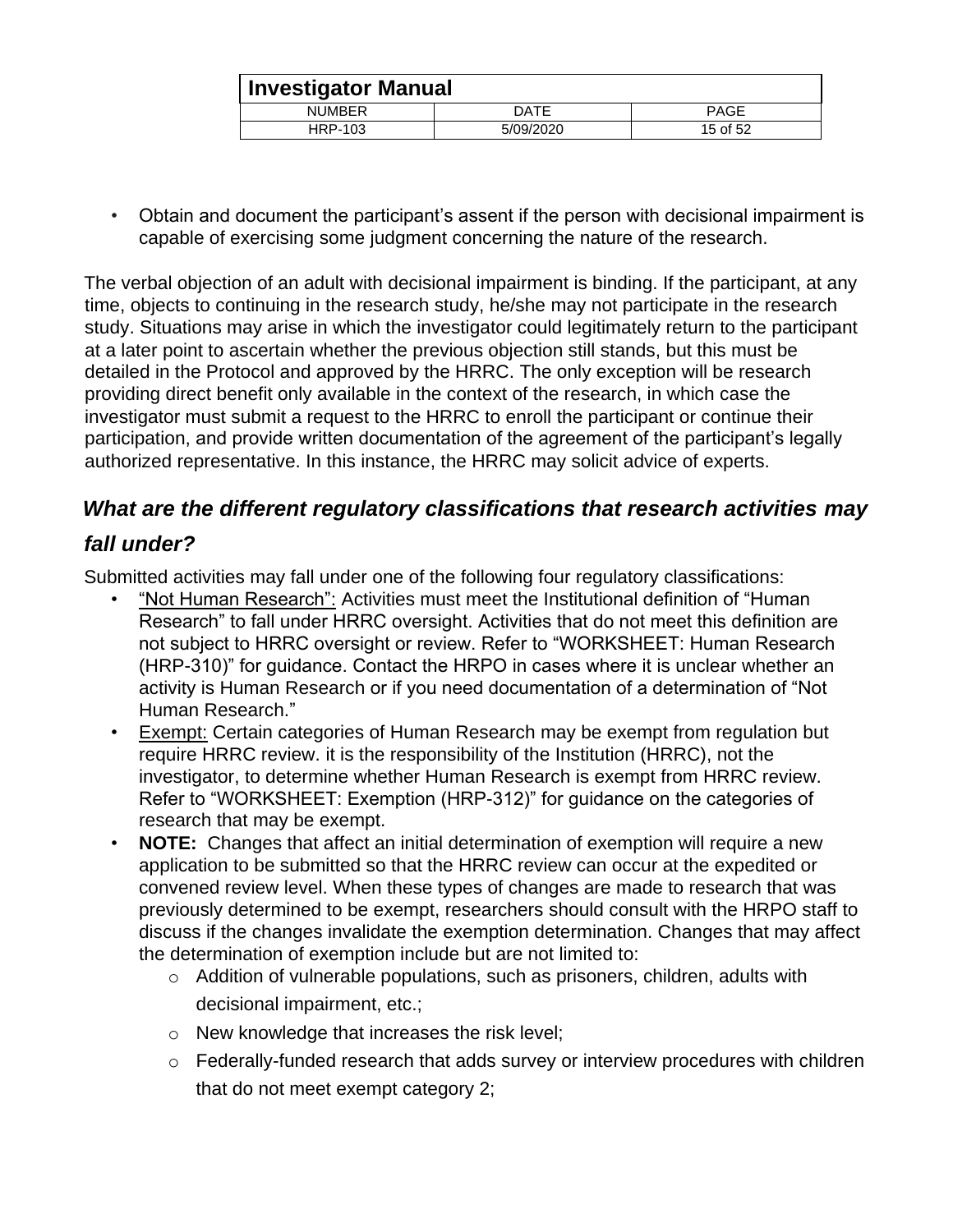- Obtain and document the participant's assent if the person with decisional impairment is capable of exercising some judgment concerning the nature of the research.

The verbal objection of an adult with decisional impairment is binding. If the participant, at any time, objects to continuing in the research study, he/she may not participate in the research study. Situations may arise in which the investigator could legitimately return to the participant at a later point to ascertain whether the previous objection still stands, but this must be detailed in the Protocol and approved by the HRRC. The only exception will be research providing direct benefit only available in the context of the research, in which case the investigator must submit a request to the HRRC to enroll the participant or continue their participation, and provide written documentation of the agreement of the participant's legally authorized representative. In this instance, the HRRC may solicit advice of experts.

### *What are the different regulatory classifications that research activities may fall under?*

Submitted activities may fall under one of the following four regulatory classifications:

- <u>"Not Human Research":</u> Activities must meet the Institutional definition of "Human Research" to fall under HRRC oversight. Activities that do not meet this definition are not subject to HRRC oversight or review. Refer to "WORKSHEET: Human Research (HRP-310)" for guidance. Contact the HRPO in cases where it is unclear whether an activity is Human Research or if you need documentation of a determination of "Not Human Research."
- <u>Exempt:</u> Certain categories of Human Research may be exempt from regulation but require HRRC review. it is the responsibility of the Institution (HRRC), not the investigator, to determine whether Human Research is exempt from HRRC review. Refer to "WORKSHEET: Exemption (HRP-312)" for guidance on the categories of research that may be exempt.
- **NOTE:** Changes that affect an initial determination of exemption will require a new application to be submitted so that the HRRC review can occur at the expedited or convened review level. When these types of changes are made to research that was previously determined to be exempt, researchers should consult with the HRPO staff to discuss if the changes invalidate the exemption determination. Changes that may affect the determination of exemption include but are not limited to:
  - Addition of vulnerable populations, such as prisoners, children, adults with decisional impairment, etc.;
  - New knowledge that increases the risk level;
  - Federally-funded research that adds survey or interview procedures with children that do not meet exempt category 2;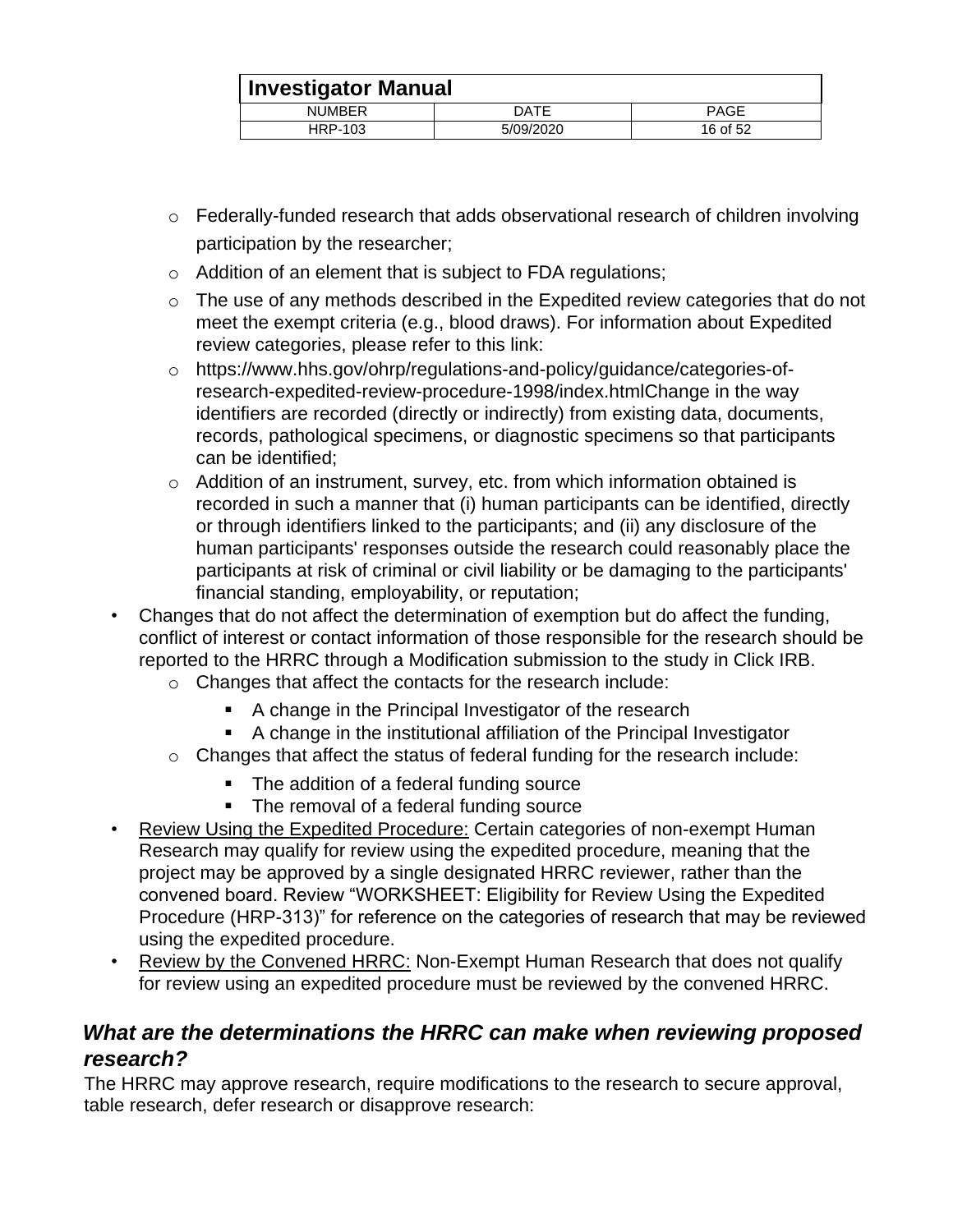- Federally-funded research that adds observational research of children involving participation by the researcher;
  - Addition of an element that is subject to FDA regulations;
  - The use of any methods described in the Expedited review categories that do not meet the exempt criteria (e.g., blood draws). For information about Expedited review categories, please refer to this link:
  - https://www.hhs.gov/ohrp/regulations-and-policy/guidance/categories-of-research-expedited-review-procedure-1998/index.htmlChange in the way identifiers are recorded (directly or indirectly) from existing data, documents, records, pathological specimens, or diagnostic specimens so that participants can be identified;
  - Addition of an instrument, survey, etc. from which information obtained is recorded in such a manner that (i) human participants can be identified, directly or through identifiers linked to the participants; and (ii) any disclosure of the human participants' responses outside the research could reasonably place the participants at risk of criminal or civil liability or be damaging to the participants' financial standing, employability, or reputation;
- Changes that do not affect the determination of exemption but do affect the funding, conflict of interest or contact information of those responsible for the research should be reported to the HRRC through a Modification submission to the study in Click IRB.
  - Changes that affect the contacts for the research include:
    - A change in the Principal Investigator of the research
    - A change in the institutional affiliation of the Principal Investigator
  - Changes that affect the status of federal funding for the research include:
    - The addition of a federal funding source
    - The removal of a federal funding source
- Review Using the Expedited Procedure: Certain categories of non-exempt Human Research may qualify for review using the expedited procedure, meaning that the project may be approved by a single designated HRRC reviewer, rather than the convened board. Review "WORKSHEET: Eligibility for Review Using the Expedited Procedure (HRP-313)" for reference on the categories of research that may be reviewed using the expedited procedure.
- Review by the Convened HRRC: Non-Exempt Human Research that does not qualify for review using an expedited procedure must be reviewed by the convened HRRC.

### *What are the determinations the HRRC can make when reviewing proposed research?*

The HRRC may approve research, require modifications to the research to secure approval, table research, defer research or disapprove research: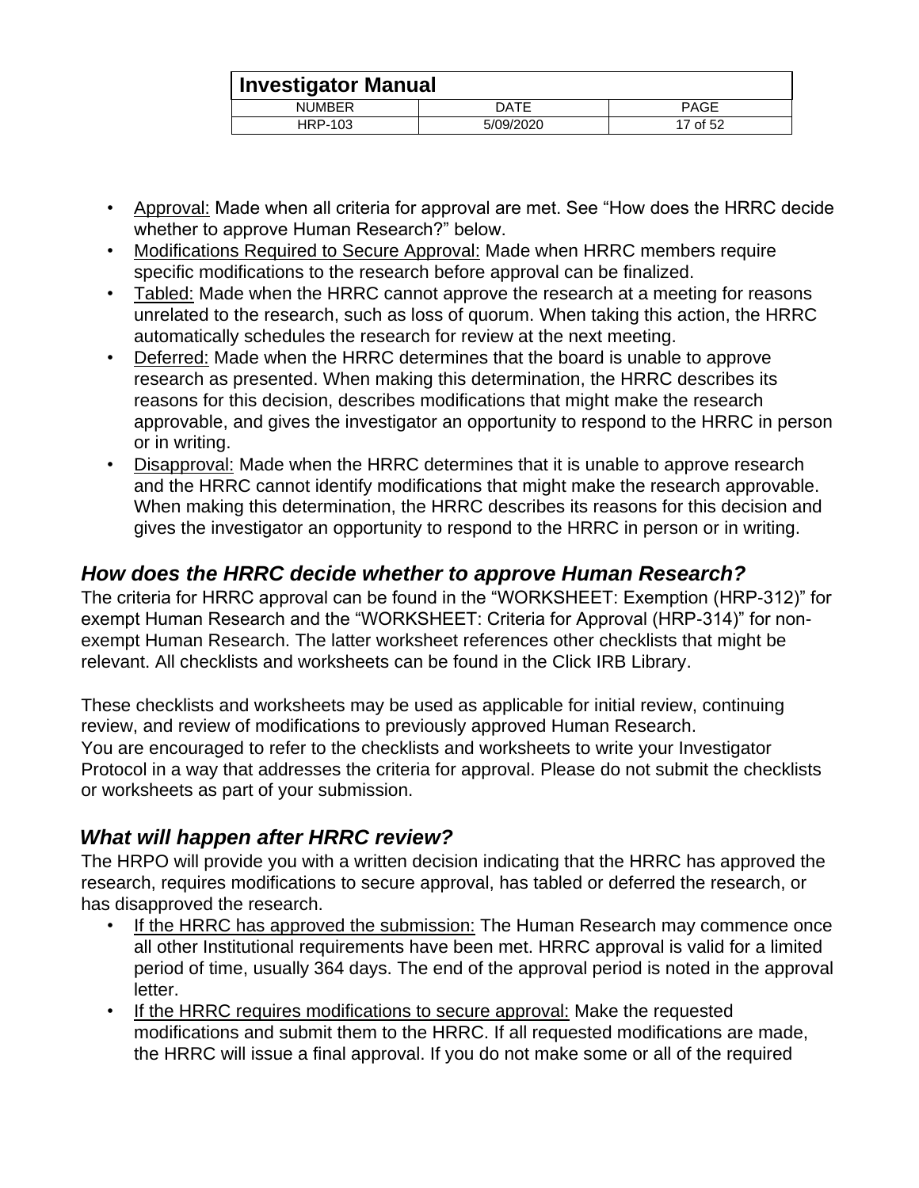- Approval: Made when all criteria for approval are met. See “How does the HRRC decide whether to approve Human Research?” below.
- Modifications Required to Secure Approval: Made when HRRC members require specific modifications to the research before approval can be finalized.
- Tabled: Made when the HRRC cannot approve the research at a meeting for reasons unrelated to the research, such as loss of quorum. When taking this action, the HRRC automatically schedules the research for review at the next meeting.
- Deferred: Made when the HRRC determines that the board is unable to approve research as presented. When making this determination, the HRRC describes its reasons for this decision, describes modifications that might make the research approvable, and gives the investigator an opportunity to respond to the HRRC in person or in writing.
- Disapproval: Made when the HRRC determines that it is unable to approve research and the HRRC cannot identify modifications that might make the research approvable. When making this determination, the HRRC describes its reasons for this decision and gives the investigator an opportunity to respond to the HRRC in person or in writing.

### *How does the HRRC decide whether to approve Human Research?*

The criteria for HRRC approval can be found in the “WORKSHEET: Exemption (HRP-312)” for exempt Human Research and the “WORKSHEET: Criteria for Approval (HRP-314)” for non-exempt Human Research. The latter worksheet references other checklists that might be relevant. All checklists and worksheets can be found in the Click IRB Library.

These checklists and worksheets may be used as applicable for initial review, continuing review, and review of modifications to previously approved Human Research.
You are encouraged to refer to the checklists and worksheets to write your Investigator Protocol in a way that addresses the criteria for approval. Please do not submit the checklists or worksheets as part of your submission.

### *What will happen after HRRC review?*

The HRPO will provide you with a written decision indicating that the HRRC has approved the research, requires modifications to secure approval, has tabled or deferred the research, or has disapproved the research.

- If the HRRC has approved the submission: The Human Research may commence once all other Institutional requirements have been met. HRRC approval is valid for a limited period of time, usually 364 days. The end of the approval period is noted in the approval letter.
- If the HRRC requires modifications to secure approval: Make the requested modifications and submit them to the HRRC. If all requested modifications are made, the HRRC will issue a final approval. If you do not make some or all of the required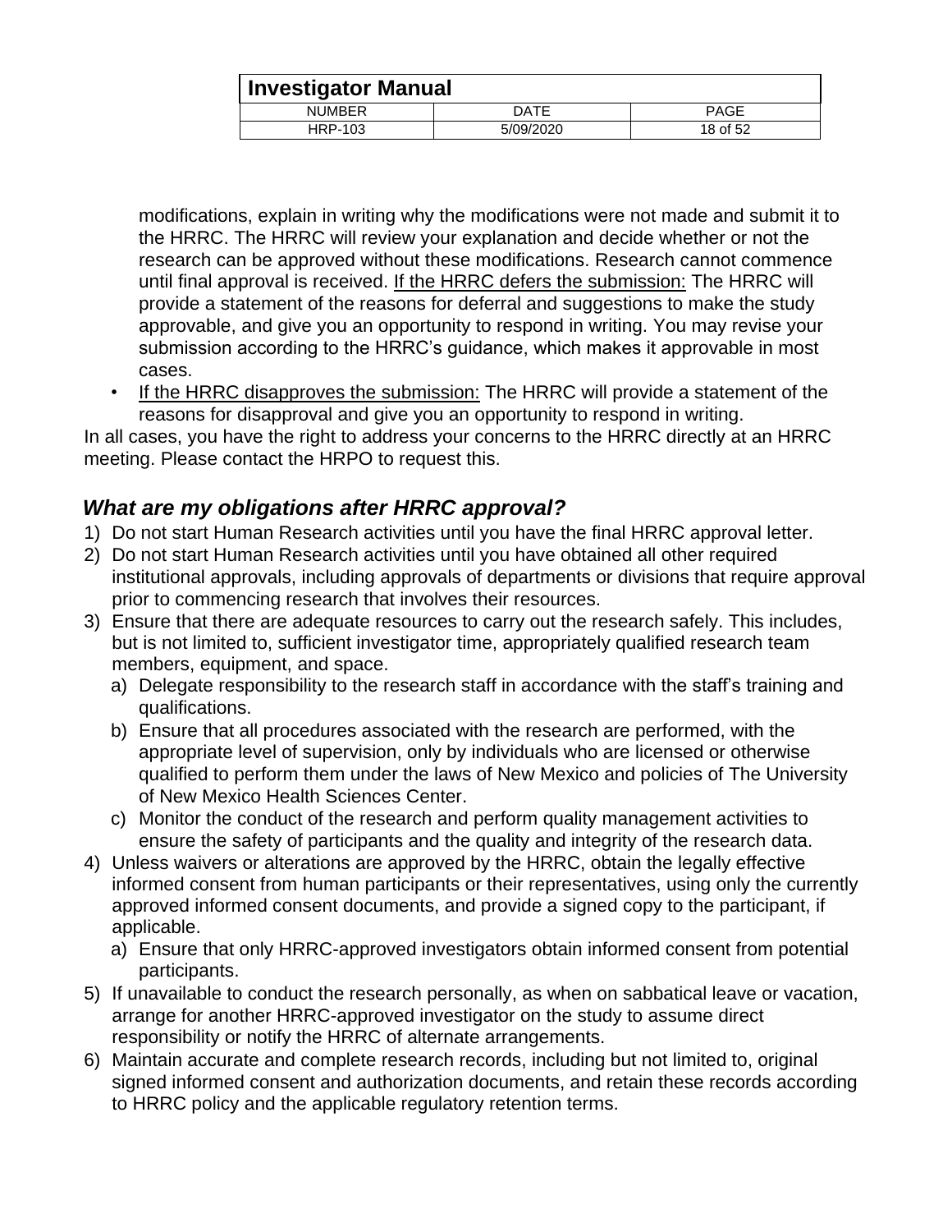modifications, explain in writing why the modifications were not made and submit it to the HRRC. The HRRC will review your explanation and decide whether or not the research can be approved without these modifications. Research cannot commence until final approval is received. <u>If the HRRC defers the submission:</u> The HRRC will provide a statement of the reasons for deferral and suggestions to make the study approvable, and give you an opportunity to respond in writing. You may revise your submission according to the HRRC's guidance, which makes it approvable in most cases.

- <u>If the HRRC disapproves the submission:</u> The HRRC will provide a statement of the reasons for disapproval and give you an opportunity to respond in writing.

In all cases, you have the right to address your concerns to the HRRC directly at an HRRC meeting. Please contact the HRPO to request this.

### *What are my obligations after HRRC approval?*

1) Do not start Human Research activities until you have the final HRRC approval letter.
2) Do not start Human Research activities until you have obtained all other required institutional approvals, including approvals of departments or divisions that require approval prior to commencing research that involves their resources.
3) Ensure that there are adequate resources to carry out the research safely. This includes, but is not limited to, sufficient investigator time, appropriately qualified research team members, equipment, and space.
   a) Delegate responsibility to the research staff in accordance with the staff's training and qualifications.
   b) Ensure that all procedures associated with the research are performed, with the appropriate level of supervision, only by individuals who are licensed or otherwise qualified to perform them under the laws of New Mexico and policies of The University of New Mexico Health Sciences Center.
   c) Monitor the conduct of the research and perform quality management activities to ensure the safety of participants and the quality and integrity of the research data.
4) Unless waivers or alterations are approved by the HRRC, obtain the legally effective informed consent from human participants or their representatives, using only the currently approved informed consent documents, and provide a signed copy to the participant, if applicable.
   a) Ensure that only HRRC-approved investigators obtain informed consent from potential participants.
5) If unavailable to conduct the research personally, as when on sabbatical leave or vacation, arrange for another HRRC-approved investigator on the study to assume direct responsibility or notify the HRRC of alternate arrangements.
6) Maintain accurate and complete research records, including but not limited to, original signed informed consent and authorization documents, and retain these records according to HRRC policy and the applicable regulatory retention terms.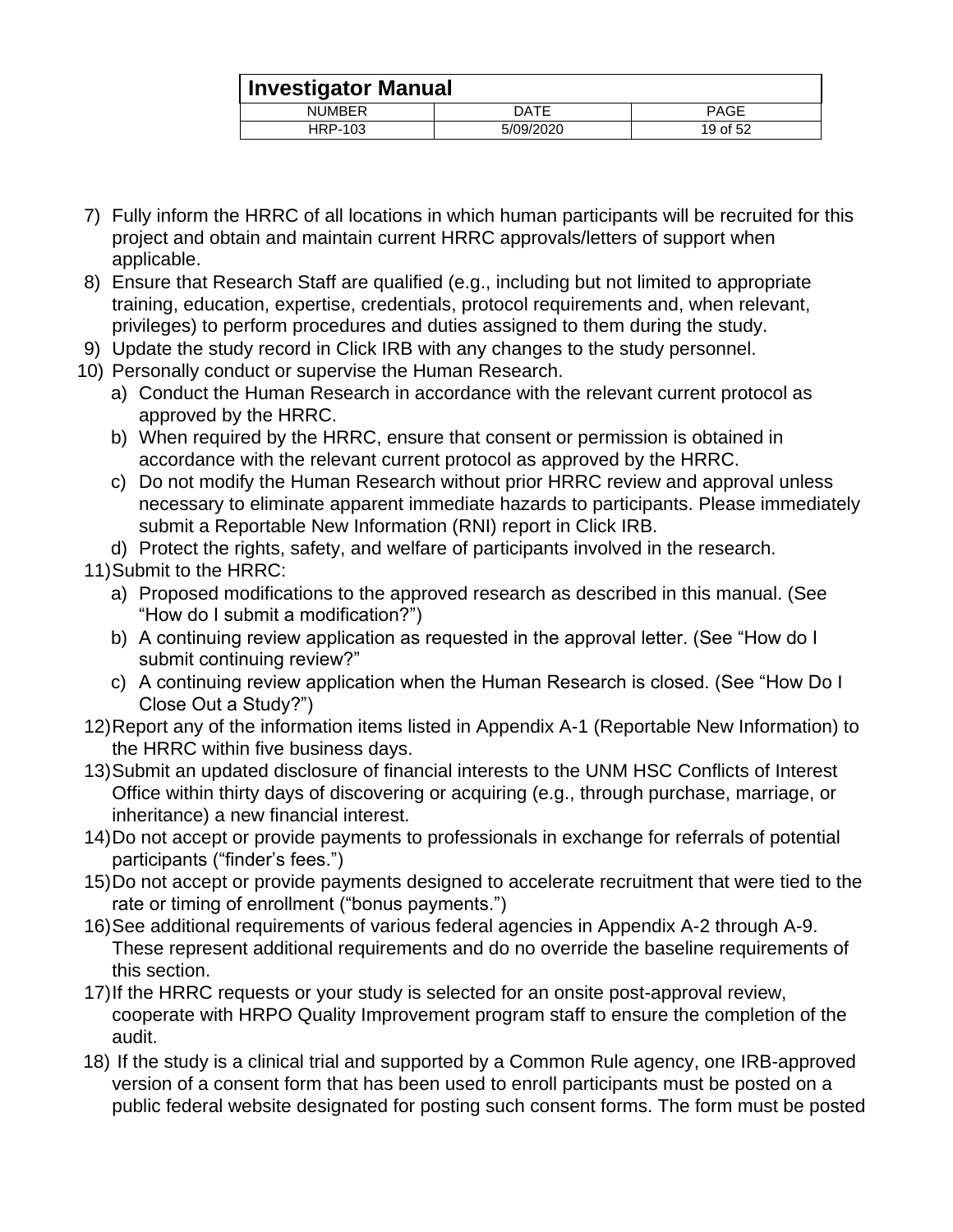7) Fully inform the HRRC of all locations in which human participants will be recruited for this project and obtain and maintain current HRRC approvals/letters of support when applicable.
8) Ensure that Research Staff are qualified (e.g., including but not limited to appropriate training, education, expertise, credentials, protocol requirements and, when relevant, privileges) to perform procedures and duties assigned to them during the study.
9) Update the study record in Click IRB with any changes to the study personnel.
10) Personally conduct or supervise the Human Research.
    a) Conduct the Human Research in accordance with the relevant current protocol as approved by the HRRC.
    b) When required by the HRRC, ensure that consent or permission is obtained in accordance with the relevant current protocol as approved by the HRRC.
    c) Do not modify the Human Research without prior HRRC review and approval unless necessary to eliminate apparent immediate hazards to participants. Please immediately submit a Reportable New Information (RNI) report in Click IRB.
    d) Protect the rights, safety, and welfare of participants involved in the research.
11) Submit to the HRRC:
    a) Proposed modifications to the approved research as described in this manual. (See "How do I submit a modification?")
    b) A continuing review application as requested in the approval letter. (See "How do I submit continuing review?"
    c) A continuing review application when the Human Research is closed. (See "How Do I Close Out a Study?")
12) Report any of the information items listed in Appendix A-1 (Reportable New Information) to the HRRC within five business days.
13) Submit an updated disclosure of financial interests to the UNM HSC Conflicts of Interest Office within thirty days of discovering or acquiring (e.g., through purchase, marriage, or inheritance) a new financial interest.
14) Do not accept or provide payments to professionals in exchange for referrals of potential participants ("finder's fees.")
15) Do not accept or provide payments designed to accelerate recruitment that were tied to the rate or timing of enrollment ("bonus payments.")
16) See additional requirements of various federal agencies in Appendix A-2 through A-9. These represent additional requirements and do no override the baseline requirements of this section.
17) If the HRRC requests or your study is selected for an onsite post-approval review, cooperate with HRPO Quality Improvement program staff to ensure the completion of the audit.
18) If the study is a clinical trial and supported by a Common Rule agency, one IRB-approved version of a consent form that has been used to enroll participants must be posted on a public federal website designated for posting such consent forms. The form must be posted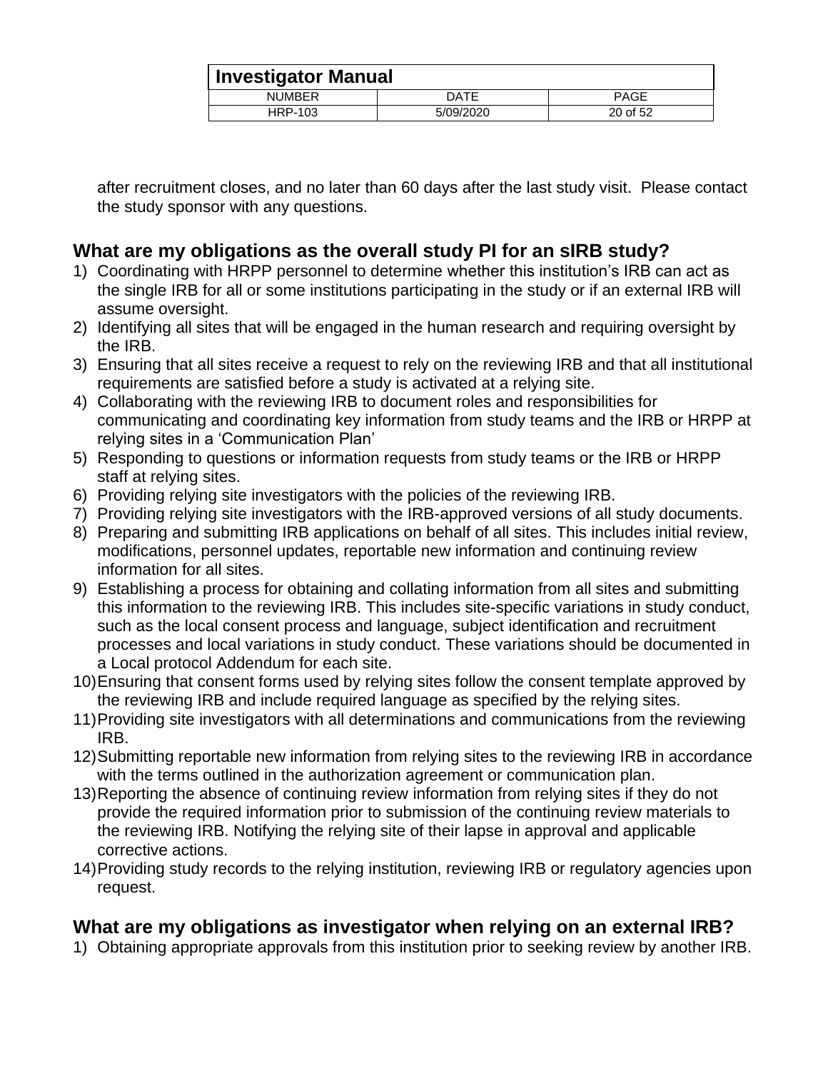after recruitment closes, and no later than 60 days after the last study visit. Please contact the study sponsor with any questions.

## What are my obligations as the overall study PI for an sIRB study?

1) Coordinating with HRPP personnel to determine whether this institution's IRB can act as the single IRB for all or some institutions participating in the study or if an external IRB will assume oversight.
2) Identifying all sites that will be engaged in the human research and requiring oversight by the IRB.
3) Ensuring that all sites receive a request to rely on the reviewing IRB and that all institutional requirements are satisfied before a study is activated at a relying site.
4) Collaborating with the reviewing IRB to document roles and responsibilities for communicating and coordinating key information from study teams and the IRB or HRPP at relying sites in a 'Communication Plan'
5) Responding to questions or information requests from study teams or the IRB or HRPP staff at relying sites.
6) Providing relying site investigators with the policies of the reviewing IRB.
7) Providing relying site investigators with the IRB-approved versions of all study documents.
8) Preparing and submitting IRB applications on behalf of all sites. This includes initial review, modifications, personnel updates, reportable new information and continuing review information for all sites.
9) Establishing a process for obtaining and collating information from all sites and submitting this information to the reviewing IRB. This includes site-specific variations in study conduct, such as the local consent process and language, subject identification and recruitment processes and local variations in study conduct. These variations should be documented in a Local protocol Addendum for each site.
10) Ensuring that consent forms used by relying sites follow the consent template approved by the reviewing IRB and include required language as specified by the relying sites.
11) Providing site investigators with all determinations and communications from the reviewing IRB.
12) Submitting reportable new information from relying sites to the reviewing IRB in accordance with the terms outlined in the authorization agreement or communication plan.
13) Reporting the absence of continuing review information from relying sites if they do not provide the required information prior to submission of the continuing review materials to the reviewing IRB. Notifying the relying site of their lapse in approval and applicable corrective actions.
14) Providing study records to the relying institution, reviewing IRB or regulatory agencies upon request.

## What are my obligations as investigator when relying on an external IRB?

1) Obtaining appropriate approvals from this institution prior to seeking review by another IRB.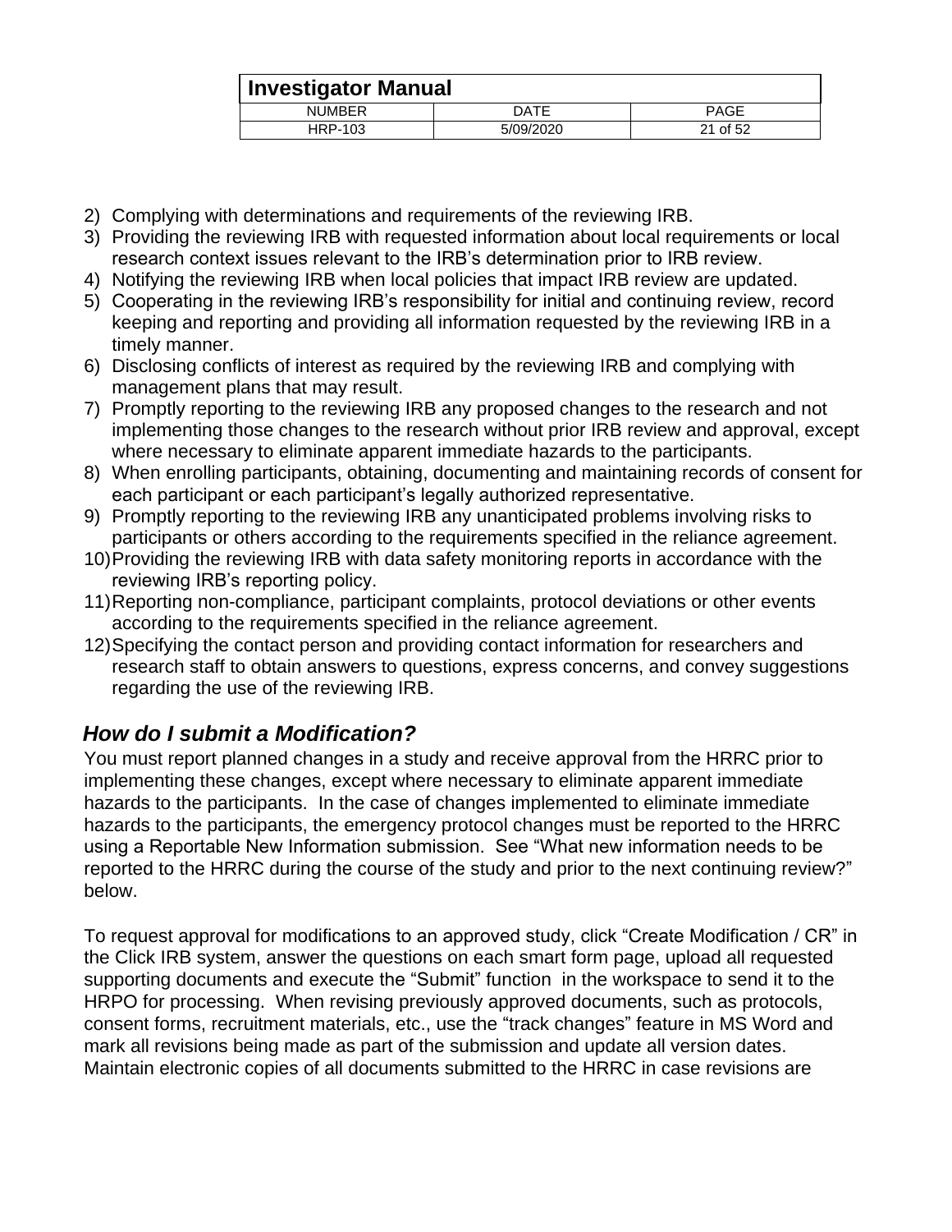2) Complying with determinations and requirements of the reviewing IRB.
3) Providing the reviewing IRB with requested information about local requirements or local research context issues relevant to the IRB's determination prior to IRB review.
4) Notifying the reviewing IRB when local policies that impact IRB review are updated.
5) Cooperating in the reviewing IRB's responsibility for initial and continuing review, record keeping and reporting and providing all information requested by the reviewing IRB in a timely manner.
6) Disclosing conflicts of interest as required by the reviewing IRB and complying with management plans that may result.
7) Promptly reporting to the reviewing IRB any proposed changes to the research and not implementing those changes to the research without prior IRB review and approval, except where necessary to eliminate apparent immediate hazards to the participants.
8) When enrolling participants, obtaining, documenting and maintaining records of consent for each participant or each participant's legally authorized representative.
9) Promptly reporting to the reviewing IRB any unanticipated problems involving risks to participants or others according to the requirements specified in the reliance agreement.
10) Providing the reviewing IRB with data safety monitoring reports in accordance with the reviewing IRB's reporting policy.
11) Reporting non-compliance, participant complaints, protocol deviations or other events according to the requirements specified in the reliance agreement.
12) Specifying the contact person and providing contact information for researchers and research staff to obtain answers to questions, express concerns, and convey suggestions regarding the use of the reviewing IRB.

## *How do I submit a Modification?*

You must report planned changes in a study and receive approval from the HRRC prior to implementing these changes, except where necessary to eliminate apparent immediate hazards to the participants. In the case of changes implemented to eliminate immediate hazards to the participants, the emergency protocol changes must be reported to the HRRC using a Reportable New Information submission. See "What new information needs to be reported to the HRRC during the course of the study and prior to the next continuing review?" below.

To request approval for modifications to an approved study, click "Create Modification / CR" in the Click IRB system, answer the questions on each smart form page, upload all requested supporting documents and execute the "Submit" function in the workspace to send it to the HRPO for processing. When revising previously approved documents, such as protocols, consent forms, recruitment materials, etc., use the "track changes" feature in MS Word and mark all revisions being made as part of the submission and update all version dates. Maintain electronic copies of all documents submitted to the HRRC in case revisions are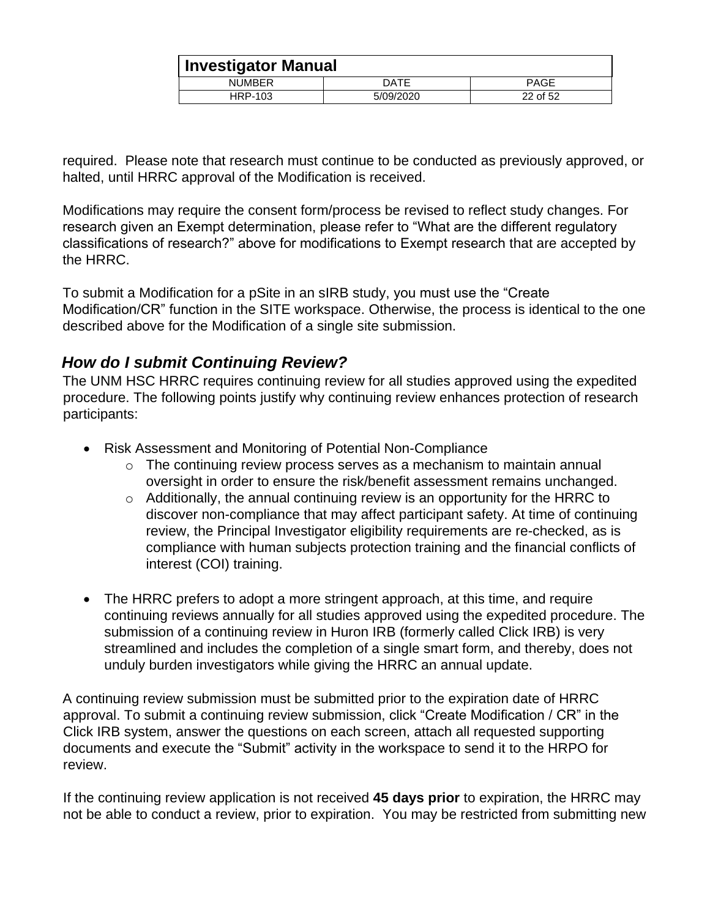required. Please note that research must continue to be conducted as previously approved, or halted, until HRRC approval of the Modification is received.

Modifications may require the consent form/process be revised to reflect study changes. For research given an Exempt determination, please refer to "What are the different regulatory classifications of research?" above for modifications to Exempt research that are accepted by the HRRC.

To submit a Modification for a pSite in an sIRB study, you must use the "Create Modification/CR" function in the SITE workspace. Otherwise, the process is identical to the one described above for the Modification of a single site submission.

### *How do I submit Continuing Review?*

The UNM HSC HRRC requires continuing review for all studies approved using the expedited procedure. The following points justify why continuing review enhances protection of research participants:

- Risk Assessment and Monitoring of Potential Non-Compliance
  - The continuing review process serves as a mechanism to maintain annual oversight in order to ensure the risk/benefit assessment remains unchanged.
  - Additionally, the annual continuing review is an opportunity for the HRRC to discover non-compliance that may affect participant safety. At time of continuing review, the Principal Investigator eligibility requirements are re-checked, as is compliance with human subjects protection training and the financial conflicts of interest (COI) training.

- The HRRC prefers to adopt a more stringent approach, at this time, and require continuing reviews annually for all studies approved using the expedited procedure. The submission of a continuing review in Huron IRB (formerly called Click IRB) is very streamlined and includes the completion of a single smart form, and thereby, does not unduly burden investigators while giving the HRRC an annual update.

A continuing review submission must be submitted prior to the expiration date of HRRC approval. To submit a continuing review submission, click "Create Modification / CR" in the Click IRB system, answer the questions on each screen, attach all requested supporting documents and execute the "Submit" activity in the workspace to send it to the HRPO for review.

If the continuing review application is not received **45 days prior** to expiration, the HRRC may not be able to conduct a review, prior to expiration. You may be restricted from submitting new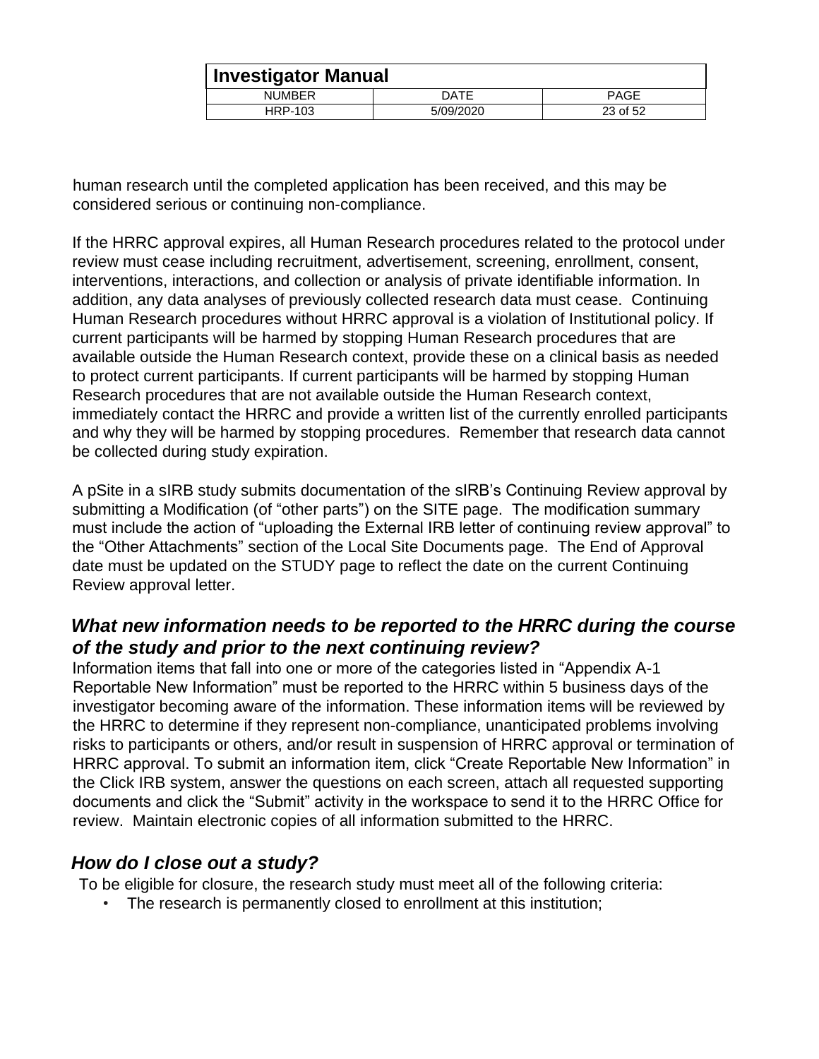human research until the completed application has been received, and this may be considered serious or continuing non-compliance.

If the HRRC approval expires, all Human Research procedures related to the protocol under review must cease including recruitment, advertisement, screening, enrollment, consent, interventions, interactions, and collection or analysis of private identifiable information. In addition, any data analyses of previously collected research data must cease. Continuing Human Research procedures without HRRC approval is a violation of Institutional policy. If current participants will be harmed by stopping Human Research procedures that are available outside the Human Research context, provide these on a clinical basis as needed to protect current participants. If current participants will be harmed by stopping Human Research procedures that are not available outside the Human Research context, immediately contact the HRRC and provide a written list of the currently enrolled participants and why they will be harmed by stopping procedures. Remember that research data cannot be collected during study expiration.

A pSite in a sIRB study submits documentation of the sIRB's Continuing Review approval by submitting a Modification (of "other parts") on the SITE page. The modification summary must include the action of "uploading the External IRB letter of continuing review approval" to the "Other Attachments" section of the Local Site Documents page. The End of Approval date must be updated on the STUDY page to reflect the date on the current Continuing Review approval letter.

## *What new information needs to be reported to the HRRC during the course of the study and prior to the next continuing review?*

Information items that fall into one or more of the categories listed in "Appendix A-1 Reportable New Information" must be reported to the HRRC within 5 business days of the investigator becoming aware of the information. These information items will be reviewed by the HRRC to determine if they represent non-compliance, unanticipated problems involving risks to participants or others, and/or result in suspension of HRRC approval or termination of HRRC approval. To submit an information item, click "Create Reportable New Information" in the Click IRB system, answer the questions on each screen, attach all requested supporting documents and click the "Submit" activity in the workspace to send it to the HRRC Office for review. Maintain electronic copies of all information submitted to the HRRC.

## *How do I close out a study?*

To be eligible for closure, the research study must meet all of the following criteria:

- The research is permanently closed to enrollment at this institution;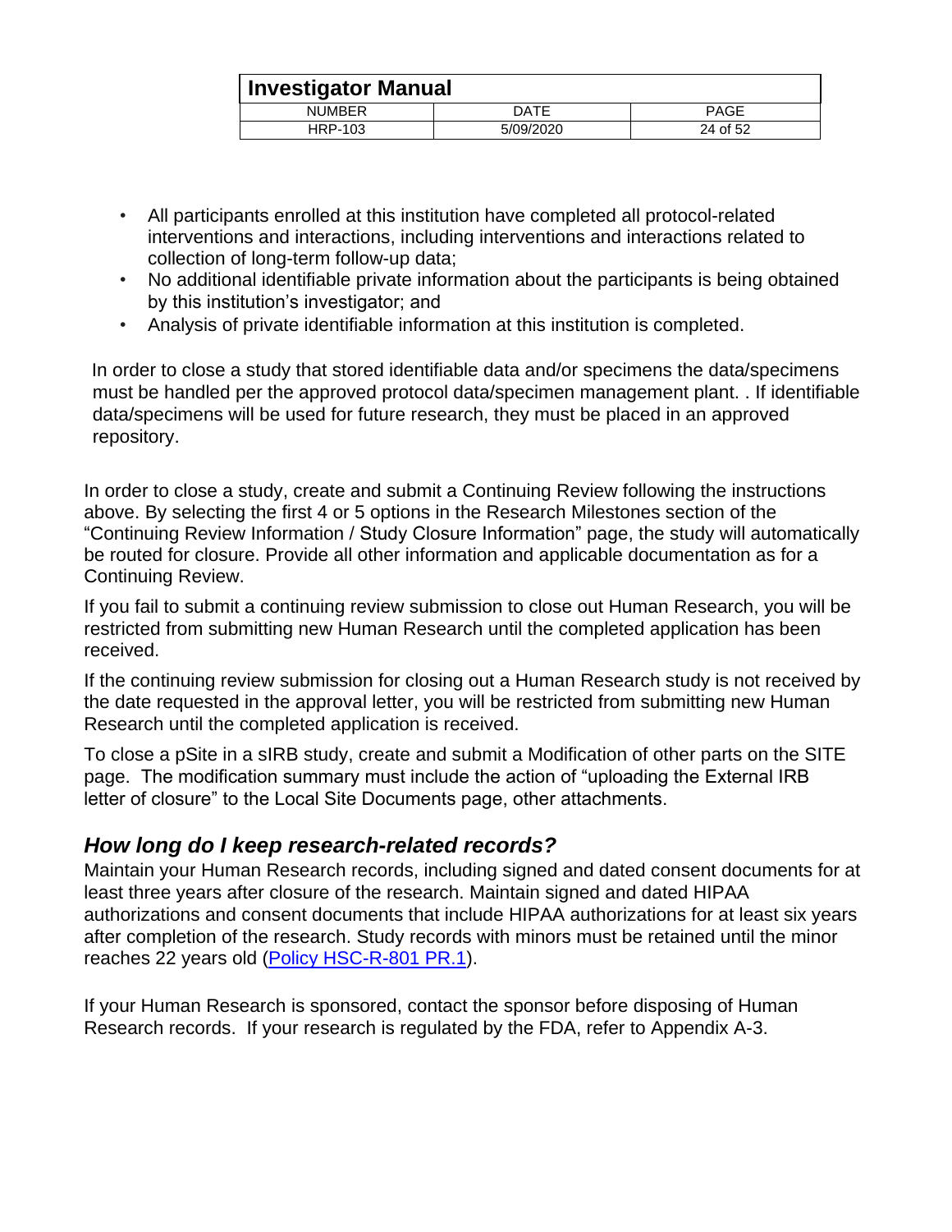- All participants enrolled at this institution have completed all protocol-related interventions and interactions, including interventions and interactions related to collection of long-term follow-up data;
- No additional identifiable private information about the participants is being obtained by this institution's investigator; and
- Analysis of private identifiable information at this institution is completed.

In order to close a study that stored identifiable data and/or specimens the data/specimens must be handled per the approved protocol data/specimen management plant. . If identifiable data/specimens will be used for future research, they must be placed in an approved repository.

In order to close a study, create and submit a Continuing Review following the instructions above. By selecting the first 4 or 5 options in the Research Milestones section of the "Continuing Review Information / Study Closure Information" page, the study will automatically be routed for closure. Provide all other information and applicable documentation as for a Continuing Review.

If you fail to submit a continuing review submission to close out Human Research, you will be restricted from submitting new Human Research until the completed application has been received.

If the continuing review submission for closing out a Human Research study is not received by the date requested in the approval letter, you will be restricted from submitting new Human Research until the completed application is received.

To close a pSite in a sIRB study, create and submit a Modification of other parts on the SITE page. The modification summary must include the action of "uploading the External IRB letter of closure" to the Local Site Documents page, other attachments.

### *How long do I keep research-related records?*

Maintain your Human Research records, including signed and dated consent documents for at least three years after closure of the research. Maintain signed and dated HIPAA authorizations and consent documents that include HIPAA authorizations for at least six years after completion of the research. Study records with minors must be retained until the minor reaches 22 years old (Policy HSC-R-801 PR.1).

If your Human Research is sponsored, contact the sponsor before disposing of Human Research records. If your research is regulated by the FDA, refer to Appendix A-3.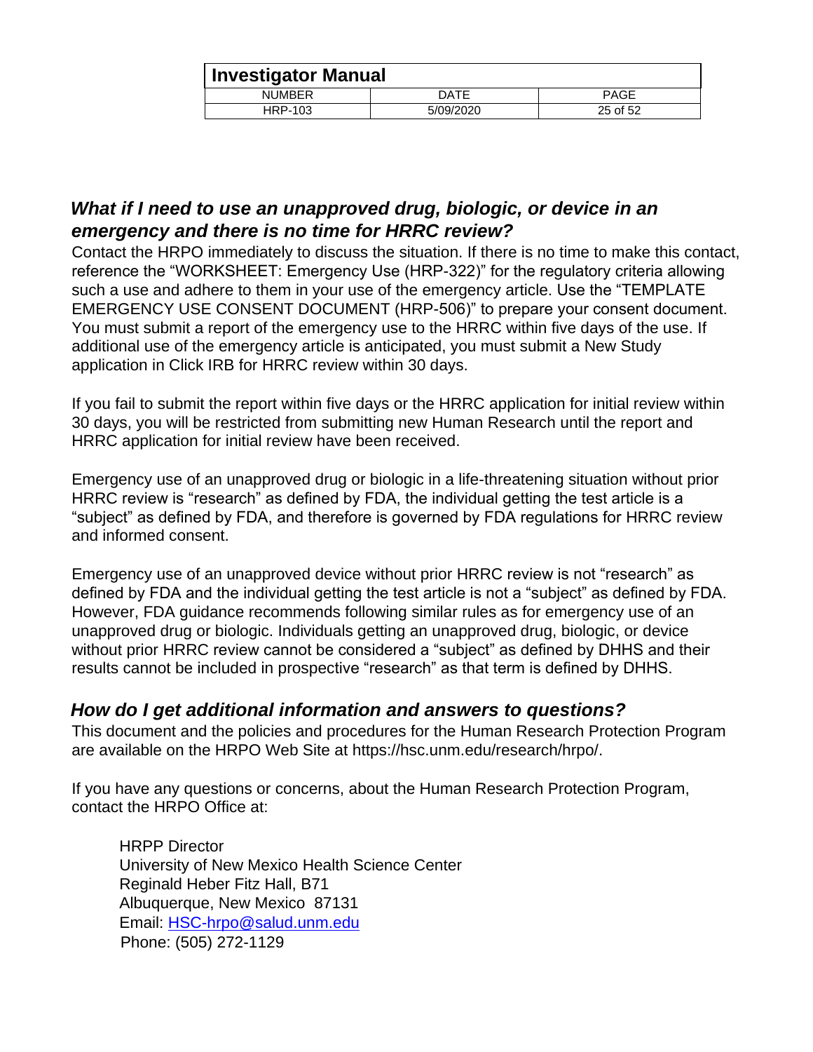### *What if I need to use an unapproved drug, biologic, or device in an emergency and there is no time for HRRC review?*

Contact the HRPO immediately to discuss the situation. If there is no time to make this contact, reference the "WORKSHEET: Emergency Use (HRP-322)" for the regulatory criteria allowing such a use and adhere to them in your use of the emergency article. Use the "TEMPLATE EMERGENCY USE CONSENT DOCUMENT (HRP-506)" to prepare your consent document. You must submit a report of the emergency use to the HRRC within five days of the use. If additional use of the emergency article is anticipated, you must submit a New Study application in Click IRB for HRRC review within 30 days.

If you fail to submit the report within five days or the HRRC application for initial review within 30 days, you will be restricted from submitting new Human Research until the report and HRRC application for initial review have been received.

Emergency use of an unapproved drug or biologic in a life-threatening situation without prior HRRC review is "research" as defined by FDA, the individual getting the test article is a "subject" as defined by FDA, and therefore is governed by FDA regulations for HRRC review and informed consent.

Emergency use of an unapproved device without prior HRRC review is not "research" as defined by FDA and the individual getting the test article is not a "subject" as defined by FDA. However, FDA guidance recommends following similar rules as for emergency use of an unapproved drug or biologic. Individuals getting an unapproved drug, biologic, or device without prior HRRC review cannot be considered a "subject" as defined by DHHS and their results cannot be included in prospective "research" as that term is defined by DHHS.

### *How do I get additional information and answers to questions?*

This document and the policies and procedures for the Human Research Protection Program are available on the HRPO Web Site at https://hsc.unm.edu/research/hrpo/.

If you have any questions or concerns, about the Human Research Protection Program, contact the HRPO Office at:

HRPP Director
University of New Mexico Health Science Center
Reginald Heber Fitz Hall, B71
Albuquerque, New Mexico 87131
Email: HSC-hrpo@salud.unm.edu
Phone: (505) 272-1129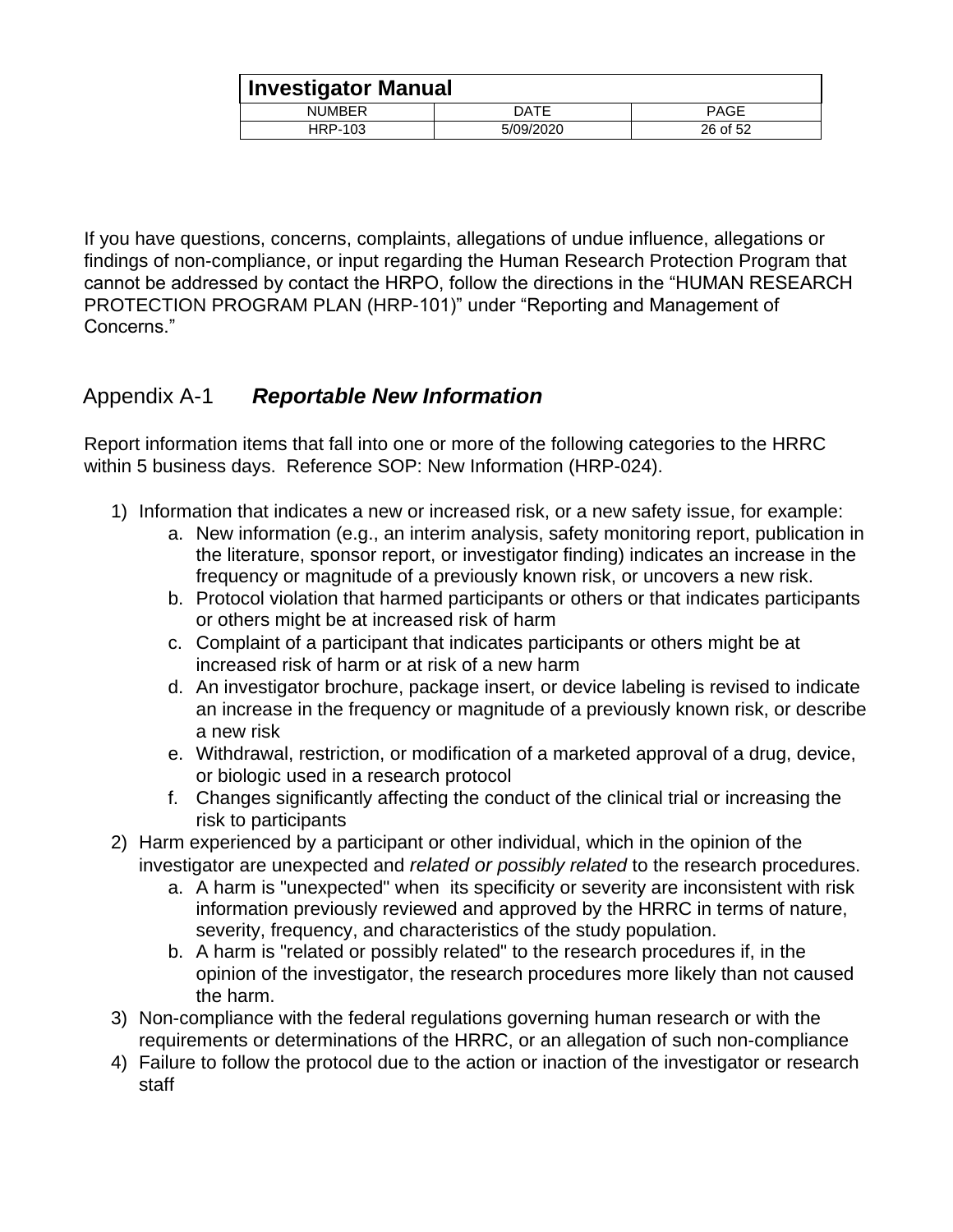If you have questions, concerns, complaints, allegations of undue influence, allegations or findings of non-compliance, or input regarding the Human Research Protection Program that cannot be addressed by contact the HRPO, follow the directions in the "HUMAN RESEARCH PROTECTION PROGRAM PLAN (HRP-101)" under "Reporting and Management of Concerns."

## Appendix A-1 ***Reportable New Information***

Report information items that fall into one or more of the following categories to the HRRC within 5 business days. Reference SOP: New Information (HRP-024).

1) Information that indicates a new or increased risk, or a new safety issue, for example:
    a. New information (e.g., an interim analysis, safety monitoring report, publication in the literature, sponsor report, or investigator finding) indicates an increase in the frequency or magnitude of a previously known risk, or uncovers a new risk.
    b. Protocol violation that harmed participants or others or that indicates participants or others might be at increased risk of harm
    c. Complaint of a participant that indicates participants or others might be at increased risk of harm or at risk of a new harm
    d. An investigator brochure, package insert, or device labeling is revised to indicate an increase in the frequency or magnitude of a previously known risk, or describe a new risk
    e. Withdrawal, restriction, or modification of a marketed approval of a drug, device, or biologic used in a research protocol
    f. Changes significantly affecting the conduct of the clinical trial or increasing the risk to participants
2) Harm experienced by a participant or other individual, which in the opinion of the investigator are unexpected and *related or possibly related* to the research procedures.
    a. A harm is "unexpected" when its specificity or severity are inconsistent with risk information previously reviewed and approved by the HRRC in terms of nature, severity, frequency, and characteristics of the study population.
    b. A harm is "related or possibly related" to the research procedures if, in the opinion of the investigator, the research procedures more likely than not caused the harm.
3) Non-compliance with the federal regulations governing human research or with the requirements or determinations of the HRRC, or an allegation of such non-compliance
4) Failure to follow the protocol due to the action or inaction of the investigator or research staff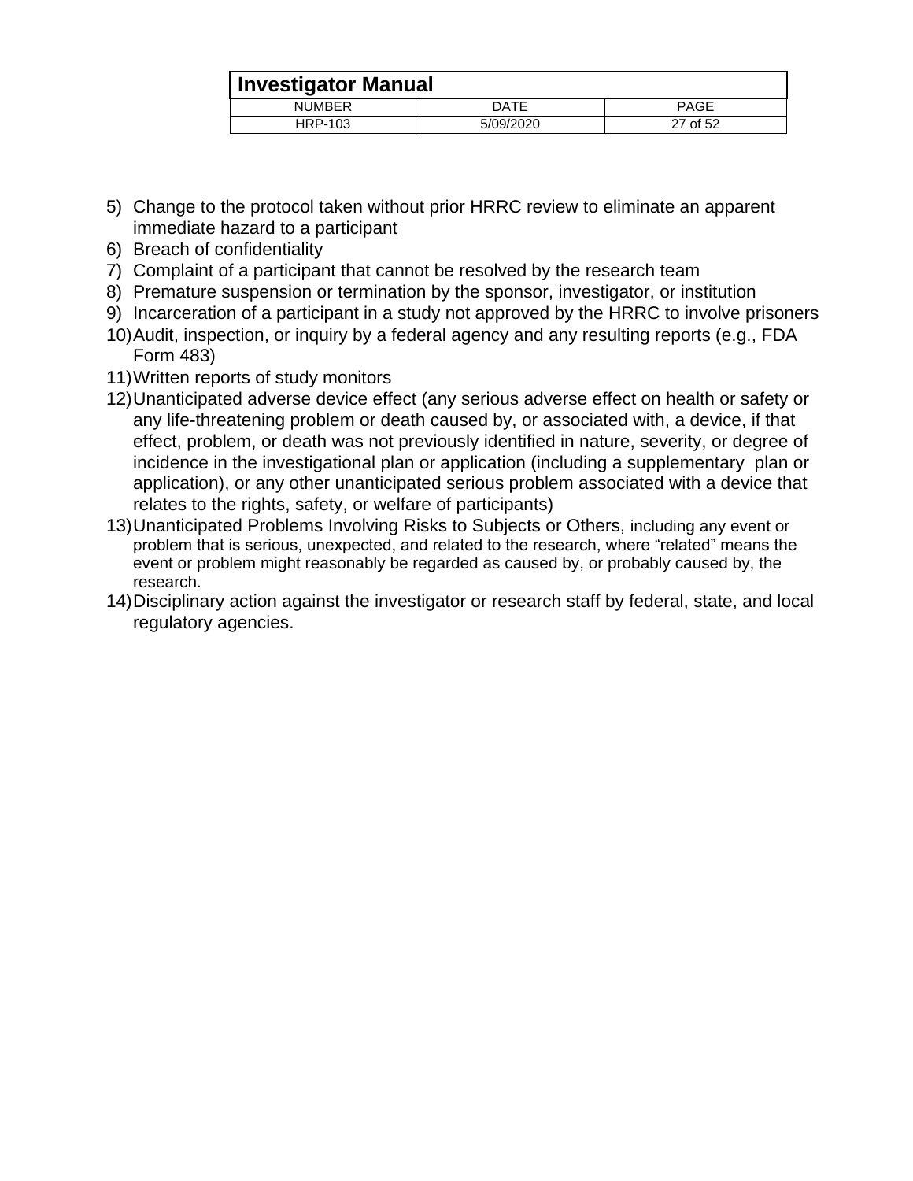5) Change to the protocol taken without prior HRRC review to eliminate an apparent immediate hazard to a participant
6) Breach of confidentiality
7) Complaint of a participant that cannot be resolved by the research team
8) Premature suspension or termination by the sponsor, investigator, or institution
9) Incarceration of a participant in a study not approved by the HRRC to involve prisoners
10) Audit, inspection, or inquiry by a federal agency and any resulting reports (e.g., FDA Form 483)
11) Written reports of study monitors
12) Unanticipated adverse device effect (any serious adverse effect on health or safety or any life-threatening problem or death caused by, or associated with, a device, if that effect, problem, or death was not previously identified in nature, severity, or degree of incidence in the investigational plan or application (including a supplementary plan or application), or any other unanticipated serious problem associated with a device that relates to the rights, safety, or welfare of participants)
13) Unanticipated Problems Involving Risks to Subjects or Others, including any event or problem that is serious, unexpected, and related to the research, where "related" means the event or problem might reasonably be regarded as caused by, or probably caused by, the research.
14) Disciplinary action against the investigator or research staff by federal, state, and local regulatory agencies.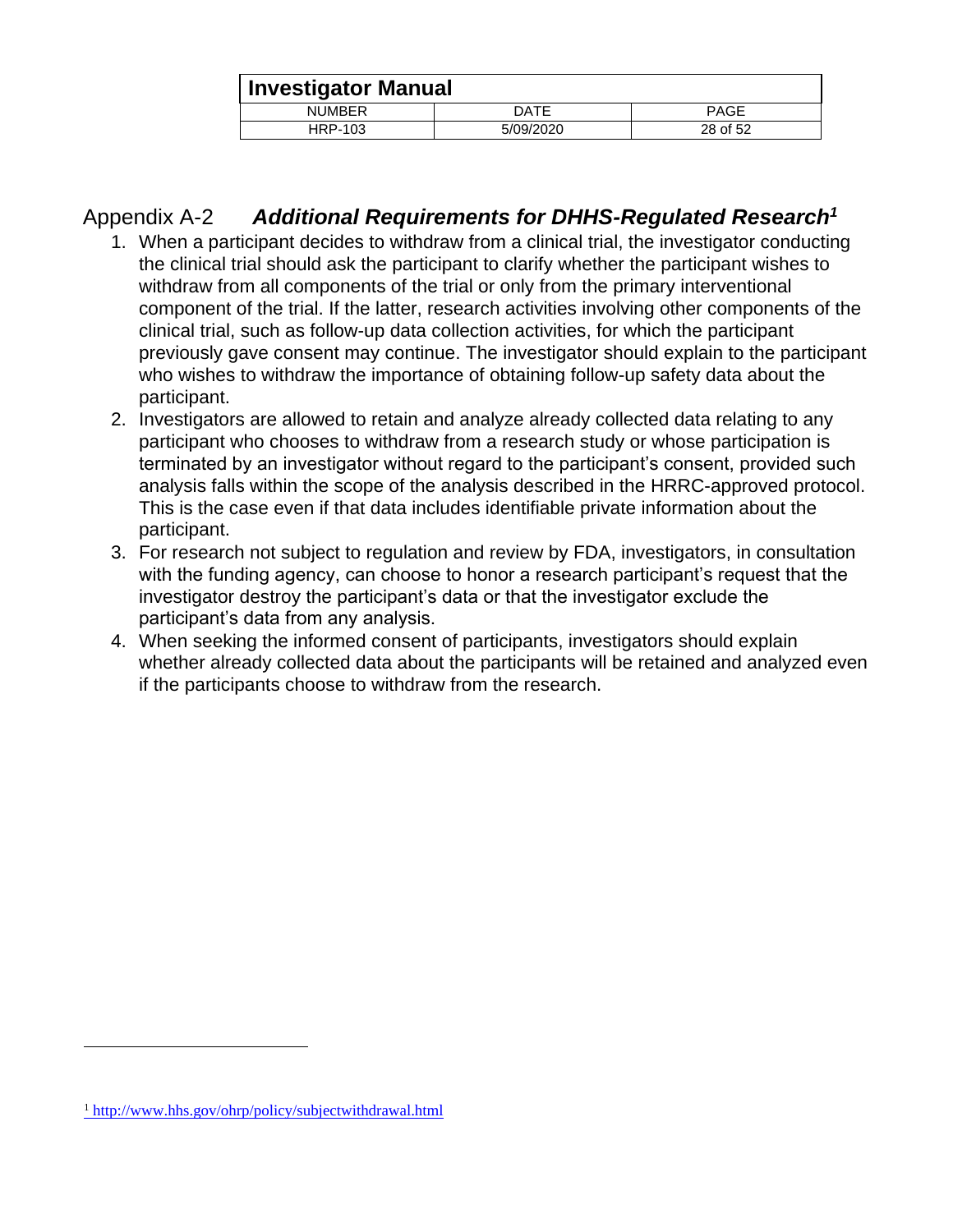## Appendix A-2 ***Additional Requirements for DHHS-Regulated Research***[1]

1. When a participant decides to withdraw from a clinical trial, the investigator conducting the clinical trial should ask the participant to clarify whether the participant wishes to withdraw from all components of the trial or only from the primary interventional component of the trial. If the latter, research activities involving other components of the clinical trial, such as follow-up data collection activities, for which the participant previously gave consent may continue. The investigator should explain to the participant who wishes to withdraw the importance of obtaining follow-up safety data about the participant.
2. Investigators are allowed to retain and analyze already collected data relating to any participant who chooses to withdraw from a research study or whose participation is terminated by an investigator without regard to the participant's consent, provided such analysis falls within the scope of the analysis described in the HRRC-approved protocol. This is the case even if that data includes identifiable private information about the participant.
3. For research not subject to regulation and review by FDA, investigators, in consultation with the funding agency, can choose to honor a research participant's request that the investigator destroy the participant's data or that the investigator exclude the participant's data from any analysis.
4. When seeking the informed consent of participants, investigators should explain whether already collected data about the participants will be retained and analyzed even if the participants choose to withdraw from the research.

---

[1] http://www.hhs.gov/ohrp/policy/subjectwithdrawal.html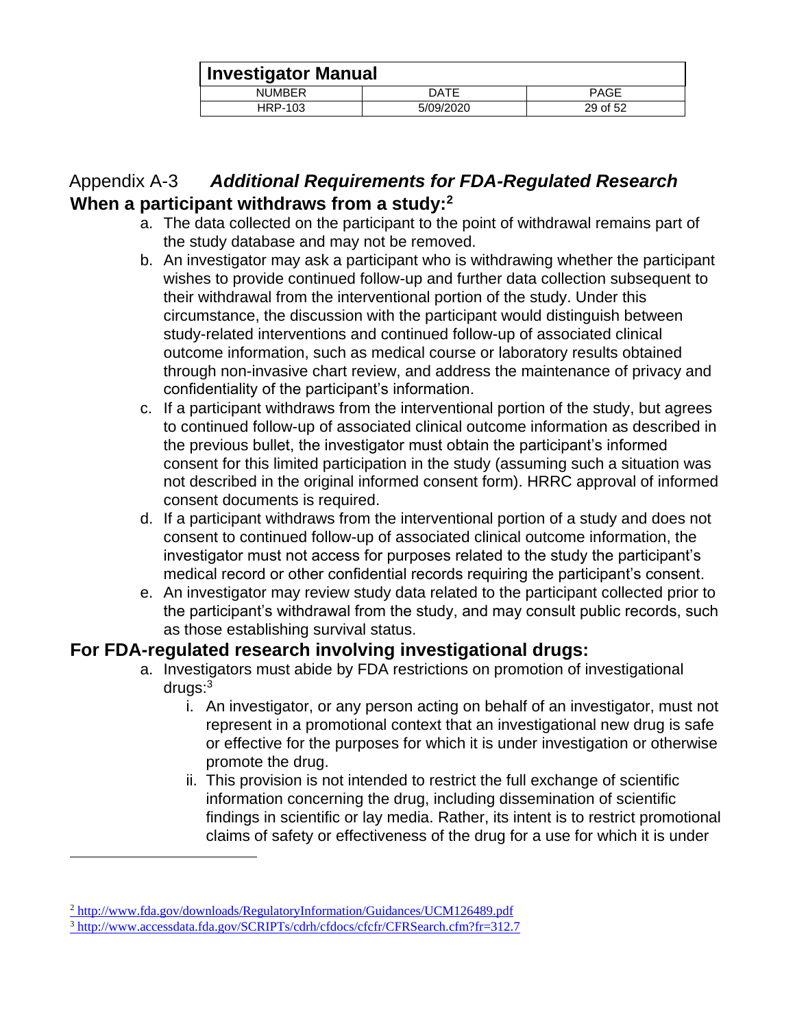## Appendix A-3 ***Additional Requirements for FDA-Regulated Research***

### When a participant withdraws from a study:[2]

a. The data collected on the participant to the point of withdrawal remains part of the study database and may not be removed.

b. An investigator may ask a participant who is withdrawing whether the participant wishes to provide continued follow-up and further data collection subsequent to their withdrawal from the interventional portion of the study. Under this circumstance, the discussion with the participant would distinguish between study-related interventions and continued follow-up of associated clinical outcome information, such as medical course or laboratory results obtained through non-invasive chart review, and address the maintenance of privacy and confidentiality of the participant's information.

c. If a participant withdraws from the interventional portion of the study, but agrees to continued follow-up of associated clinical outcome information as described in the previous bullet, the investigator must obtain the participant's informed consent for this limited participation in the study (assuming such a situation was not described in the original informed consent form). HRRC approval of informed consent documents is required.

d. If a participant withdraws from the interventional portion of a study and does not consent to continued follow-up of associated clinical outcome information, the investigator must not access for purposes related to the study the participant's medical record or other confidential records requiring the participant's consent.

e. An investigator may review study data related to the participant collected prior to the participant's withdrawal from the study, and may consult public records, such as those establishing survival status.

### For FDA-regulated research involving investigational drugs:

a. Investigators must abide by FDA restrictions on promotion of investigational drugs:[3]

   i. An investigator, or any person acting on behalf of an investigator, must not represent in a promotional context that an investigational new drug is safe or effective for the purposes for which it is under investigation or otherwise promote the drug.

   ii. This provision is not intended to restrict the full exchange of scientific information concerning the drug, including dissemination of scientific findings in scientific or lay media. Rather, its intent is to restrict promotional claims of safety or effectiveness of the drug for a use for which it is under

---

[2] http://www.fda.gov/downloads/RegulatoryInformation/Guidances/UCM126489.pdf

[3] http://www.accessdata.fda.gov/SCRIPTs/cdrh/cfdocs/cfcfr/CFRSearch.cfm?fr=312.7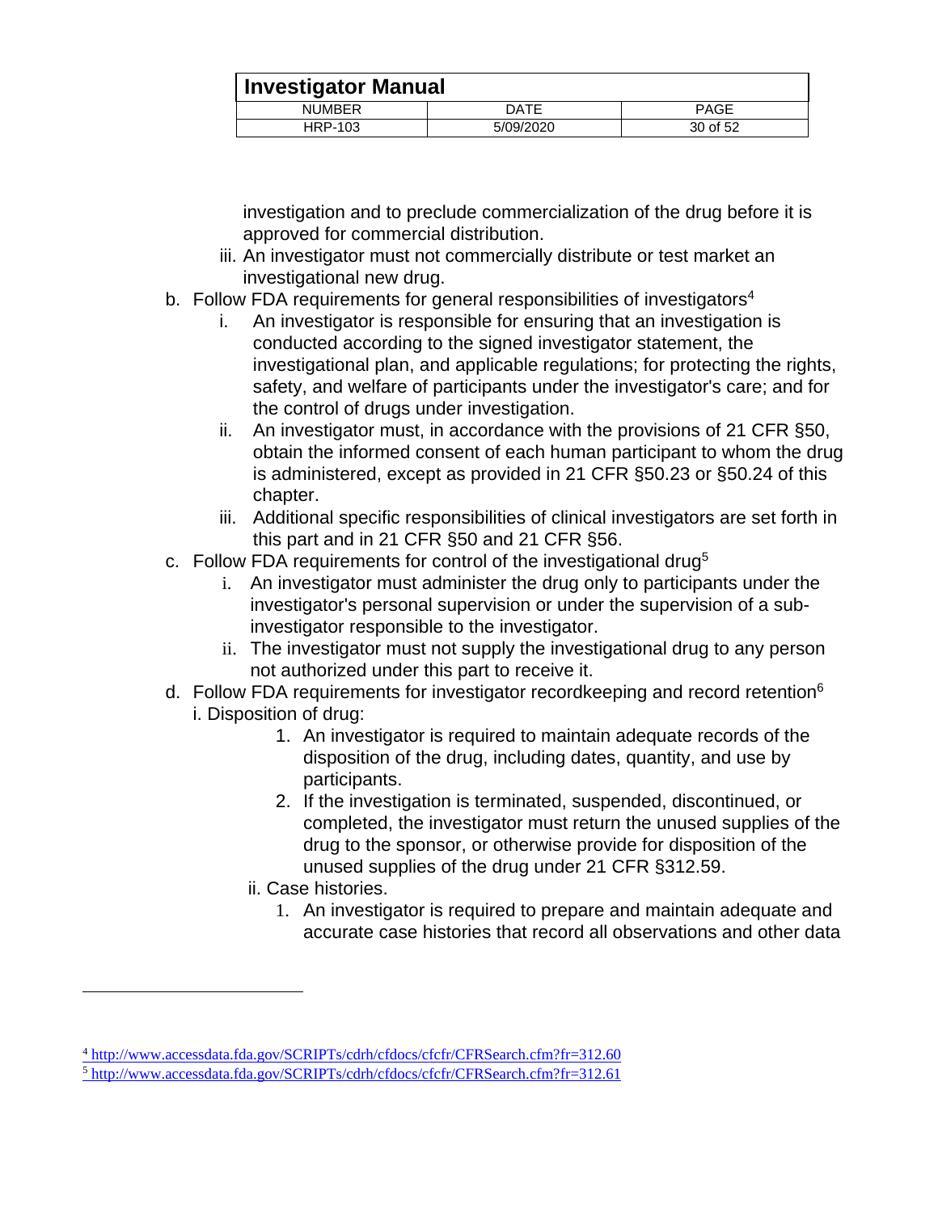investigation and to preclude commercialization of the drug before it is approved for commercial distribution.

   iii. An investigator must not commercially distribute or test market an investigational new drug.

b. Follow FDA requirements for general responsibilities of investigators[4]
   i. An investigator is responsible for ensuring that an investigation is conducted according to the signed investigator statement, the investigational plan, and applicable regulations; for protecting the rights, safety, and welfare of participants under the investigator's care; and for the control of drugs under investigation.
   ii. An investigator must, in accordance with the provisions of 21 CFR §50, obtain the informed consent of each human participant to whom the drug is administered, except as provided in 21 CFR §50.23 or §50.24 of this chapter.
   iii. Additional specific responsibilities of clinical investigators are set forth in this part and in 21 CFR §50 and 21 CFR §56.

c. Follow FDA requirements for control of the investigational drug[5]
   i. An investigator must administer the drug only to participants under the investigator's personal supervision or under the supervision of a sub-investigator responsible to the investigator.
   ii. The investigator must not supply the investigational drug to any person not authorized under this part to receive it.

d. Follow FDA requirements for investigator recordkeeping and record retention[6]
   i. Disposition of drug:
      1. An investigator is required to maintain adequate records of the disposition of the drug, including dates, quantity, and use by participants.
      2. If the investigation is terminated, suspended, discontinued, or completed, the investigator must return the unused supplies of the drug to the sponsor, or otherwise provide for disposition of the unused supplies of the drug under 21 CFR §312.59.
   ii. Case histories.
      1. An investigator is required to prepare and maintain adequate and accurate case histories that record all observations and other data

---

[4] http://www.accessdata.fda.gov/SCRIPTs/cdrh/cfdocs/cfcfr/CFRSearch.cfm?fr=312.60

[5] http://www.accessdata.fda.gov/SCRIPTs/cdrh/cfdocs/cfcfr/CFRSearch.cfm?fr=312.61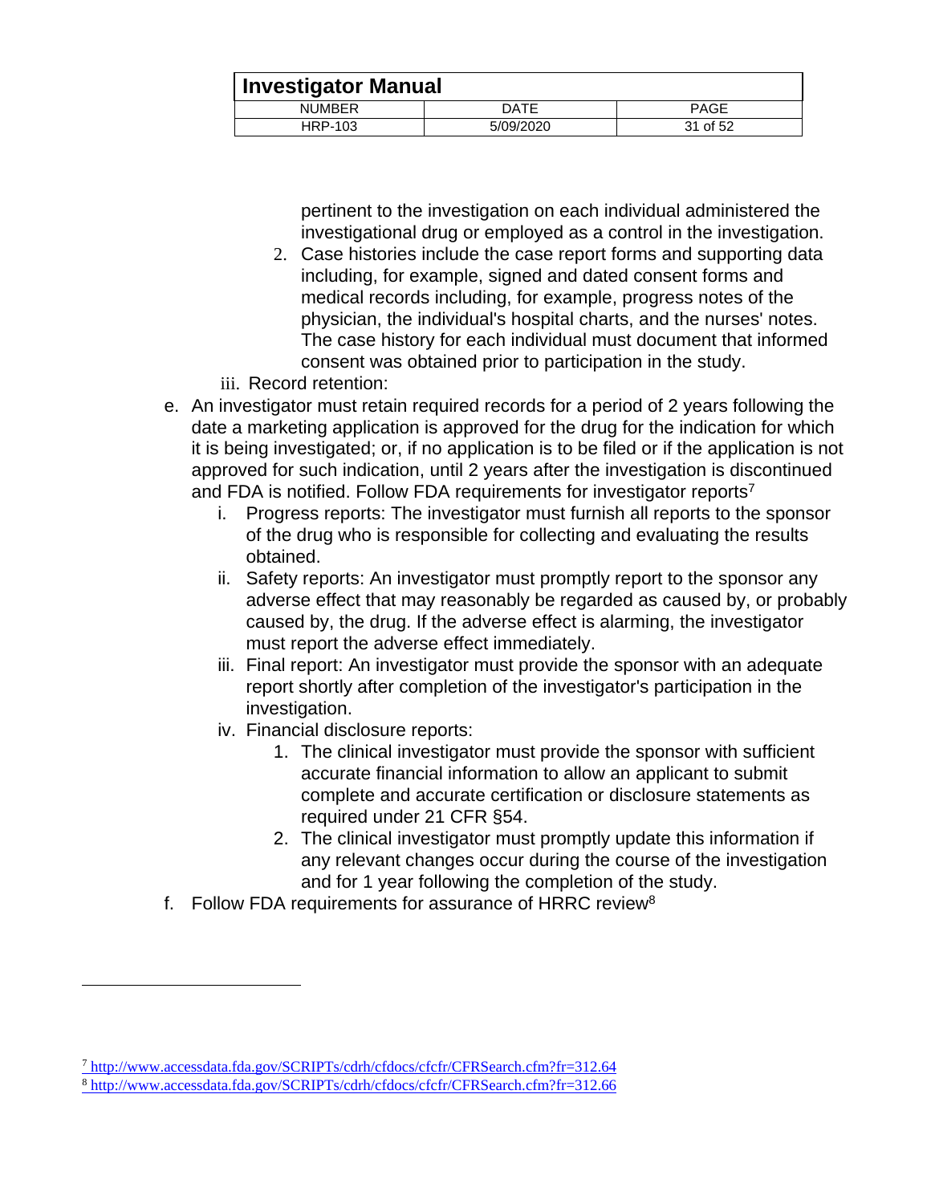pertinent to the investigation on each individual administered the investigational drug or employed as a control in the investigation.

    2. Case histories include the case report forms and supporting data including, for example, signed and dated consent forms and medical records including, for example, progress notes of the physician, the individual's hospital charts, and the nurses' notes. The case history for each individual must document that informed consent was obtained prior to participation in the study.

  iii. Record retention:

e. An investigator must retain required records for a period of 2 years following the date a marketing application is approved for the drug for the indication for which it is being investigated; or, if no application is to be filed or if the application is not approved for such indication, until 2 years after the investigation is discontinued and FDA is notified. Follow FDA requirements for investigator reports[7]
    i. Progress reports: The investigator must furnish all reports to the sponsor of the drug who is responsible for collecting and evaluating the results obtained.
    ii. Safety reports: An investigator must promptly report to the sponsor any adverse effect that may reasonably be regarded as caused by, or probably caused by, the drug. If the adverse effect is alarming, the investigator must report the adverse effect immediately.
    iii. Final report: An investigator must provide the sponsor with an adequate report shortly after completion of the investigator's participation in the investigation.
    iv. Financial disclosure reports:
        1. The clinical investigator must provide the sponsor with sufficient accurate financial information to allow an applicant to submit complete and accurate certification or disclosure statements as required under 21 CFR §54.
        2. The clinical investigator must promptly update this information if any relevant changes occur during the course of the investigation and for 1 year following the completion of the study.
f. Follow FDA requirements for assurance of HRRC review[8]

---

[7] http://www.accessdata.fda.gov/SCRIPTs/cdrh/cfdocs/cfcfr/CFRSearch.cfm?fr=312.64

[8] http://www.accessdata.fda.gov/SCRIPTs/cdrh/cfdocs/cfcfr/CFRSearch.cfm?fr=312.66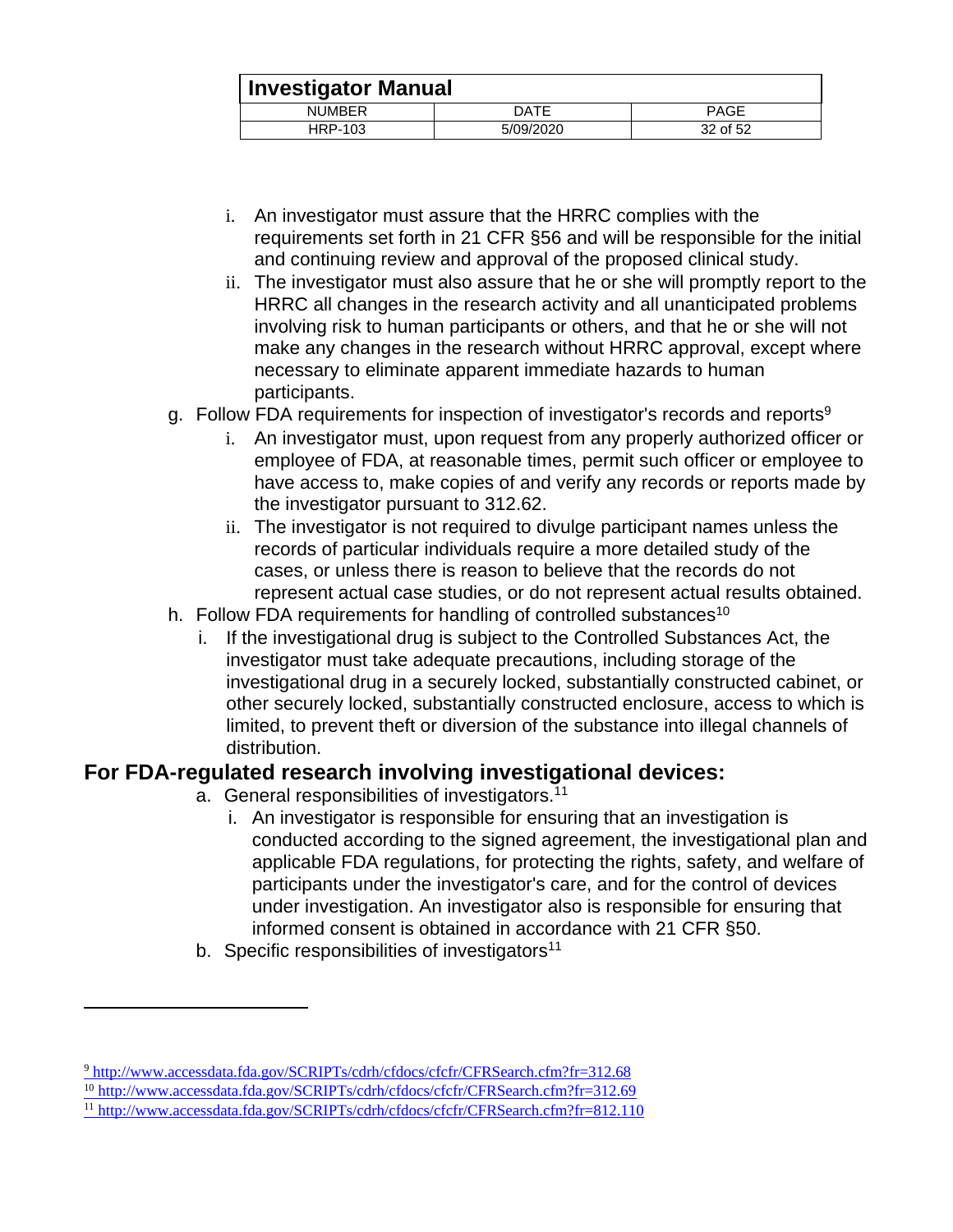i. An investigator must assure that the HRRC complies with the requirements set forth in 21 CFR §56 and will be responsible for the initial and continuing review and approval of the proposed clinical study.
    ii. The investigator must also assure that he or she will promptly report to the HRRC all changes in the research activity and all unanticipated problems involving risk to human participants or others, and that he or she will not make any changes in the research without HRRC approval, except where necessary to eliminate apparent immediate hazards to human participants.

g. Follow FDA requirements for inspection of investigator's records and reports[9]
    i. An investigator must, upon request from any properly authorized officer or employee of FDA, at reasonable times, permit such officer or employee to have access to, make copies of and verify any records or reports made by the investigator pursuant to 312.62.
    ii. The investigator is not required to divulge participant names unless the records of particular individuals require a more detailed study of the cases, or unless there is reason to believe that the records do not represent actual case studies, or do not represent actual results obtained.

h. Follow FDA requirements for handling of controlled substances[10]
    i. If the investigational drug is subject to the Controlled Substances Act, the investigator must take adequate precautions, including storage of the investigational drug in a securely locked, substantially constructed cabinet, or other securely locked, substantially constructed enclosure, access to which is limited, to prevent theft or diversion of the substance into illegal channels of distribution.

## For FDA-regulated research involving investigational devices:

a. General responsibilities of investigators.[11]
    i. An investigator is responsible for ensuring that an investigation is conducted according to the signed agreement, the investigational plan and applicable FDA regulations, for protecting the rights, safety, and welfare of participants under the investigator's care, and for the control of devices under investigation. An investigator also is responsible for ensuring that informed consent is obtained in accordance with 21 CFR §50.

b. Specific responsibilities of investigators[11]

---

[9] http://www.accessdata.fda.gov/SCRIPTs/cdrh/cfdocs/cfcfr/CFRSearch.cfm?fr=312.68

[10] http://www.accessdata.fda.gov/SCRIPTs/cdrh/cfdocs/cfcfr/CFRSearch.cfm?fr=312.69

[11] http://www.accessdata.fda.gov/SCRIPTs/cdrh/cfdocs/cfcfr/CFRSearch.cfm?fr=812.110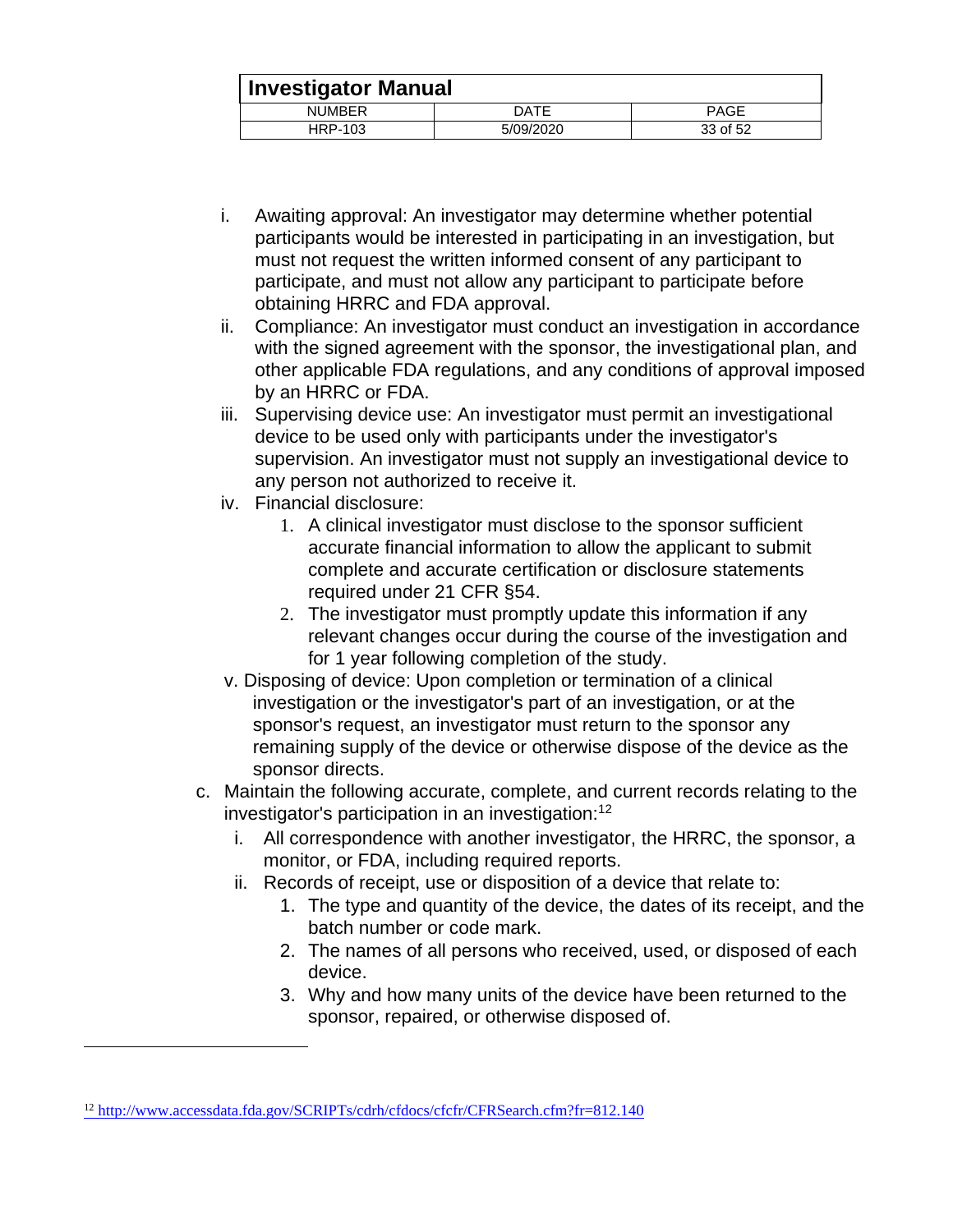i. Awaiting approval: An investigator may determine whether potential participants would be interested in participating in an investigation, but must not request the written informed consent of any participant to participate, and must not allow any participant to participate before obtaining HRRC and FDA approval.

ii. Compliance: An investigator must conduct an investigation in accordance with the signed agreement with the sponsor, the investigational plan, and other applicable FDA regulations, and any conditions of approval imposed by an HRRC or FDA.

iii. Supervising device use: An investigator must permit an investigational device to be used only with participants under the investigator's supervision. An investigator must not supply an investigational device to any person not authorized to receive it.

iv. Financial disclosure:

   1. A clinical investigator must disclose to the sponsor sufficient accurate financial information to allow the applicant to submit complete and accurate certification or disclosure statements required under 21 CFR §54.
   2. The investigator must promptly update this information if any relevant changes occur during the course of the investigation and for 1 year following completion of the study.

v. Disposing of device: Upon completion or termination of a clinical investigation or the investigator's part of an investigation, or at the sponsor's request, an investigator must return to the sponsor any remaining supply of the device or otherwise dispose of the device as the sponsor directs.

c. Maintain the following accurate, complete, and current records relating to the investigator's participation in an investigation:[12]

   i. All correspondence with another investigator, the HRRC, the sponsor, a monitor, or FDA, including required reports.
   ii. Records of receipt, use or disposition of a device that relate to:
      1. The type and quantity of the device, the dates of its receipt, and the batch number or code mark.
      2. The names of all persons who received, used, or disposed of each device.
      3. Why and how many units of the device have been returned to the sponsor, repaired, or otherwise disposed of.

---

[12] http://www.accessdata.fda.gov/SCRIPTs/cdrh/cfdocs/cfcfr/CFRSearch.cfm?fr=812.140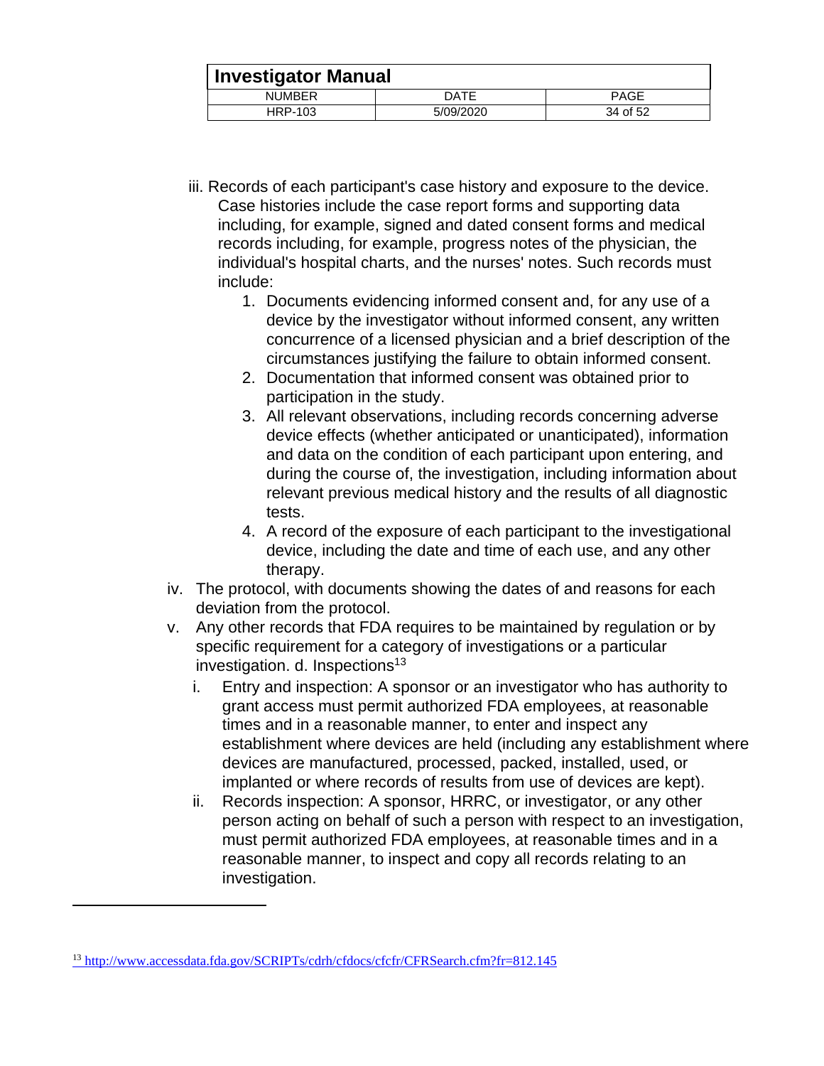iii. Records of each participant's case history and exposure to the device. Case histories include the case report forms and supporting data including, for example, signed and dated consent forms and medical records including, for example, progress notes of the physician, the individual's hospital charts, and the nurses' notes. Such records must include:

   1. Documents evidencing informed consent and, for any use of a device by the investigator without informed consent, any written concurrence of a licensed physician and a brief description of the circumstances justifying the failure to obtain informed consent.
   2. Documentation that informed consent was obtained prior to participation in the study.
   3. All relevant observations, including records concerning adverse device effects (whether anticipated or unanticipated), information and data on the condition of each participant upon entering, and during the course of, the investigation, including information about relevant previous medical history and the results of all diagnostic tests.
   4. A record of the exposure of each participant to the investigational device, including the date and time of each use, and any other therapy.

iv. The protocol, with documents showing the dates of and reasons for each deviation from the protocol.

v. Any other records that FDA requires to be maintained by regulation or by specific requirement for a category of investigations or a particular investigation. d. Inspections[13]

   i. Entry and inspection: A sponsor or an investigator who has authority to grant access must permit authorized FDA employees, at reasonable times and in a reasonable manner, to enter and inspect any establishment where devices are held (including any establishment where devices are manufactured, processed, packed, installed, used, or implanted or where records of results from use of devices are kept).
   ii. Records inspection: A sponsor, HRRC, or investigator, or any other person acting on behalf of such a person with respect to an investigation, must permit authorized FDA employees, at reasonable times and in a reasonable manner, to inspect and copy all records relating to an investigation.

---

[13] http://www.accessdata.fda.gov/SCRIPTs/cdrh/cfdocs/cfcfr/CFRSearch.cfm?fr=812.145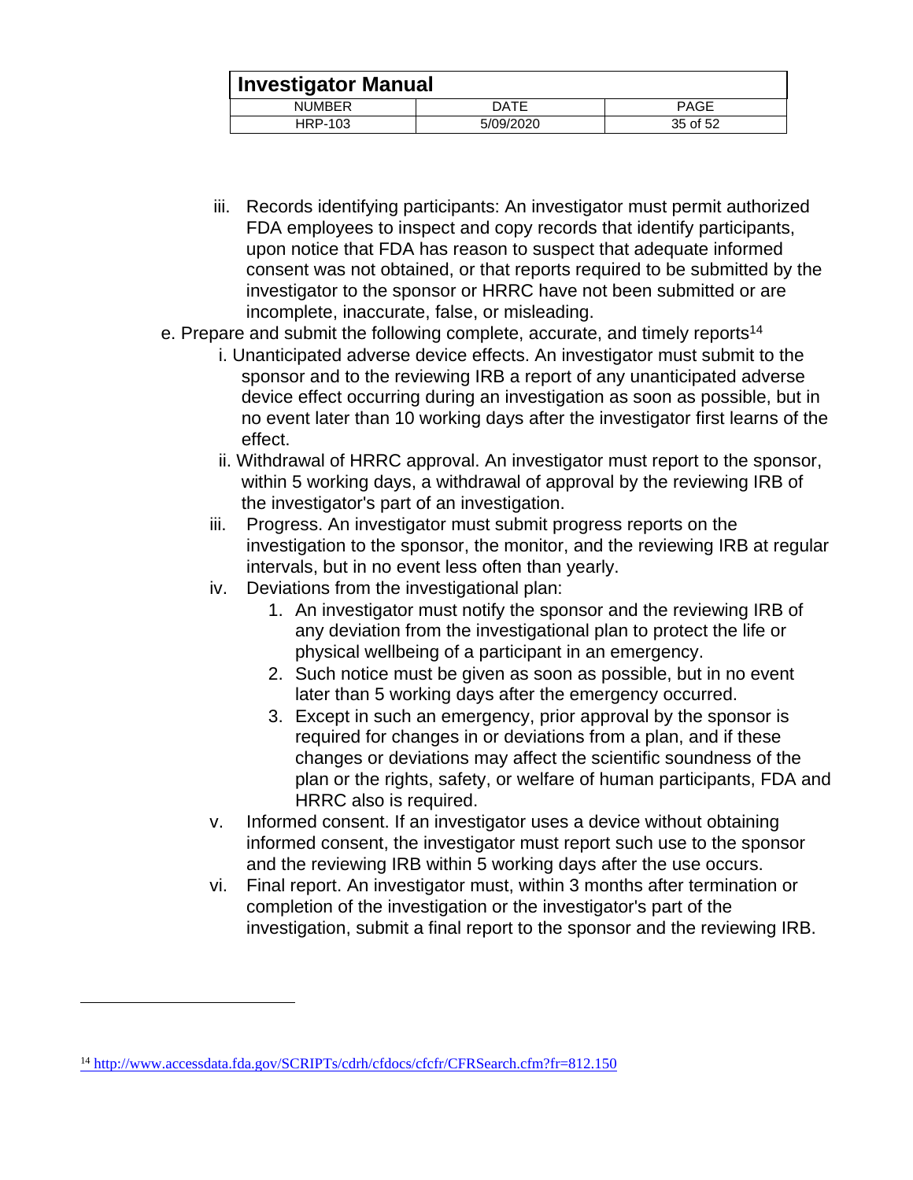iii. Records identifying participants: An investigator must permit authorized FDA employees to inspect and copy records that identify participants, upon notice that FDA has reason to suspect that adequate informed consent was not obtained, or that reports required to be submitted by the investigator to the sponsor or HRRC have not been submitted or are incomplete, inaccurate, false, or misleading.

e. Prepare and submit the following complete, accurate, and timely reports[14]

   i. Unanticipated adverse device effects. An investigator must submit to the sponsor and to the reviewing IRB a report of any unanticipated adverse device effect occurring during an investigation as soon as possible, but in no event later than 10 working days after the investigator first learns of the effect.

   ii. Withdrawal of HRRC approval. An investigator must report to the sponsor, within 5 working days, a withdrawal of approval by the reviewing IRB of the investigator's part of an investigation.

   iii. Progress. An investigator must submit progress reports on the investigation to the sponsor, the monitor, and the reviewing IRB at regular intervals, but in no event less often than yearly.

   iv. Deviations from the investigational plan:

      1. An investigator must notify the sponsor and the reviewing IRB of any deviation from the investigational plan to protect the life or physical wellbeing of a participant in an emergency.
      2. Such notice must be given as soon as possible, but in no event later than 5 working days after the emergency occurred.
      3. Except in such an emergency, prior approval by the sponsor is required for changes in or deviations from a plan, and if these changes or deviations may affect the scientific soundness of the plan or the rights, safety, or welfare of human participants, FDA and HRRC also is required.

   v. Informed consent. If an investigator uses a device without obtaining informed consent, the investigator must report such use to the sponsor and the reviewing IRB within 5 working days after the use occurs.

   vi. Final report. An investigator must, within 3 months after termination or completion of the investigation or the investigator's part of the investigation, submit a final report to the sponsor and the reviewing IRB.

---

[14] http://www.accessdata.fda.gov/SCRIPTs/cdrh/cfdocs/cfcfr/CFRSearch.cfm?fr=812.150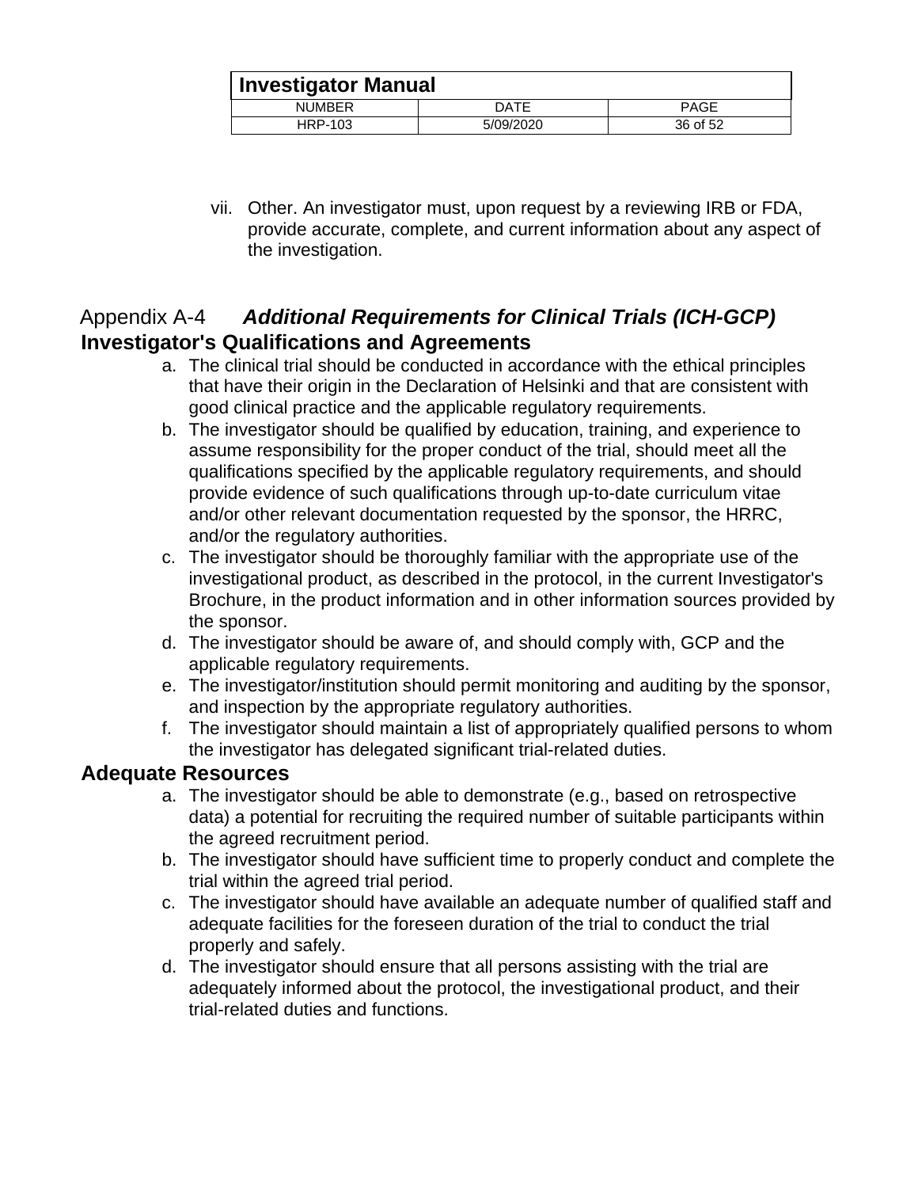vii. Other. An investigator must, upon request by a reviewing IRB or FDA, provide accurate, complete, and current information about any aspect of the investigation.

## Appendix A-4 ***Additional Requirements for Clinical Trials (ICH-GCP)***

### Investigator's Qualifications and Agreements

a. The clinical trial should be conducted in accordance with the ethical principles that have their origin in the Declaration of Helsinki and that are consistent with good clinical practice and the applicable regulatory requirements.
b. The investigator should be qualified by education, training, and experience to assume responsibility for the proper conduct of the trial, should meet all the qualifications specified by the applicable regulatory requirements, and should provide evidence of such qualifications through up-to-date curriculum vitae and/or other relevant documentation requested by the sponsor, the HRRC, and/or the regulatory authorities.
c. The investigator should be thoroughly familiar with the appropriate use of the investigational product, as described in the protocol, in the current Investigator's Brochure, in the product information and in other information sources provided by the sponsor.
d. The investigator should be aware of, and should comply with, GCP and the applicable regulatory requirements.
e. The investigator/institution should permit monitoring and auditing by the sponsor, and inspection by the appropriate regulatory authorities.
f. The investigator should maintain a list of appropriately qualified persons to whom the investigator has delegated significant trial-related duties.

### Adequate Resources

a. The investigator should be able to demonstrate (e.g., based on retrospective data) a potential for recruiting the required number of suitable participants within the agreed recruitment period.
b. The investigator should have sufficient time to properly conduct and complete the trial within the agreed trial period.
c. The investigator should have available an adequate number of qualified staff and adequate facilities for the foreseen duration of the trial to conduct the trial properly and safely.
d. The investigator should ensure that all persons assisting with the trial are adequately informed about the protocol, the investigational product, and their trial-related duties and functions.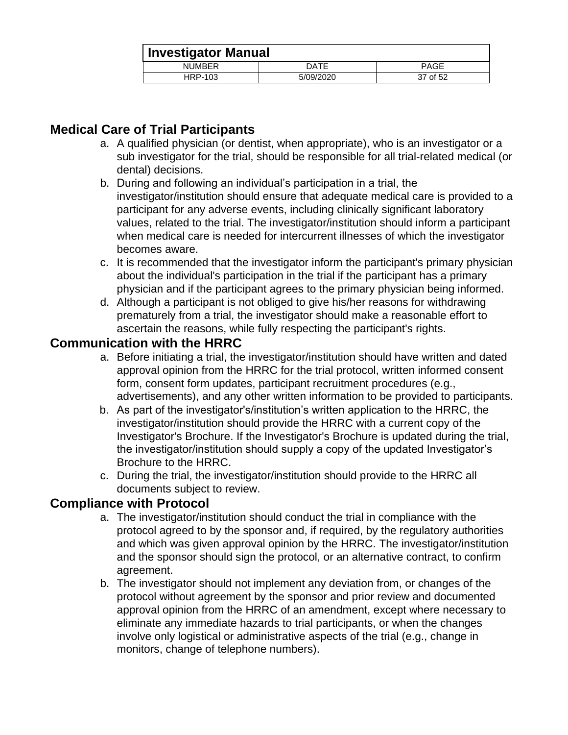## Medical Care of Trial Participants

a. A qualified physician (or dentist, when appropriate), who is an investigator or a sub investigator for the trial, should be responsible for all trial-related medical (or dental) decisions.
b. During and following an individual's participation in a trial, the investigator/institution should ensure that adequate medical care is provided to a participant for any adverse events, including clinically significant laboratory values, related to the trial. The investigator/institution should inform a participant when medical care is needed for intercurrent illnesses of which the investigator becomes aware.
c. It is recommended that the investigator inform the participant's primary physician about the individual's participation in the trial if the participant has a primary physician and if the participant agrees to the primary physician being informed.
d. Although a participant is not obliged to give his/her reasons for withdrawing prematurely from a trial, the investigator should make a reasonable effort to ascertain the reasons, while fully respecting the participant's rights.

## Communication with the HRRC

a. Before initiating a trial, the investigator/institution should have written and dated approval opinion from the HRRC for the trial protocol, written informed consent form, consent form updates, participant recruitment procedures (e.g., advertisements), and any other written information to be provided to participants.
b. As part of the investigator's/institution's written application to the HRRC, the investigator/institution should provide the HRRC with a current copy of the Investigator's Brochure. If the Investigator's Brochure is updated during the trial, the investigator/institution should supply a copy of the updated Investigator's Brochure to the HRRC.
c. During the trial, the investigator/institution should provide to the HRRC all documents subject to review.

## Compliance with Protocol

a. The investigator/institution should conduct the trial in compliance with the protocol agreed to by the sponsor and, if required, by the regulatory authorities and which was given approval opinion by the HRRC. The investigator/institution and the sponsor should sign the protocol, or an alternative contract, to confirm agreement.
b. The investigator should not implement any deviation from, or changes of the protocol without agreement by the sponsor and prior review and documented approval opinion from the HRRC of an amendment, except where necessary to eliminate any immediate hazards to trial participants, or when the changes involve only logistical or administrative aspects of the trial (e.g., change in monitors, change of telephone numbers).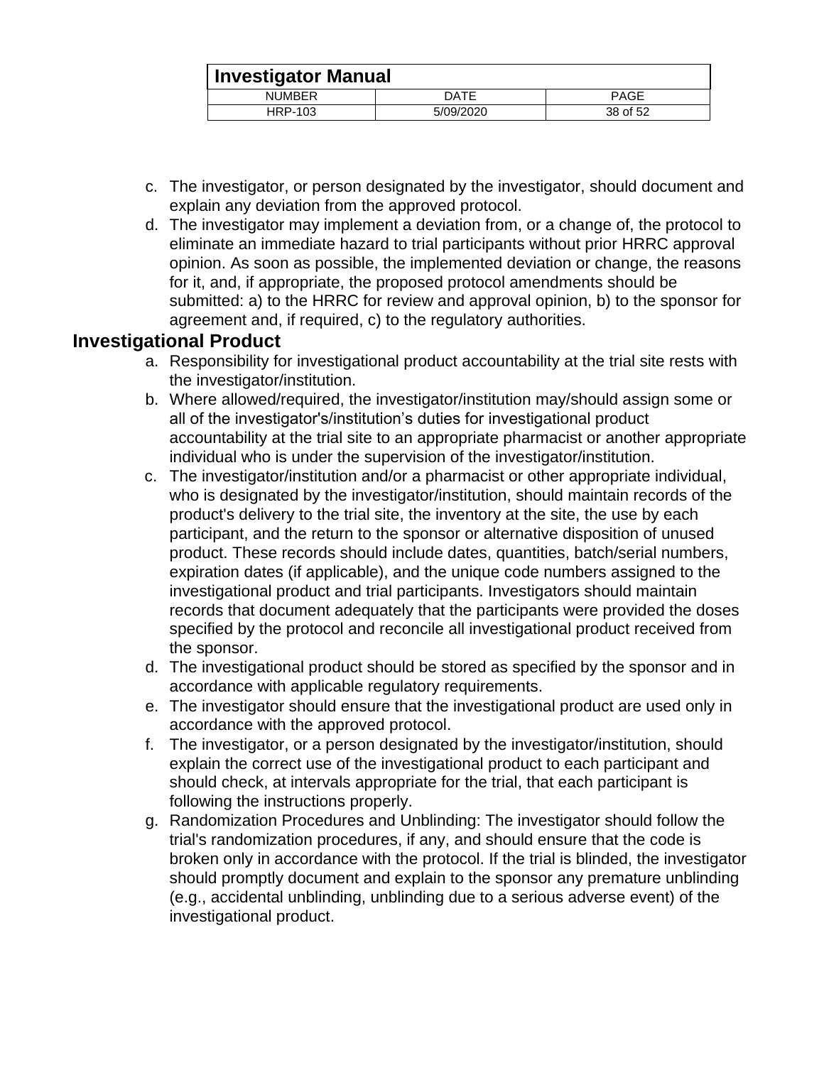c. The investigator, or person designated by the investigator, should document and explain any deviation from the approved protocol.
d. The investigator may implement a deviation from, or a change of, the protocol to eliminate an immediate hazard to trial participants without prior HRRC approval opinion. As soon as possible, the implemented deviation or change, the reasons for it, and, if appropriate, the proposed protocol amendments should be submitted: a) to the HRRC for review and approval opinion, b) to the sponsor for agreement and, if required, c) to the regulatory authorities.

## Investigational Product

a. Responsibility for investigational product accountability at the trial site rests with the investigator/institution.
b. Where allowed/required, the investigator/institution may/should assign some or all of the investigator's/institution's duties for investigational product accountability at the trial site to an appropriate pharmacist or another appropriate individual who is under the supervision of the investigator/institution.
c. The investigator/institution and/or a pharmacist or other appropriate individual, who is designated by the investigator/institution, should maintain records of the product's delivery to the trial site, the inventory at the site, the use by each participant, and the return to the sponsor or alternative disposition of unused product. These records should include dates, quantities, batch/serial numbers, expiration dates (if applicable), and the unique code numbers assigned to the investigational product and trial participants. Investigators should maintain records that document adequately that the participants were provided the doses specified by the protocol and reconcile all investigational product received from the sponsor.
d. The investigational product should be stored as specified by the sponsor and in accordance with applicable regulatory requirements.
e. The investigator should ensure that the investigational product are used only in accordance with the approved protocol.
f. The investigator, or a person designated by the investigator/institution, should explain the correct use of the investigational product to each participant and should check, at intervals appropriate for the trial, that each participant is following the instructions properly.
g. Randomization Procedures and Unblinding: The investigator should follow the trial's randomization procedures, if any, and should ensure that the code is broken only in accordance with the protocol. If the trial is blinded, the investigator should promptly document and explain to the sponsor any premature unblinding (e.g., accidental unblinding, unblinding due to a serious adverse event) of the investigational product.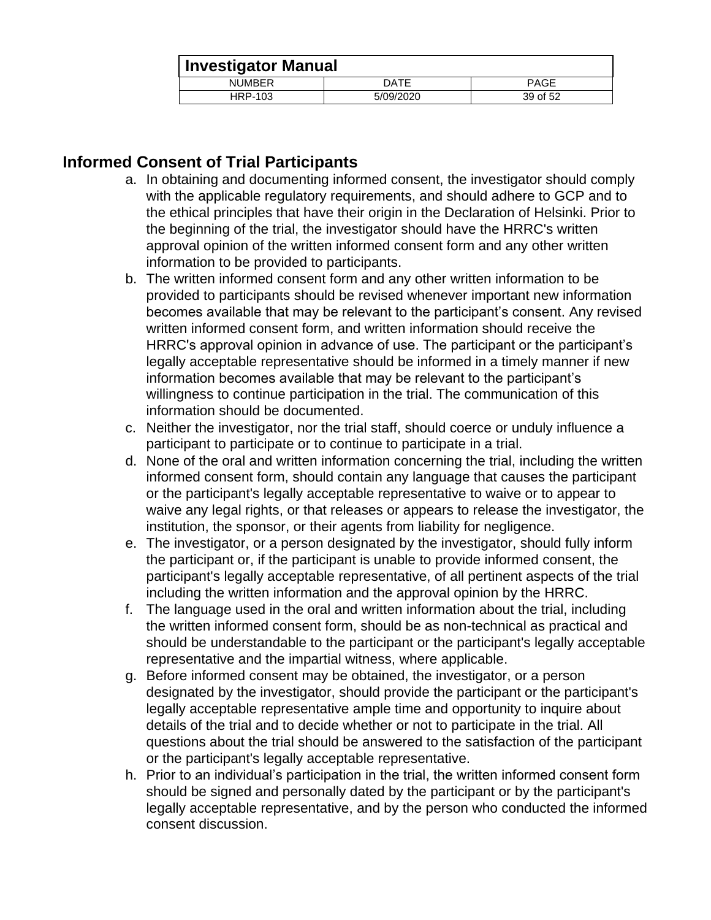## Informed Consent of Trial Participants

a. In obtaining and documenting informed consent, the investigator should comply with the applicable regulatory requirements, and should adhere to GCP and to the ethical principles that have their origin in the Declaration of Helsinki. Prior to the beginning of the trial, the investigator should have the HRRC's written approval opinion of the written informed consent form and any other written information to be provided to participants.
b. The written informed consent form and any other written information to be provided to participants should be revised whenever important new information becomes available that may be relevant to the participant's consent. Any revised written informed consent form, and written information should receive the HRRC's approval opinion in advance of use. The participant or the participant's legally acceptable representative should be informed in a timely manner if new information becomes available that may be relevant to the participant's willingness to continue participation in the trial. The communication of this information should be documented.
c. Neither the investigator, nor the trial staff, should coerce or unduly influence a participant to participate or to continue to participate in a trial.
d. None of the oral and written information concerning the trial, including the written informed consent form, should contain any language that causes the participant or the participant's legally acceptable representative to waive or to appear to waive any legal rights, or that releases or appears to release the investigator, the institution, the sponsor, or their agents from liability for negligence.
e. The investigator, or a person designated by the investigator, should fully inform the participant or, if the participant is unable to provide informed consent, the participant's legally acceptable representative, of all pertinent aspects of the trial including the written information and the approval opinion by the HRRC.
f. The language used in the oral and written information about the trial, including the written informed consent form, should be as non-technical as practical and should be understandable to the participant or the participant's legally acceptable representative and the impartial witness, where applicable.
g. Before informed consent may be obtained, the investigator, or a person designated by the investigator, should provide the participant or the participant's legally acceptable representative ample time and opportunity to inquire about details of the trial and to decide whether or not to participate in the trial. All questions about the trial should be answered to the satisfaction of the participant or the participant's legally acceptable representative.
h. Prior to an individual's participation in the trial, the written informed consent form should be signed and personally dated by the participant or by the participant's legally acceptable representative, and by the person who conducted the informed consent discussion.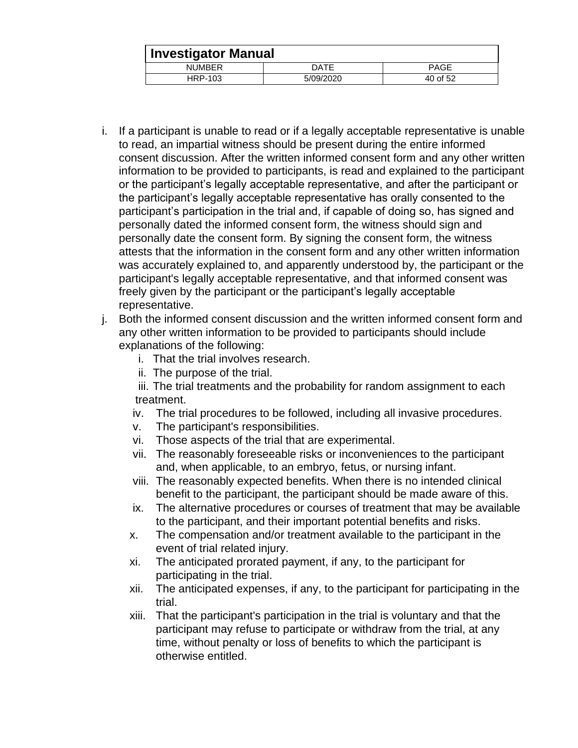i. If a participant is unable to read or if a legally acceptable representative is unable to read, an impartial witness should be present during the entire informed consent discussion. After the written informed consent form and any other written information to be provided to participants, is read and explained to the participant or the participant's legally acceptable representative, and after the participant or the participant's legally acceptable representative has orally consented to the participant's participation in the trial and, if capable of doing so, has signed and personally dated the informed consent form, the witness should sign and personally date the consent form. By signing the consent form, the witness attests that the information in the consent form and any other written information was accurately explained to, and apparently understood by, the participant or the participant's legally acceptable representative, and that informed consent was freely given by the participant or the participant's legally acceptable representative.

j. Both the informed consent discussion and the written informed consent form and any other written information to be provided to participants should include explanations of the following:

    i. That the trial involves research.
    ii. The purpose of the trial.
    iii. The trial treatments and the probability for random assignment to each treatment.
    iv. The trial procedures to be followed, including all invasive procedures.
    v. The participant's responsibilities.
    vi. Those aspects of the trial that are experimental.
    vii. The reasonably foreseeable risks or inconveniences to the participant and, when applicable, to an embryo, fetus, or nursing infant.
    viii. The reasonably expected benefits. When there is no intended clinical benefit to the participant, the participant should be made aware of this.
    ix. The alternative procedures or courses of treatment that may be available to the participant, and their important potential benefits and risks.
    x. The compensation and/or treatment available to the participant in the event of trial related injury.
    xi. The anticipated prorated payment, if any, to the participant for participating in the trial.
    xii. The anticipated expenses, if any, to the participant for participating in the trial.
    xiii. That the participant's participation in the trial is voluntary and that the participant may refuse to participate or withdraw from the trial, at any time, without penalty or loss of benefits to which the participant is otherwise entitled.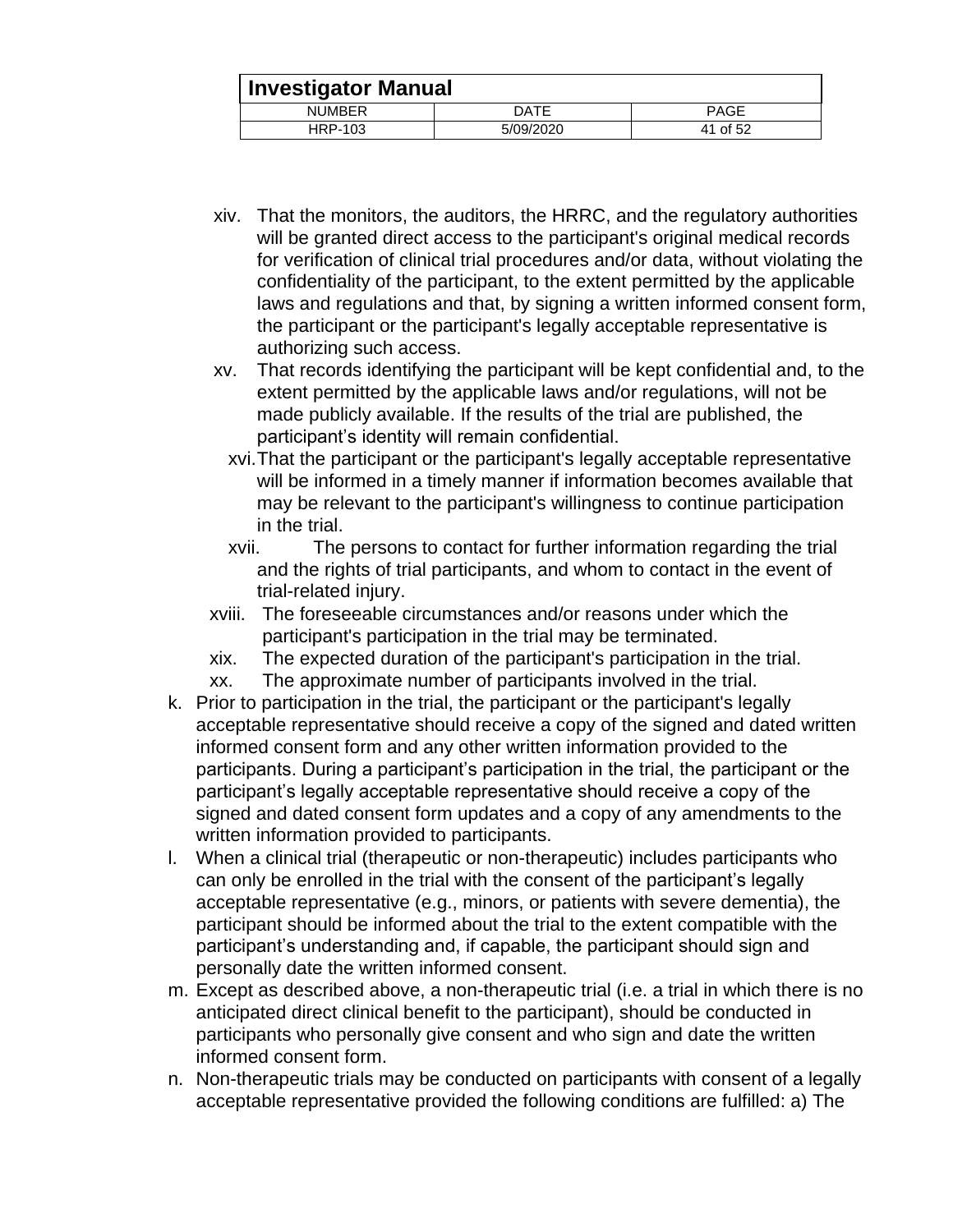xiv. That the monitors, the auditors, the HRRC, and the regulatory authorities will be granted direct access to the participant's original medical records for verification of clinical trial procedures and/or data, without violating the confidentiality of the participant, to the extent permitted by the applicable laws and regulations and that, by signing a written informed consent form, the participant or the participant's legally acceptable representative is authorizing such access.

xv. That records identifying the participant will be kept confidential and, to the extent permitted by the applicable laws and/or regulations, will not be made publicly available. If the results of the trial are published, the participant's identity will remain confidential.

xvi. That the participant or the participant's legally acceptable representative will be informed in a timely manner if information becomes available that may be relevant to the participant's willingness to continue participation in the trial.

xvii. The persons to contact for further information regarding the trial and the rights of trial participants, and whom to contact in the event of trial-related injury.

xviii. The foreseeable circumstances and/or reasons under which the participant's participation in the trial may be terminated.

xix. The expected duration of the participant's participation in the trial.

xx. The approximate number of participants involved in the trial.

k. Prior to participation in the trial, the participant or the participant's legally acceptable representative should receive a copy of the signed and dated written informed consent form and any other written information provided to the participants. During a participant's participation in the trial, the participant or the participant's legally acceptable representative should receive a copy of the signed and dated consent form updates and a copy of any amendments to the written information provided to participants.

l. When a clinical trial (therapeutic or non-therapeutic) includes participants who can only be enrolled in the trial with the consent of the participant's legally acceptable representative (e.g., minors, or patients with severe dementia), the participant should be informed about the trial to the extent compatible with the participant's understanding and, if capable, the participant should sign and personally date the written informed consent.

m. Except as described above, a non-therapeutic trial (i.e. a trial in which there is no anticipated direct clinical benefit to the participant), should be conducted in participants who personally give consent and who sign and date the written informed consent form.

n. Non-therapeutic trials may be conducted on participants with consent of a legally acceptable representative provided the following conditions are fulfilled: a) The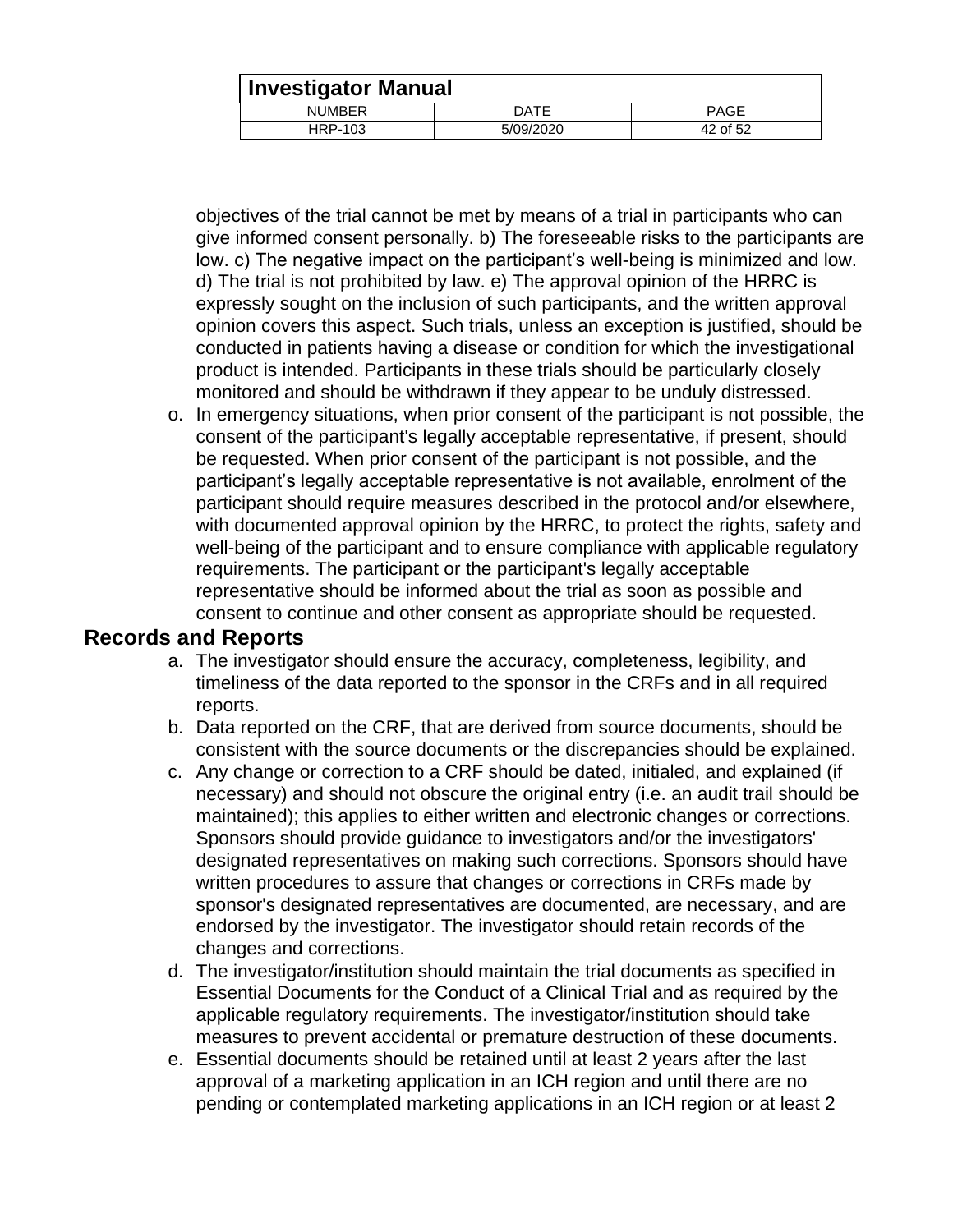objectives of the trial cannot be met by means of a trial in participants who can give informed consent personally. b) The foreseeable risks to the participants are low. c) The negative impact on the participant's well-being is minimized and low. d) The trial is not prohibited by law. e) The approval opinion of the HRRC is expressly sought on the inclusion of such participants, and the written approval opinion covers this aspect. Such trials, unless an exception is justified, should be conducted in patients having a disease or condition for which the investigational product is intended. Participants in these trials should be particularly closely monitored and should be withdrawn if they appear to be unduly distressed.

o. In emergency situations, when prior consent of the participant is not possible, the consent of the participant's legally acceptable representative, if present, should be requested. When prior consent of the participant is not possible, and the participant's legally acceptable representative is not available, enrolment of the participant should require measures described in the protocol and/or elsewhere, with documented approval opinion by the HRRC, to protect the rights, safety and well-being of the participant and to ensure compliance with applicable regulatory requirements. The participant or the participant's legally acceptable representative should be informed about the trial as soon as possible and consent to continue and other consent as appropriate should be requested.

## Records and Reports

a. The investigator should ensure the accuracy, completeness, legibility, and timeliness of the data reported to the sponsor in the CRFs and in all required reports.
b. Data reported on the CRF, that are derived from source documents, should be consistent with the source documents or the discrepancies should be explained.
c. Any change or correction to a CRF should be dated, initialed, and explained (if necessary) and should not obscure the original entry (i.e. an audit trail should be maintained); this applies to either written and electronic changes or corrections. Sponsors should provide guidance to investigators and/or the investigators' designated representatives on making such corrections. Sponsors should have written procedures to assure that changes or corrections in CRFs made by sponsor's designated representatives are documented, are necessary, and are endorsed by the investigator. The investigator should retain records of the changes and corrections.
d. The investigator/institution should maintain the trial documents as specified in Essential Documents for the Conduct of a Clinical Trial and as required by the applicable regulatory requirements. The investigator/institution should take measures to prevent accidental or premature destruction of these documents.
e. Essential documents should be retained until at least 2 years after the last approval of a marketing application in an ICH region and until there are no pending or contemplated marketing applications in an ICH region or at least 2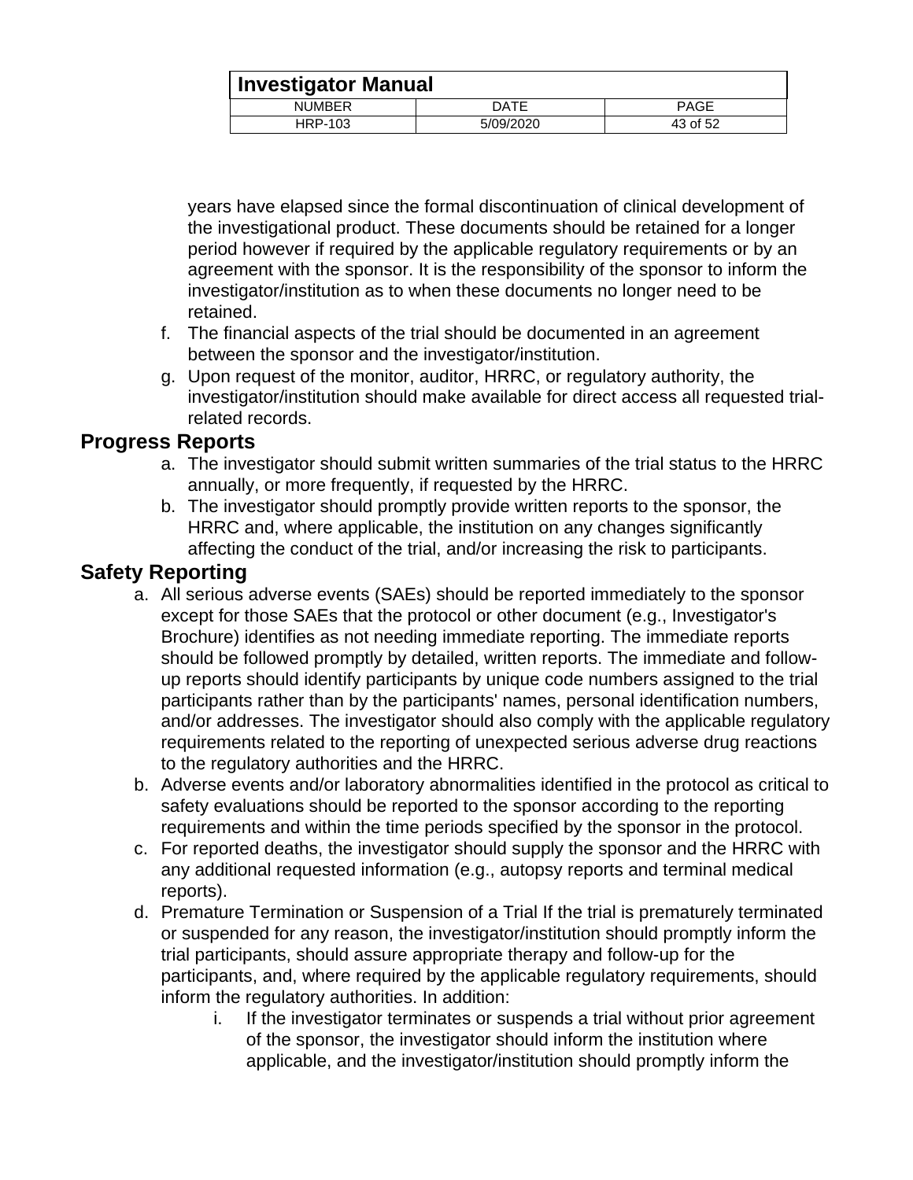years have elapsed since the formal discontinuation of clinical development of the investigational product. These documents should be retained for a longer period however if required by the applicable regulatory requirements or by an agreement with the sponsor. It is the responsibility of the sponsor to inform the investigator/institution as to when these documents no longer need to be retained.

f. The financial aspects of the trial should be documented in an agreement between the sponsor and the investigator/institution.
g. Upon request of the monitor, auditor, HRRC, or regulatory authority, the investigator/institution should make available for direct access all requested trial-related records.

## Progress Reports

a. The investigator should submit written summaries of the trial status to the HRRC annually, or more frequently, if requested by the HRRC.
b. The investigator should promptly provide written reports to the sponsor, the HRRC and, where applicable, the institution on any changes significantly affecting the conduct of the trial, and/or increasing the risk to participants.

## Safety Reporting

a. All serious adverse events (SAEs) should be reported immediately to the sponsor except for those SAEs that the protocol or other document (e.g., Investigator's Brochure) identifies as not needing immediate reporting. The immediate reports should be followed promptly by detailed, written reports. The immediate and follow-up reports should identify participants by unique code numbers assigned to the trial participants rather than by the participants' names, personal identification numbers, and/or addresses. The investigator should also comply with the applicable regulatory requirements related to the reporting of unexpected serious adverse drug reactions to the regulatory authorities and the HRRC.
b. Adverse events and/or laboratory abnormalities identified in the protocol as critical to safety evaluations should be reported to the sponsor according to the reporting requirements and within the time periods specified by the sponsor in the protocol.
c. For reported deaths, the investigator should supply the sponsor and the HRRC with any additional requested information (e.g., autopsy reports and terminal medical reports).
d. Premature Termination or Suspension of a Trial If the trial is prematurely terminated or suspended for any reason, the investigator/institution should promptly inform the trial participants, should assure appropriate therapy and follow-up for the participants, and, where required by the applicable regulatory requirements, should inform the regulatory authorities. In addition:
    i. If the investigator terminates or suspends a trial without prior agreement of the sponsor, the investigator should inform the institution where applicable, and the investigator/institution should promptly inform the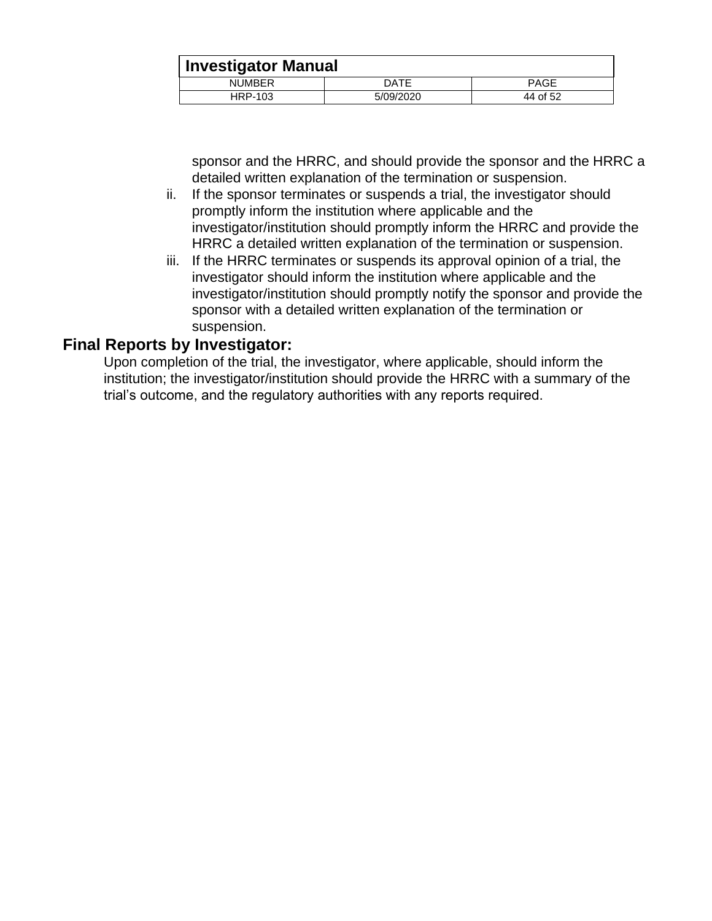sponsor and the HRRC, and should provide the sponsor and the HRRC a detailed written explanation of the termination or suspension.

ii. If the sponsor terminates or suspends a trial, the investigator should promptly inform the institution where applicable and the investigator/institution should promptly inform the HRRC and provide the HRRC a detailed written explanation of the termination or suspension.

iii. If the HRRC terminates or suspends its approval opinion of a trial, the investigator should inform the institution where applicable and the investigator/institution should promptly notify the sponsor and provide the sponsor with a detailed written explanation of the termination or suspension.

## Final Reports by Investigator:

Upon completion of the trial, the investigator, where applicable, should inform the institution; the investigator/institution should provide the HRRC with a summary of the trial's outcome, and the regulatory authorities with any reports required.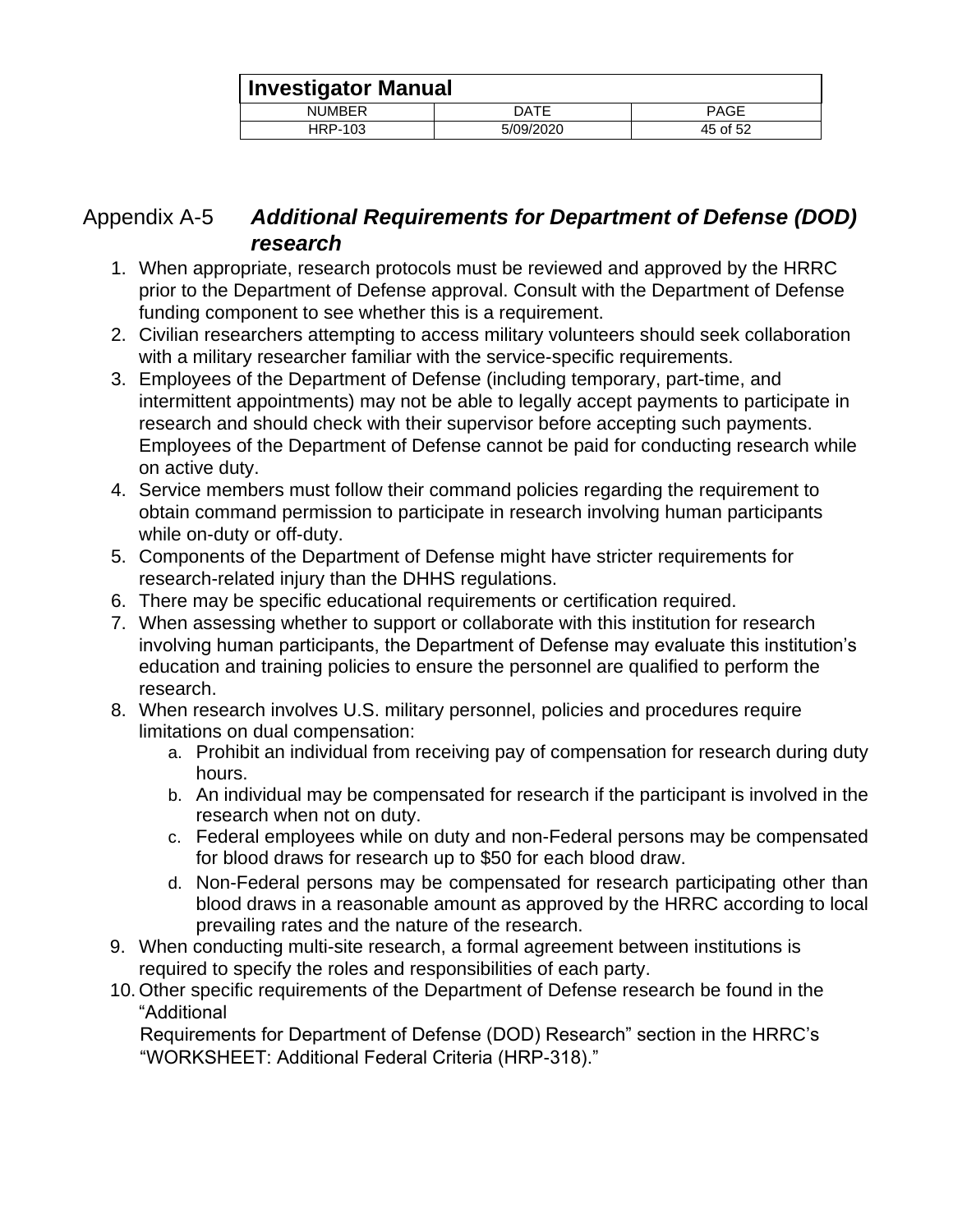## Appendix A-5 ***Additional Requirements for Department of Defense (DOD) research***

1. When appropriate, research protocols must be reviewed and approved by the HRRC prior to the Department of Defense approval. Consult with the Department of Defense funding component to see whether this is a requirement.
2. Civilian researchers attempting to access military volunteers should seek collaboration with a military researcher familiar with the service-specific requirements.
3. Employees of the Department of Defense (including temporary, part-time, and intermittent appointments) may not be able to legally accept payments to participate in research and should check with their supervisor before accepting such payments. Employees of the Department of Defense cannot be paid for conducting research while on active duty.
4. Service members must follow their command policies regarding the requirement to obtain command permission to participate in research involving human participants while on-duty or off-duty.
5. Components of the Department of Defense might have stricter requirements for research-related injury than the DHHS regulations.
6. There may be specific educational requirements or certification required.
7. When assessing whether to support or collaborate with this institution for research involving human participants, the Department of Defense may evaluate this institution's education and training policies to ensure the personnel are qualified to perform the research.
8. When research involves U.S. military personnel, policies and procedures require limitations on dual compensation:
   a. Prohibit an individual from receiving pay of compensation for research during duty hours.
   b. An individual may be compensated for research if the participant is involved in the research when not on duty.
   c. Federal employees while on duty and non-Federal persons may be compensated for blood draws for research up to $50 for each blood draw.
   d. Non-Federal persons may be compensated for research participating other than blood draws in a reasonable amount as approved by the HRRC according to local prevailing rates and the nature of the research.
9. When conducting multi-site research, a formal agreement between institutions is required to specify the roles and responsibilities of each party.
10. Other specific requirements of the Department of Defense research be found in the "Additional Requirements for Department of Defense (DOD) Research" section in the HRRC's "WORKSHEET: Additional Federal Criteria (HRP-318)."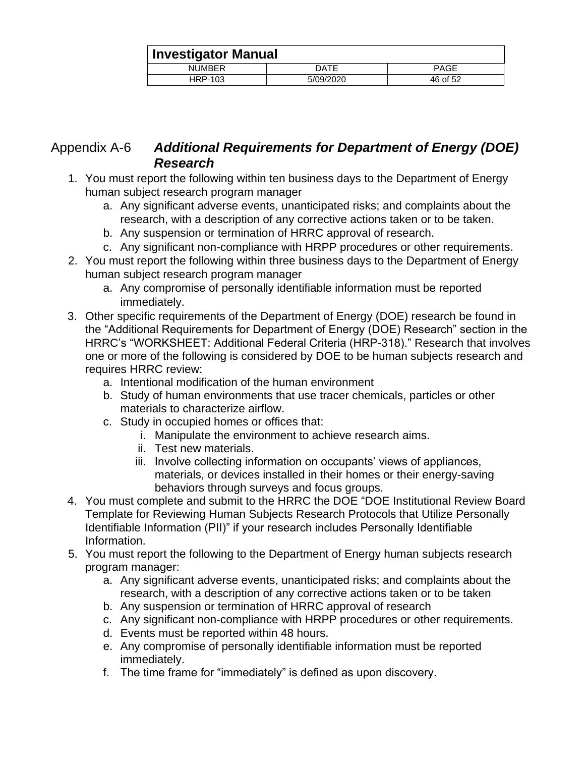## Appendix A-6 ***Additional Requirements for Department of Energy (DOE) Research***

1. You must report the following within ten business days to the Department of Energy human subject research program manager
   a. Any significant adverse events, unanticipated risks; and complaints about the research, with a description of any corrective actions taken or to be taken.
   b. Any suspension or termination of HRRC approval of research.
   c. Any significant non-compliance with HRPP procedures or other requirements.
2. You must report the following within three business days to the Department of Energy human subject research program manager
   a. Any compromise of personally identifiable information must be reported immediately.
3. Other specific requirements of the Department of Energy (DOE) research be found in the "Additional Requirements for Department of Energy (DOE) Research" section in the HRRC's "WORKSHEET: Additional Federal Criteria (HRP-318)." Research that involves one or more of the following is considered by DOE to be human subjects research and requires HRRC review:
   a. Intentional modification of the human environment
   b. Study of human environments that use tracer chemicals, particles or other materials to characterize airflow.
   c. Study in occupied homes or offices that:
      i. Manipulate the environment to achieve research aims.
      ii. Test new materials.
      iii. Involve collecting information on occupants' views of appliances, materials, or devices installed in their homes or their energy-saving behaviors through surveys and focus groups.
4. You must complete and submit to the HRRC the DOE "DOE Institutional Review Board Template for Reviewing Human Subjects Research Protocols that Utilize Personally Identifiable Information (PII)" if your research includes Personally Identifiable Information.
5. You must report the following to the Department of Energy human subjects research program manager:
   a. Any significant adverse events, unanticipated risks; and complaints about the research, with a description of any corrective actions taken or to be taken
   b. Any suspension or termination of HRRC approval of research
   c. Any significant non-compliance with HRPP procedures or other requirements.
   d. Events must be reported within 48 hours.
   e. Any compromise of personally identifiable information must be reported immediately.
   f. The time frame for "immediately" is defined as upon discovery.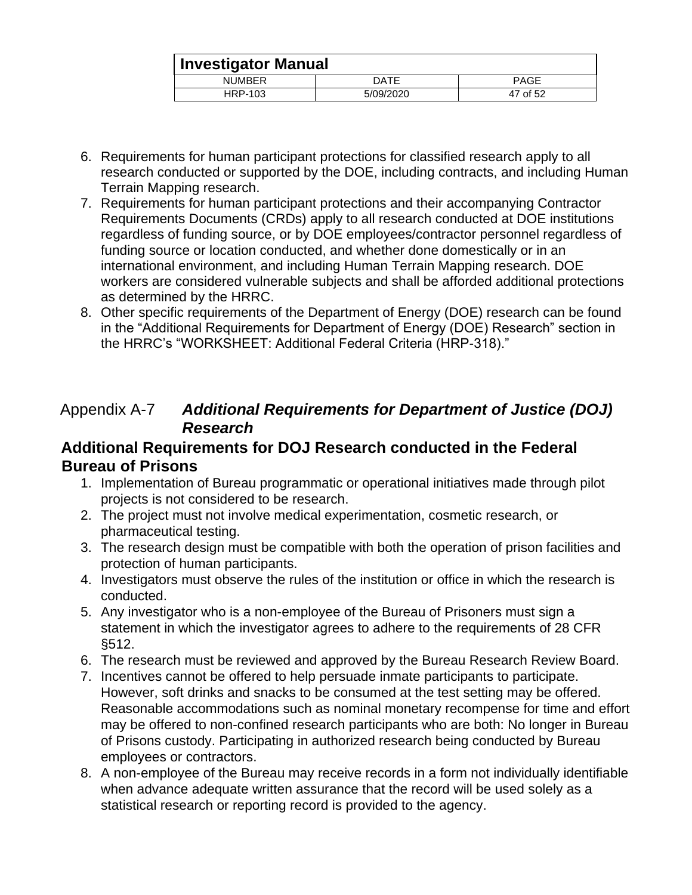6. Requirements for human participant protections for classified research apply to all research conducted or supported by the DOE, including contracts, and including Human Terrain Mapping research.
7. Requirements for human participant protections and their accompanying Contractor Requirements Documents (CRDs) apply to all research conducted at DOE institutions regardless of funding source, or by DOE employees/contractor personnel regardless of funding source or location conducted, and whether done domestically or in an international environment, and including Human Terrain Mapping research. DOE workers are considered vulnerable subjects and shall be afforded additional protections as determined by the HRRC.
8. Other specific requirements of the Department of Energy (DOE) research can be found in the "Additional Requirements for Department of Energy (DOE) Research" section in the HRRC's "WORKSHEET: Additional Federal Criteria (HRP-318)."

## Appendix A-7 ***Additional Requirements for Department of Justice (DOJ) Research***

### Additional Requirements for DOJ Research conducted in the Federal Bureau of Prisons

1. Implementation of Bureau programmatic or operational initiatives made through pilot projects is not considered to be research.
2. The project must not involve medical experimentation, cosmetic research, or pharmaceutical testing.
3. The research design must be compatible with both the operation of prison facilities and protection of human participants.
4. Investigators must observe the rules of the institution or office in which the research is conducted.
5. Any investigator who is a non-employee of the Bureau of Prisoners must sign a statement in which the investigator agrees to adhere to the requirements of 28 CFR §512.
6. The research must be reviewed and approved by the Bureau Research Review Board.
7. Incentives cannot be offered to help persuade inmate participants to participate. However, soft drinks and snacks to be consumed at the test setting may be offered. Reasonable accommodations such as nominal monetary recompense for time and effort may be offered to non-confined research participants who are both: No longer in Bureau of Prisons custody. Participating in authorized research being conducted by Bureau employees or contractors.
8. A non-employee of the Bureau may receive records in a form not individually identifiable when advance adequate written assurance that the record will be used solely as a statistical research or reporting record is provided to the agency.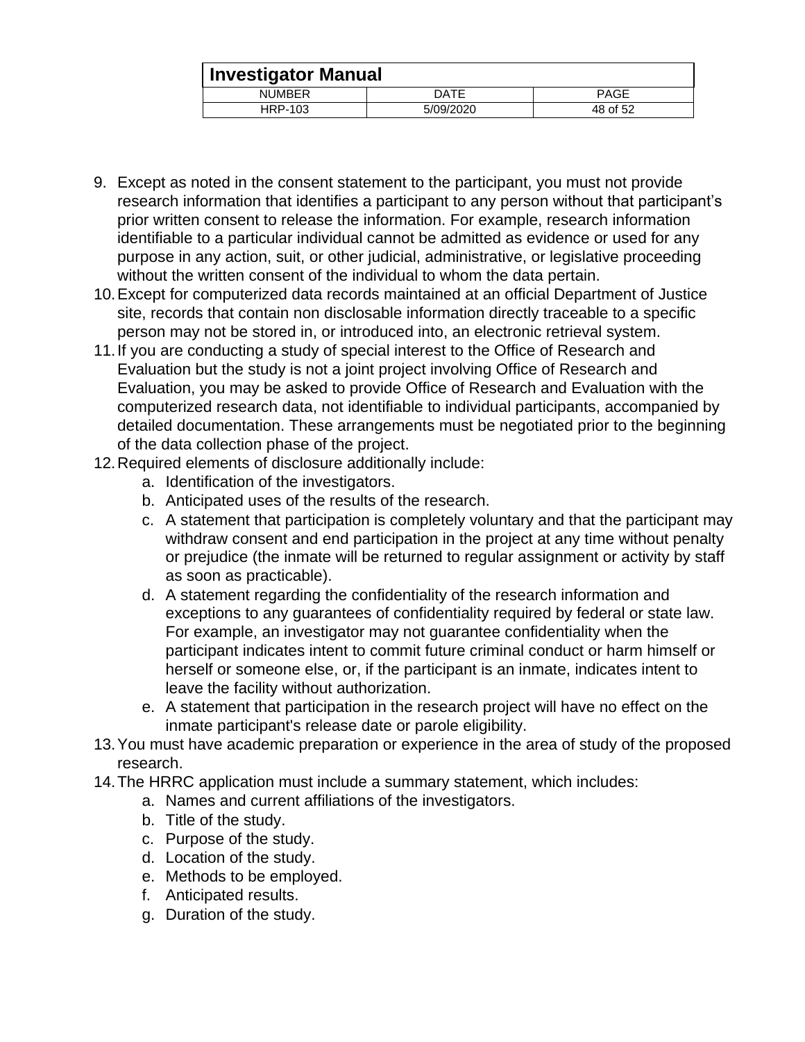9. Except as noted in the consent statement to the participant, you must not provide research information that identifies a participant to any person without that participant's prior written consent to release the information. For example, research information identifiable to a particular individual cannot be admitted as evidence or used for any purpose in any action, suit, or other judicial, administrative, or legislative proceeding without the written consent of the individual to whom the data pertain.
10. Except for computerized data records maintained at an official Department of Justice site, records that contain non disclosable information directly traceable to a specific person may not be stored in, or introduced into, an electronic retrieval system.
11. If you are conducting a study of special interest to the Office of Research and Evaluation but the study is not a joint project involving Office of Research and Evaluation, you may be asked to provide Office of Research and Evaluation with the computerized research data, not identifiable to individual participants, accompanied by detailed documentation. These arrangements must be negotiated prior to the beginning of the data collection phase of the project.
12. Required elements of disclosure additionally include:
    a. Identification of the investigators.
    b. Anticipated uses of the results of the research.
    c. A statement that participation is completely voluntary and that the participant may withdraw consent and end participation in the project at any time without penalty or prejudice (the inmate will be returned to regular assignment or activity by staff as soon as practicable).
    d. A statement regarding the confidentiality of the research information and exceptions to any guarantees of confidentiality required by federal or state law. For example, an investigator may not guarantee confidentiality when the participant indicates intent to commit future criminal conduct or harm himself or herself or someone else, or, if the participant is an inmate, indicates intent to leave the facility without authorization.
    e. A statement that participation in the research project will have no effect on the inmate participant's release date or parole eligibility.
13. You must have academic preparation or experience in the area of study of the proposed research.
14. The HRRC application must include a summary statement, which includes:
    a. Names and current affiliations of the investigators.
    b. Title of the study.
    c. Purpose of the study.
    d. Location of the study.
    e. Methods to be employed.
    f. Anticipated results.
    g. Duration of the study.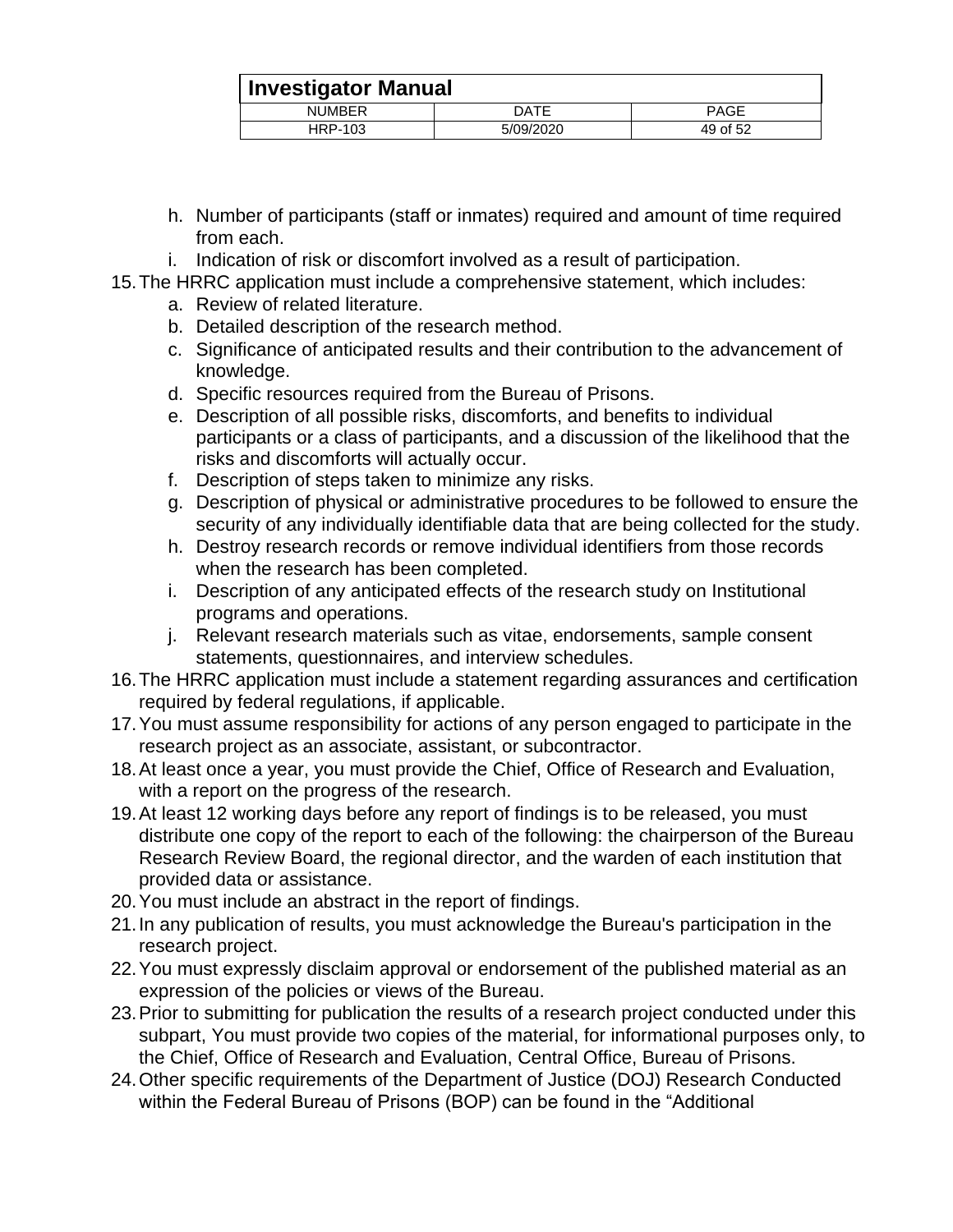h. Number of participants (staff or inmates) required and amount of time required from each.
   i. Indication of risk or discomfort involved as a result of participation.

15. The HRRC application must include a comprehensive statement, which includes:
    a. Review of related literature.
    b. Detailed description of the research method.
    c. Significance of anticipated results and their contribution to the advancement of knowledge.
    d. Specific resources required from the Bureau of Prisons.
    e. Description of all possible risks, discomforts, and benefits to individual participants or a class of participants, and a discussion of the likelihood that the risks and discomforts will actually occur.
    f. Description of steps taken to minimize any risks.
    g. Description of physical or administrative procedures to be followed to ensure the security of any individually identifiable data that are being collected for the study.
    h. Destroy research records or remove individual identifiers from those records when the research has been completed.
    i. Description of any anticipated effects of the research study on Institutional programs and operations.
    j. Relevant research materials such as vitae, endorsements, sample consent statements, questionnaires, and interview schedules.
16. The HRRC application must include a statement regarding assurances and certification required by federal regulations, if applicable.
17. You must assume responsibility for actions of any person engaged to participate in the research project as an associate, assistant, or subcontractor.
18. At least once a year, you must provide the Chief, Office of Research and Evaluation, with a report on the progress of the research.
19. At least 12 working days before any report of findings is to be released, you must distribute one copy of the report to each of the following: the chairperson of the Bureau Research Review Board, the regional director, and the warden of each institution that provided data or assistance.
20. You must include an abstract in the report of findings.
21. In any publication of results, you must acknowledge the Bureau's participation in the research project.
22. You must expressly disclaim approval or endorsement of the published material as an expression of the policies or views of the Bureau.
23. Prior to submitting for publication the results of a research project conducted under this subpart, You must provide two copies of the material, for informational purposes only, to the Chief, Office of Research and Evaluation, Central Office, Bureau of Prisons.
24. Other specific requirements of the Department of Justice (DOJ) Research Conducted within the Federal Bureau of Prisons (BOP) can be found in the “Additional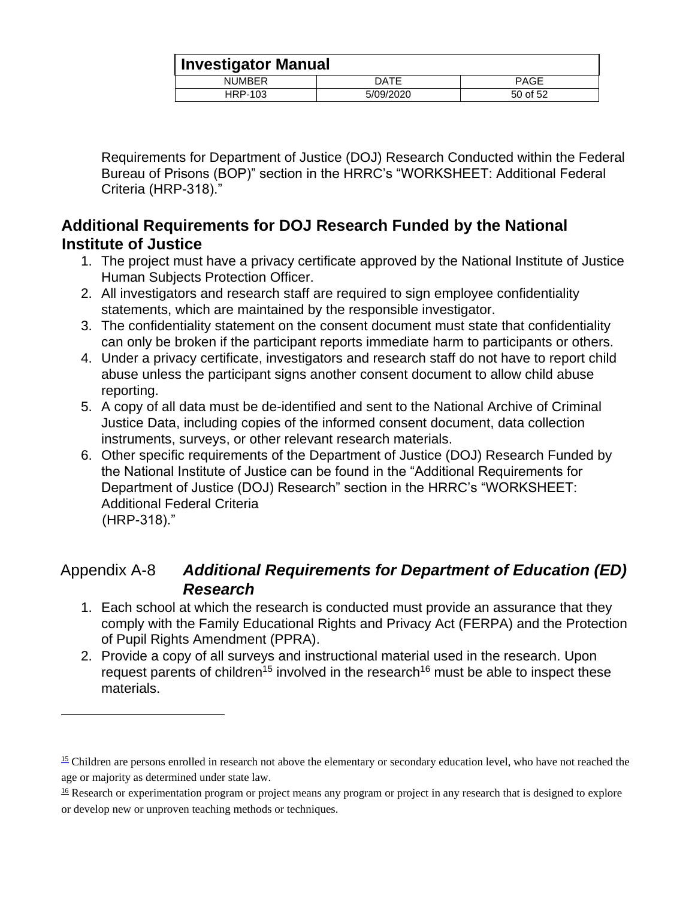Requirements for Department of Justice (DOJ) Research Conducted within the Federal Bureau of Prisons (BOP)" section in the HRRC's "WORKSHEET: Additional Federal Criteria (HRP-318)."

## Additional Requirements for DOJ Research Funded by the National Institute of Justice

1. The project must have a privacy certificate approved by the National Institute of Justice Human Subjects Protection Officer.
2. All investigators and research staff are required to sign employee confidentiality statements, which are maintained by the responsible investigator.
3. The confidentiality statement on the consent document must state that confidentiality can only be broken if the participant reports immediate harm to participants or others.
4. Under a privacy certificate, investigators and research staff do not have to report child abuse unless the participant signs another consent document to allow child abuse reporting.
5. A copy of all data must be de-identified and sent to the National Archive of Criminal Justice Data, including copies of the informed consent document, data collection instruments, surveys, or other relevant research materials.
6. Other specific requirements of the Department of Justice (DOJ) Research Funded by the National Institute of Justice can be found in the "Additional Requirements for Department of Justice (DOJ) Research" section in the HRRC's "WORKSHEET: Additional Federal Criteria (HRP-318)."

## Appendix A-8 *Additional Requirements for Department of Education (ED) Research*

1. Each school at which the research is conducted must provide an assurance that they comply with the Family Educational Rights and Privacy Act (FERPA) and the Protection of Pupil Rights Amendment (PPRA).
2. Provide a copy of all surveys and instructional material used in the research. Upon request parents of children[15] involved in the research[16] must be able to inspect these materials.

---

[15] Children are persons enrolled in research not above the elementary or secondary education level, who have not reached the age or majority as determined under state law.

[16] Research or experimentation program or project means any program or project in any research that is designed to explore or develop new or unproven teaching methods or techniques.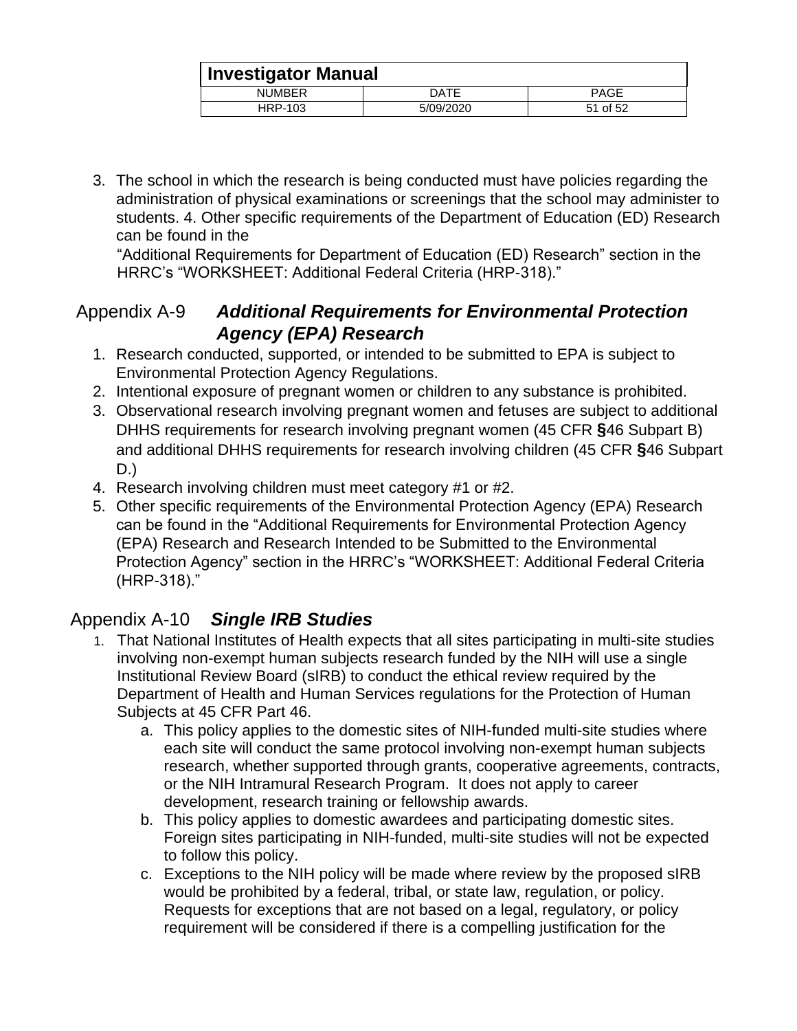3. The school in which the research is being conducted must have policies regarding the administration of physical examinations or screenings that the school may administer to students. 4. Other specific requirements of the Department of Education (ED) Research can be found in the "Additional Requirements for Department of Education (ED) Research" section in the HRRC's "WORKSHEET: Additional Federal Criteria (HRP-318)."

## Appendix A-9 *Additional Requirements for Environmental Protection Agency (EPA) Research*

1. Research conducted, supported, or intended to be submitted to EPA is subject to Environmental Protection Agency Regulations.
2. Intentional exposure of pregnant women or children to any substance is prohibited.
3. Observational research involving pregnant women and fetuses are subject to additional DHHS requirements for research involving pregnant women (45 CFR §46 Subpart B) and additional DHHS requirements for research involving children (45 CFR §46 Subpart D.)
4. Research involving children must meet category #1 or #2.
5. Other specific requirements of the Environmental Protection Agency (EPA) Research can be found in the "Additional Requirements for Environmental Protection Agency (EPA) Research and Research Intended to be Submitted to the Environmental Protection Agency" section in the HRRC's "WORKSHEET: Additional Federal Criteria (HRP-318)."

## Appendix A-10 *Single IRB Studies*

1. That National Institutes of Health expects that all sites participating in multi-site studies involving non-exempt human subjects research funded by the NIH will use a single Institutional Review Board (sIRB) to conduct the ethical review required by the Department of Health and Human Services regulations for the Protection of Human Subjects at 45 CFR Part 46.
   a. This policy applies to the domestic sites of NIH-funded multi-site studies where each site will conduct the same protocol involving non-exempt human subjects research, whether supported through grants, cooperative agreements, contracts, or the NIH Intramural Research Program. It does not apply to career development, research training or fellowship awards.
   b. This policy applies to domestic awardees and participating domestic sites. Foreign sites participating in NIH-funded, multi-site studies will not be expected to follow this policy.
   c. Exceptions to the NIH policy will be made where review by the proposed sIRB would be prohibited by a federal, tribal, or state law, regulation, or policy. Requests for exceptions that are not based on a legal, regulatory, or policy requirement will be considered if there is a compelling justification for the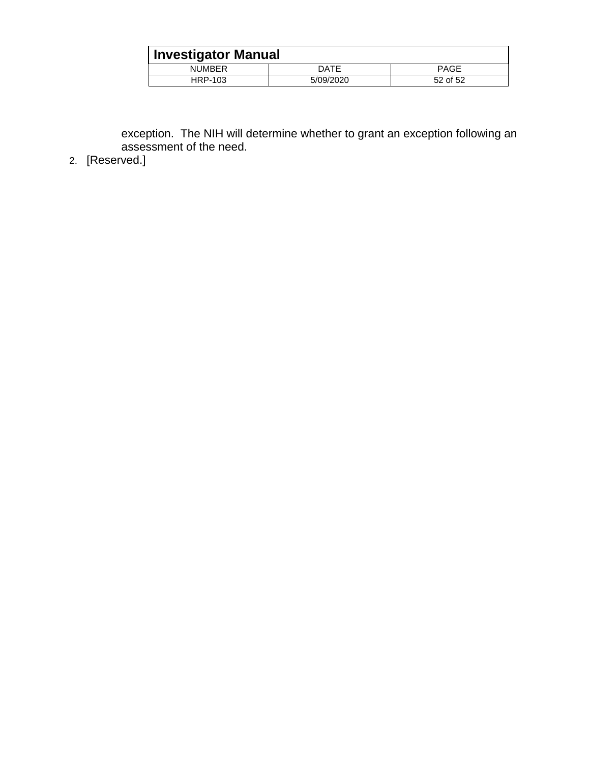exception. The NIH will determine whether to grant an exception following an assessment of the need.

2. [Reserved.]